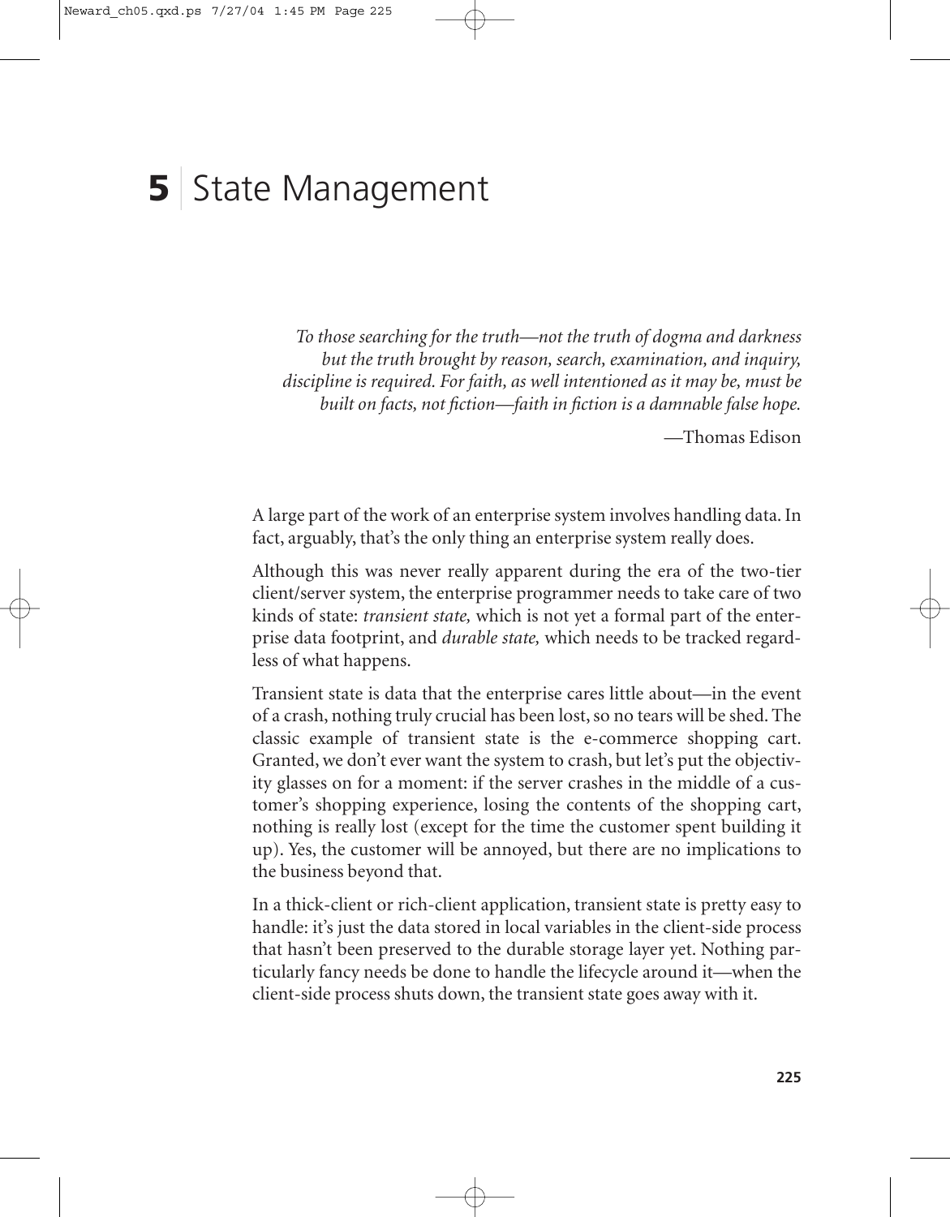# 5 State Management

> *To those searching for the truth—not the truth of dogma and darkness but the truth brought by reason, search, examination, and inquiry, discipline is required. For faith, as well intentioned as it may be, must be built on facts, not fiction—faith in fiction is a damnable false hope.*
>
> —Thomas Edison

A large part of the work of an enterprise system involves handling data. In fact, arguably, that's the only thing an enterprise system really does.

Although this was never really apparent during the era of the two-tier client/server system, the enterprise programmer needs to take care of two kinds of state: *transient state,* which is not yet a formal part of the enterprise data footprint, and *durable state,* which needs to be tracked regardless of what happens.

Transient state is data that the enterprise cares little about—in the event of a crash, nothing truly crucial has been lost, so no tears will be shed. The classic example of transient state is the e-commerce shopping cart. Granted, we don't ever want the system to crash, but let's put the objectivity glasses on for a moment: if the server crashes in the middle of a customer's shopping experience, losing the contents of the shopping cart, nothing is really lost (except for the time the customer spent building it up). Yes, the customer will be annoyed, but there are no implications to the business beyond that.

In a thick-client or rich-client application, transient state is pretty easy to handle: it's just the data stored in local variables in the client-side process that hasn't been preserved to the durable storage layer yet. Nothing particularly fancy needs be done to handle the lifecycle around it—when the client-side process shuts down, the transient state goes away with it.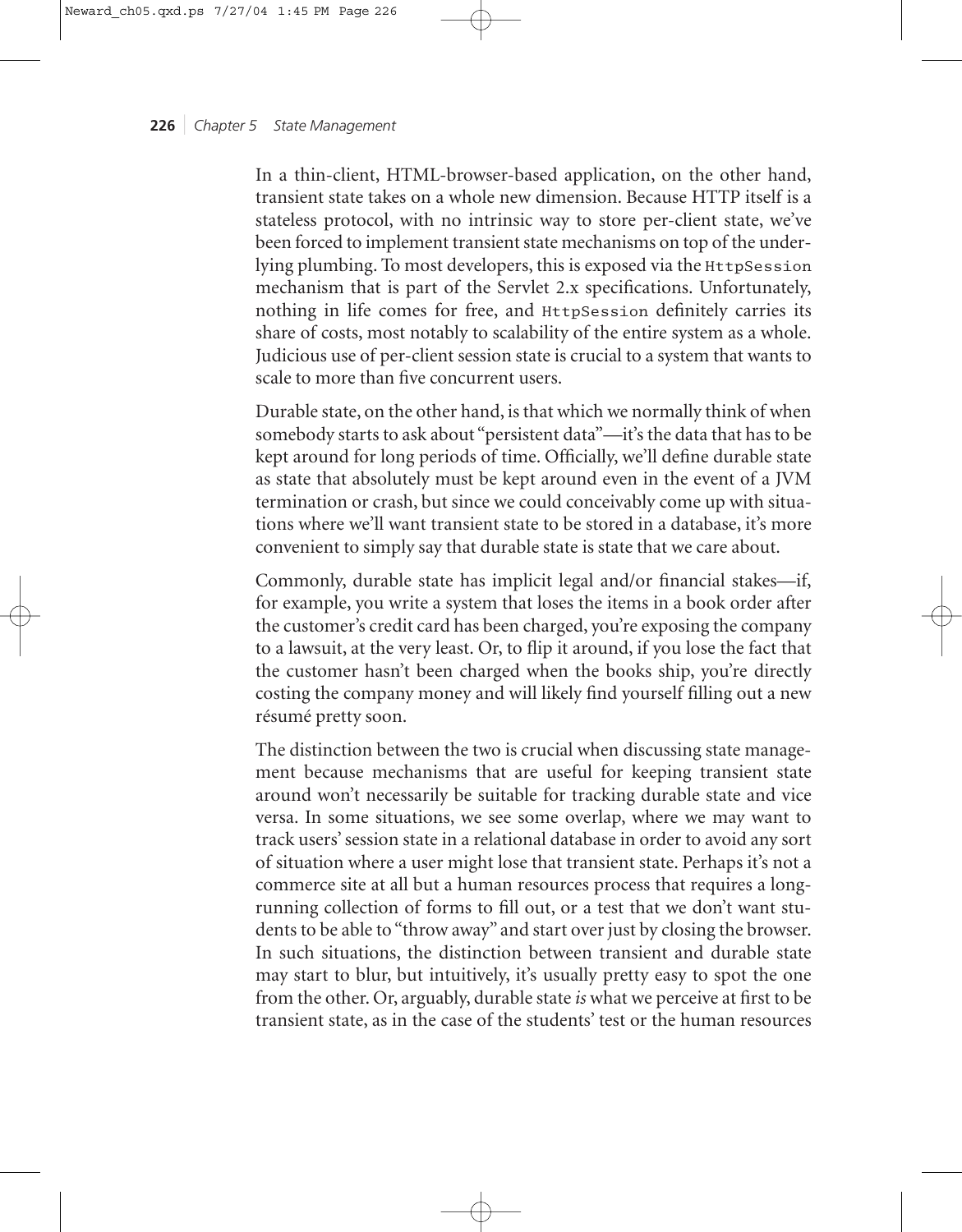In a thin-client, HTML-browser-based application, on the other hand, transient state takes on a whole new dimension. Because HTTP itself is a stateless protocol, with no intrinsic way to store per-client state, we've been forced to implement transient state mechanisms on top of the underlying plumbing. To most developers, this is exposed via the `HttpSession` mechanism that is part of the Servlet 2.x specifications. Unfortunately, nothing in life comes for free, and `HttpSession` definitely carries its share of costs, most notably to scalability of the entire system as a whole. Judicious use of per-client session state is crucial to a system that wants to scale to more than five concurrent users.

Durable state, on the other hand, is that which we normally think of when somebody starts to ask about "persistent data"—it's the data that has to be kept around for long periods of time. Officially, we'll define durable state as state that absolutely must be kept around even in the event of a JVM termination or crash, but since we could conceivably come up with situations where we'll want transient state to be stored in a database, it's more convenient to simply say that durable state is state that we care about.

Commonly, durable state has implicit legal and/or financial stakes—if, for example, you write a system that loses the items in a book order after the customer's credit card has been charged, you're exposing the company to a lawsuit, at the very least. Or, to flip it around, if you lose the fact that the customer hasn't been charged when the books ship, you're directly costing the company money and will likely find yourself filling out a new résumé pretty soon.

The distinction between the two is crucial when discussing state management because mechanisms that are useful for keeping transient state around won't necessarily be suitable for tracking durable state and vice versa. In some situations, we see some overlap, where we may want to track users' session state in a relational database in order to avoid any sort of situation where a user might lose that transient state. Perhaps it's not a commerce site at all but a human resources process that requires a long-running collection of forms to fill out, or a test that we don't want students to be able to "throw away" and start over just by closing the browser. In such situations, the distinction between transient and durable state may start to blur, but intuitively, it's usually pretty easy to spot the one from the other. Or, arguably, durable state *is* what we perceive at first to be transient state, as in the case of the students' test or the human resources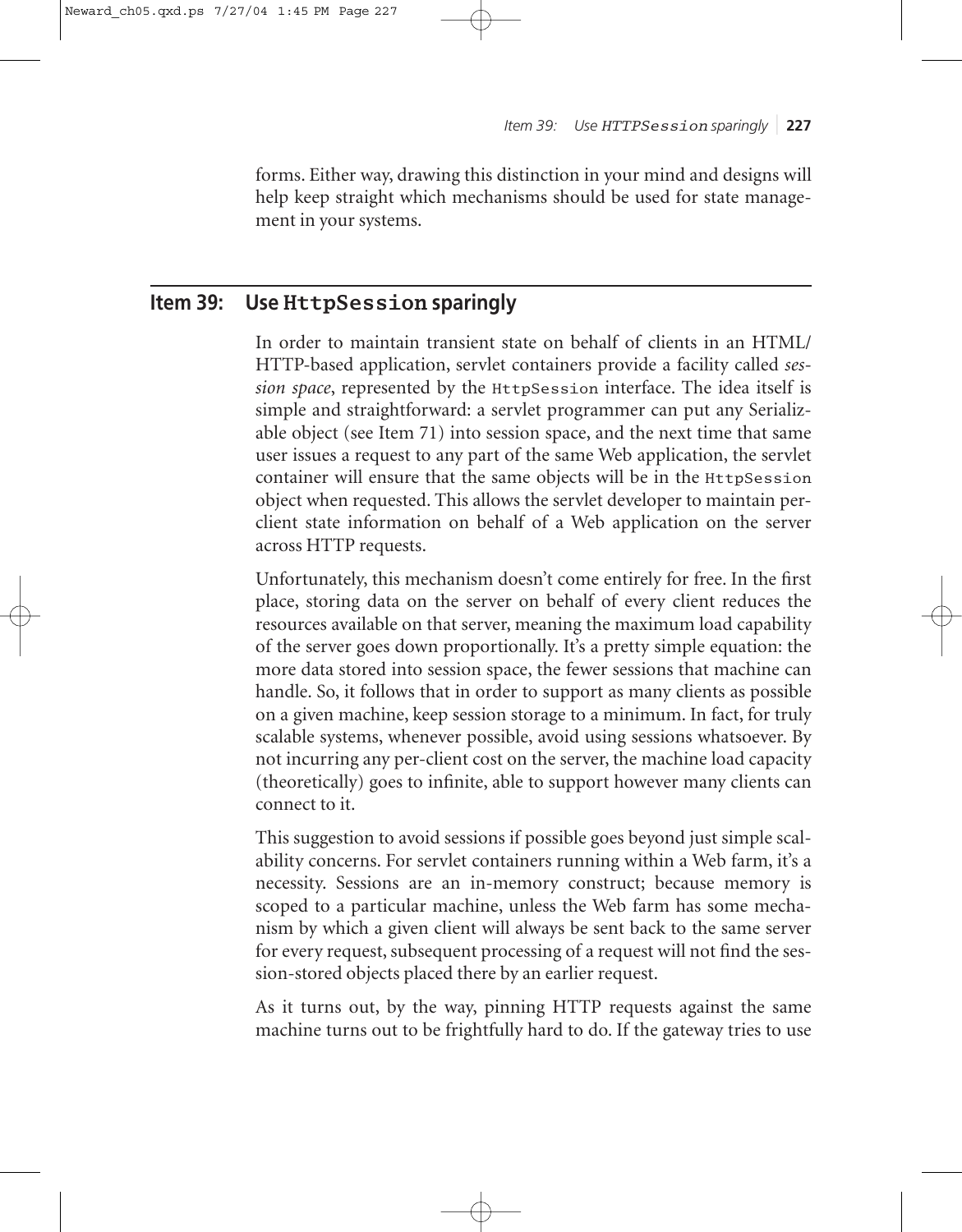forms. Either way, drawing this distinction in your mind and designs will help keep straight which mechanisms should be used for state management in your systems.

## Item 39: Use `HttpSession` sparingly

In order to maintain transient state on behalf of clients in an HTML/HTTP-based application, servlet containers provide a facility called *session space*, represented by the `HttpSession` interface. The idea itself is simple and straightforward: a servlet programmer can put any Serializable object (see Item 71) into session space, and the next time that same user issues a request to any part of the same Web application, the servlet container will ensure that the same objects will be in the `HttpSession` object when requested. This allows the servlet developer to maintain per-client state information on behalf of a Web application on the server across HTTP requests.

Unfortunately, this mechanism doesn't come entirely for free. In the first place, storing data on the server on behalf of every client reduces the resources available on that server, meaning the maximum load capability of the server goes down proportionally. It's a pretty simple equation: the more data stored into session space, the fewer sessions that machine can handle. So, it follows that in order to support as many clients as possible on a given machine, keep session storage to a minimum. In fact, for truly scalable systems, whenever possible, avoid using sessions whatsoever. By not incurring any per-client cost on the server, the machine load capacity (theoretically) goes to infinite, able to support however many clients can connect to it.

This suggestion to avoid sessions if possible goes beyond just simple scalability concerns. For servlet containers running within a Web farm, it's a necessity. Sessions are an in-memory construct; because memory is scoped to a particular machine, unless the Web farm has some mechanism by which a given client will always be sent back to the same server for every request, subsequent processing of a request will not find the session-stored objects placed there by an earlier request.

As it turns out, by the way, pinning HTTP requests against the same machine turns out to be frightfully hard to do. If the gateway tries to use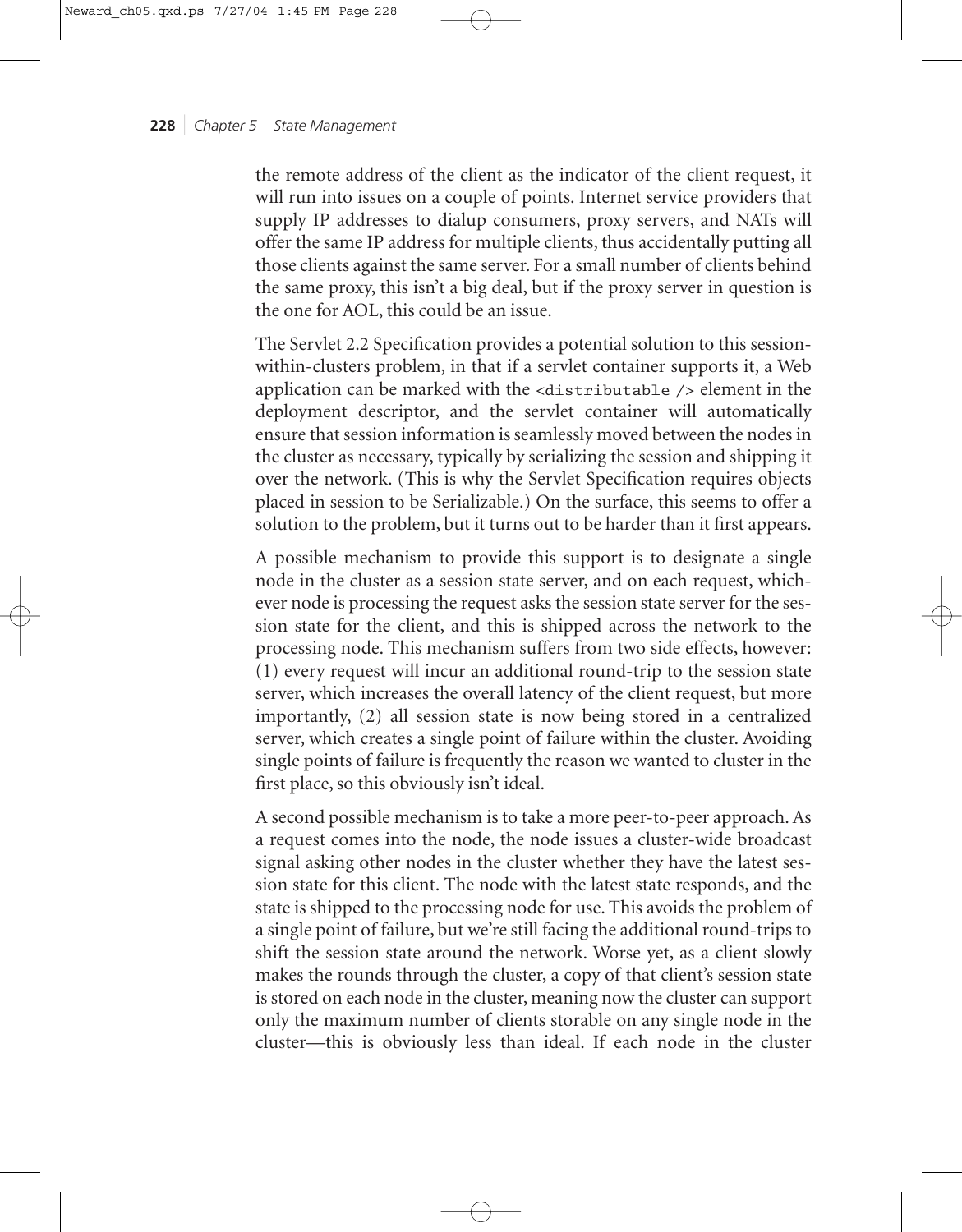the remote address of the client as the indicator of the client request, it will run into issues on a couple of points. Internet service providers that supply IP addresses to dialup consumers, proxy servers, and NATs will offer the same IP address for multiple clients, thus accidentally putting all those clients against the same server. For a small number of clients behind the same proxy, this isn't a big deal, but if the proxy server in question is the one for AOL, this could be an issue.

The Servlet 2.2 Specification provides a potential solution to this session-within-clusters problem, in that if a servlet container supports it, a Web application can be marked with the `<distributable />` element in the deployment descriptor, and the servlet container will automatically ensure that session information is seamlessly moved between the nodes in the cluster as necessary, typically by serializing the session and shipping it over the network. (This is why the Servlet Specification requires objects placed in session to be Serializable.) On the surface, this seems to offer a solution to the problem, but it turns out to be harder than it first appears.

A possible mechanism to provide this support is to designate a single node in the cluster as a session state server, and on each request, whichever node is processing the request asks the session state server for the session state for the client, and this is shipped across the network to the processing node. This mechanism suffers from two side effects, however: (1) every request will incur an additional round-trip to the session state server, which increases the overall latency of the client request, but more importantly, (2) all session state is now being stored in a centralized server, which creates a single point of failure within the cluster. Avoiding single points of failure is frequently the reason we wanted to cluster in the first place, so this obviously isn't ideal.

A second possible mechanism is to take a more peer-to-peer approach. As a request comes into the node, the node issues a cluster-wide broadcast signal asking other nodes in the cluster whether they have the latest session state for this client. The node with the latest state responds, and the state is shipped to the processing node for use. This avoids the problem of a single point of failure, but we're still facing the additional round-trips to shift the session state around the network. Worse yet, as a client slowly makes the rounds through the cluster, a copy of that client's session state is stored on each node in the cluster, meaning now the cluster can support only the maximum number of clients storable on any single node in the cluster—this is obviously less than ideal. If each node in the cluster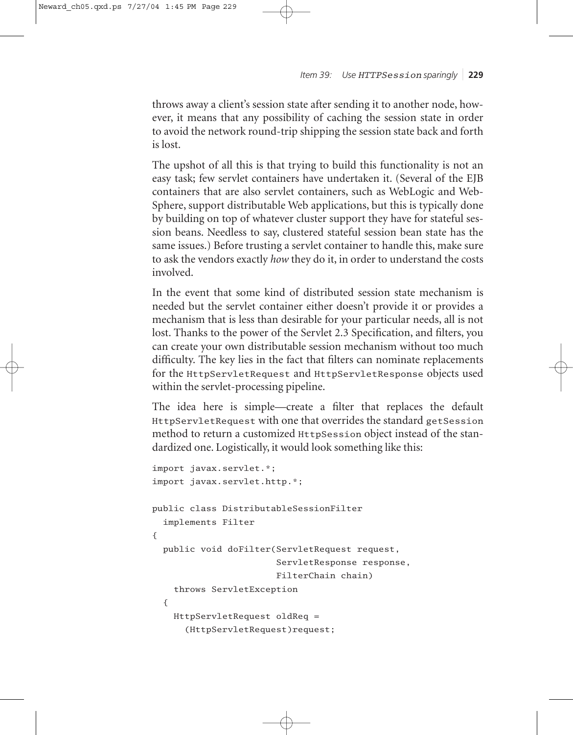throws away a client's session state after sending it to another node, however, it means that any possibility of caching the session state in order to avoid the network round-trip shipping the session state back and forth is lost.

The upshot of all this is that trying to build this functionality is not an easy task; few servlet containers have undertaken it. (Several of the EJB containers that are also servlet containers, such as WebLogic and WebSphere, support distributable Web applications, but this is typically done by building on top of whatever cluster support they have for stateful session beans. Needless to say, clustered stateful session bean state has the same issues.) Before trusting a servlet container to handle this, make sure to ask the vendors exactly *how* they do it, in order to understand the costs involved.

In the event that some kind of distributed session state mechanism is needed but the servlet container either doesn't provide it or provides a mechanism that is less than desirable for your particular needs, all is not lost. Thanks to the power of the Servlet 2.3 Specification, and filters, you can create your own distributable session mechanism without too much difficulty. The key lies in the fact that filters can nominate replacements for the `HttpServletRequest` and `HttpServletResponse` objects used within the servlet-processing pipeline.

The idea here is simple—create a filter that replaces the default `HttpServletRequest` with one that overrides the standard `getSession` method to return a customized `HttpSession` object instead of the standardized one. Logistically, it would look something like this:

```
import javax.servlet.*;
import javax.servlet.http.*;

public class DistributableSessionFilter
  implements Filter
{
  public void doFilter(ServletRequest request,
                       ServletResponse response,
                       FilterChain chain)
    throws ServletException
  {
    HttpServletRequest oldReq =
      (HttpServletRequest)request;
```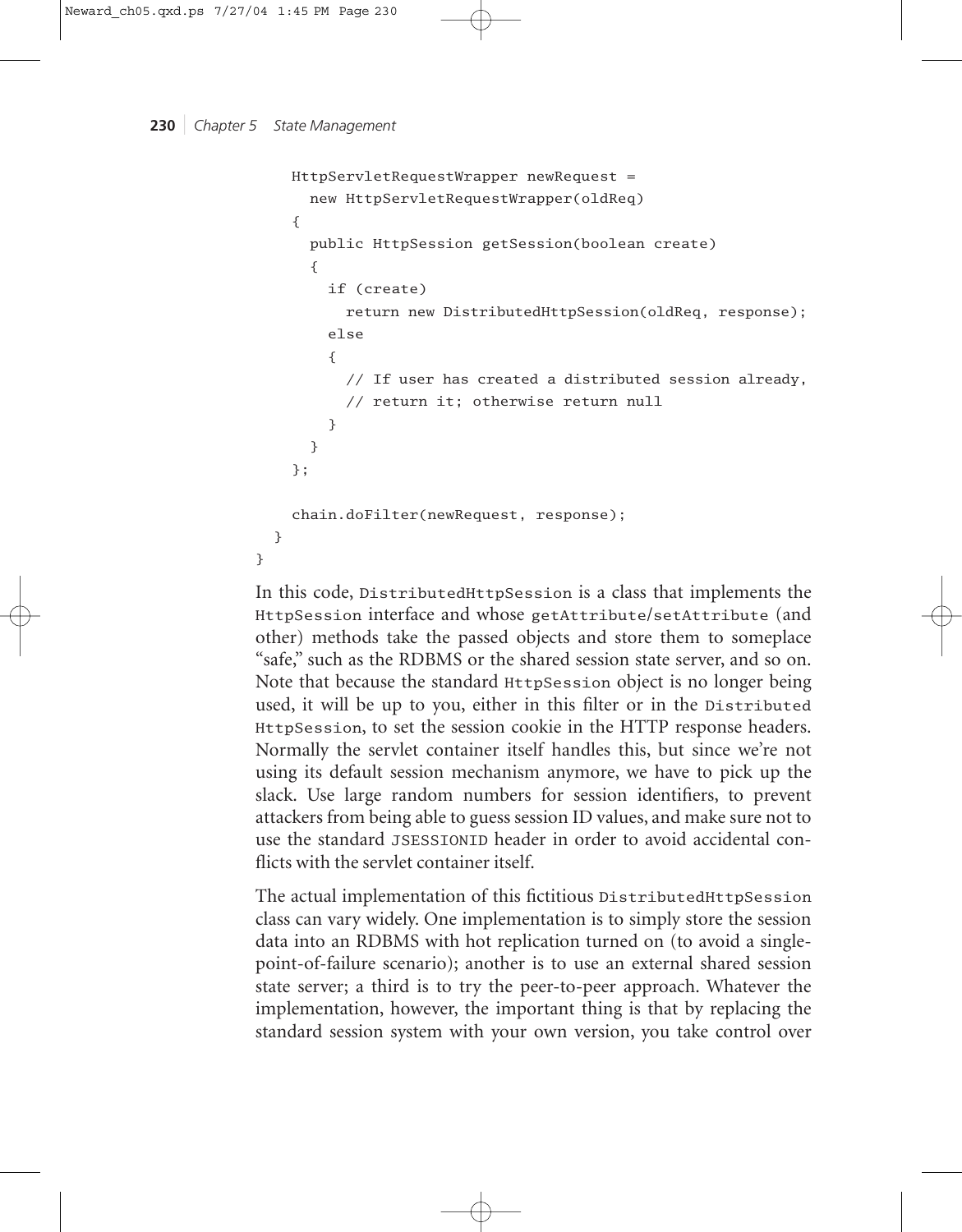```
    HttpServletRequestWrapper newRequest =
      new HttpServletRequestWrapper(oldReq)
    {
      public HttpSession getSession(boolean create)
      {
        if (create)
          return new DistributedHttpSession(oldReq, response);
        else
        {
          // If user has created a distributed session already,
          // return it; otherwise return null
        }
      }
    };

    chain.doFilter(newRequest, response);
  }
}
```

In this code, `DistributedHttpSession` is a class that implements the `HttpSession` interface and whose `getAttribute`/`setAttribute` (and other) methods take the passed objects and store them to someplace "safe," such as the RDBMS or the shared session state server, and so on. Note that because the standard `HttpSession` object is no longer being used, it will be up to you, either in this filter or in the `DistributedHttpSession`, to set the session cookie in the HTTP response headers. Normally the servlet container itself handles this, but since we're not using its default session mechanism anymore, we have to pick up the slack. Use large random numbers for session identifiers, to prevent attackers from being able to guess session ID values, and make sure not to use the standard `JSESSIONID` header in order to avoid accidental conflicts with the servlet container itself.

The actual implementation of this fictitious `DistributedHttpSession` class can vary widely. One implementation is to simply store the session data into an RDBMS with hot replication turned on (to avoid a single-point-of-failure scenario); another is to use an external shared session state server; a third is to try the peer-to-peer approach. Whatever the implementation, however, the important thing is that by replacing the standard session system with your own version, you take control over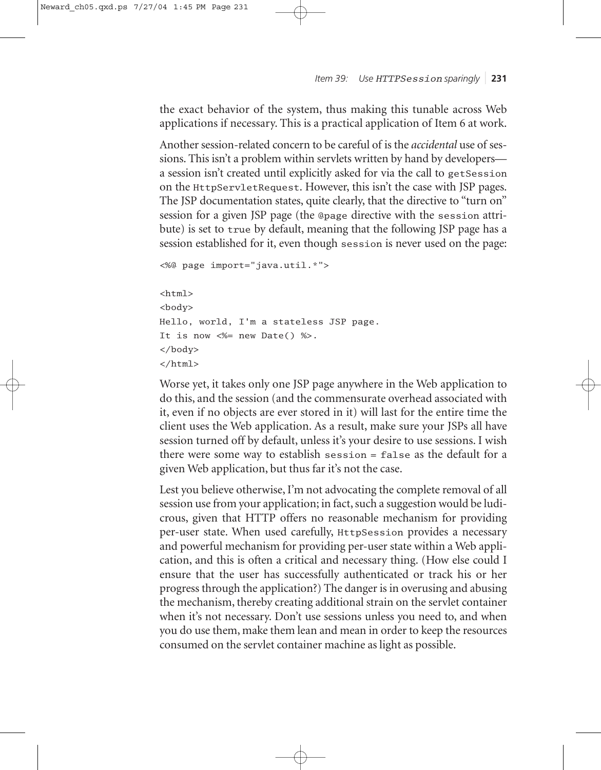the exact behavior of the system, thus making this tunable across Web applications if necessary. This is a practical application of Item 6 at work.

Another session-related concern to be careful of is the *accidental* use of sessions. This isn't a problem within servlets written by hand by developers—a session isn't created until explicitly asked for via the call to `getSession` on the `HttpServletRequest`. However, this isn't the case with JSP pages. The JSP documentation states, quite clearly, that the directive to "turn on" session for a given JSP page (the `@page` directive with the `session` attribute) is set to `true` by default, meaning that the following JSP page has a session established for it, even though `session` is never used on the page:

```
<%@ page import="java.util.*">

<html>
<body>
Hello, world, I'm a stateless JSP page.
It is now <%= new Date() %>.
</body>
</html>
```

Worse yet, it takes only one JSP page anywhere in the Web application to do this, and the session (and the commensurate overhead associated with it, even if no objects are ever stored in it) will last for the entire time the client uses the Web application. As a result, make sure your JSPs all have session turned off by default, unless it's your desire to use sessions. I wish there were some way to establish `session = false` as the default for a given Web application, but thus far it's not the case.

Lest you believe otherwise, I'm not advocating the complete removal of all session use from your application; in fact, such a suggestion would be ludicrous, given that HTTP offers no reasonable mechanism for providing per-user state. When used carefully, `HttpSession` provides a necessary and powerful mechanism for providing per-user state within a Web application, and this is often a critical and necessary thing. (How else could I ensure that the user has successfully authenticated or track his or her progress through the application?) The danger is in overusing and abusing the mechanism, thereby creating additional strain on the servlet container when it's not necessary. Don't use sessions unless you need to, and when you do use them, make them lean and mean in order to keep the resources consumed on the servlet container machine as light as possible.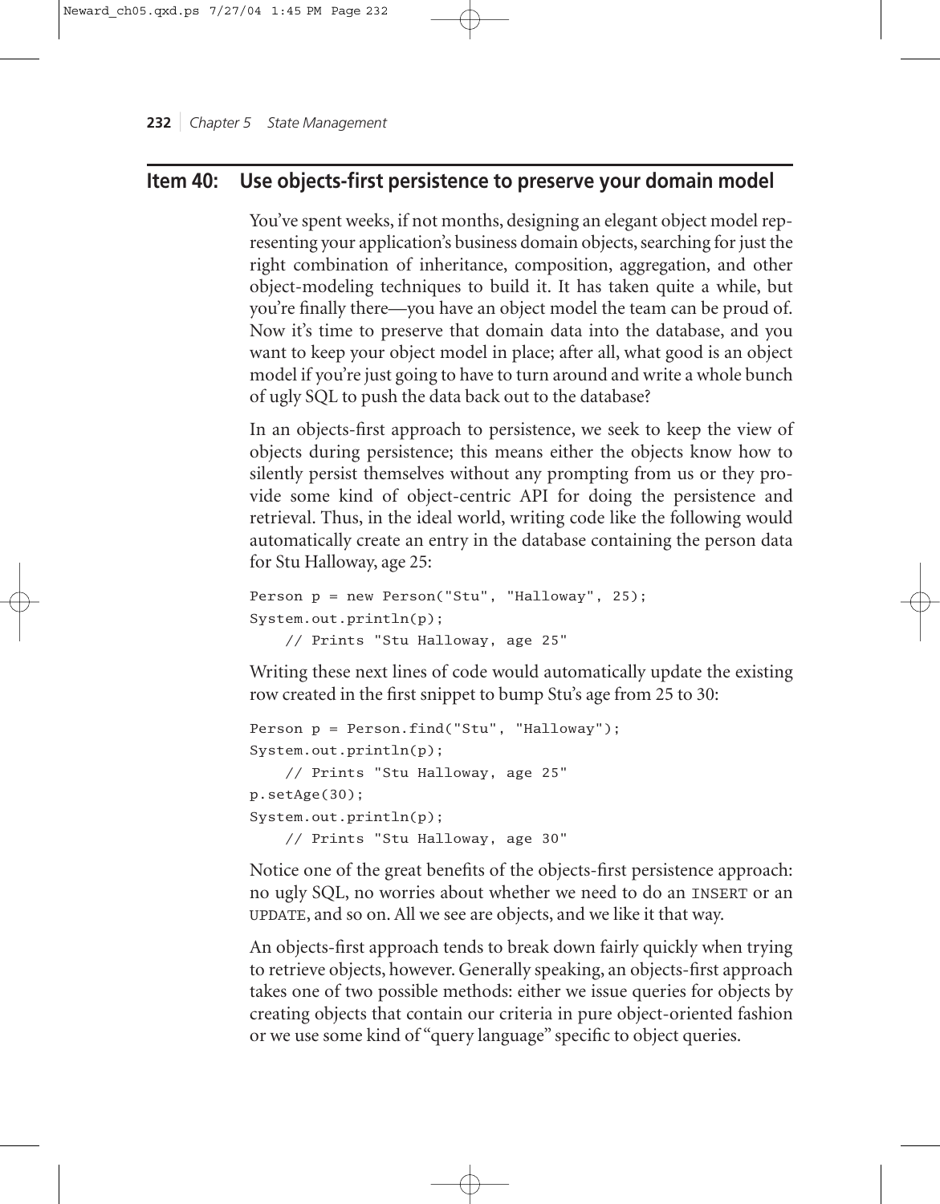## Item 40: Use objects-first persistence to preserve your domain model

You've spent weeks, if not months, designing an elegant object model representing your application's business domain objects, searching for just the right combination of inheritance, composition, aggregation, and other object-modeling techniques to build it. It has taken quite a while, but you're finally there—you have an object model the team can be proud of. Now it's time to preserve that domain data into the database, and you want to keep your object model in place; after all, what good is an object model if you're just going to have to turn around and write a whole bunch of ugly SQL to push the data back out to the database?

In an objects-first approach to persistence, we seek to keep the view of objects during persistence; this means either the objects know how to silently persist themselves without any prompting from us or they provide some kind of object-centric API for doing the persistence and retrieval. Thus, in the ideal world, writing code like the following would automatically create an entry in the database containing the person data for Stu Halloway, age 25:

```
Person p = new Person("Stu", "Halloway", 25);
System.out.println(p);
    // Prints "Stu Halloway, age 25"
```

Writing these next lines of code would automatically update the existing row created in the first snippet to bump Stu's age from 25 to 30:

```
Person p = Person.find("Stu", "Halloway");
System.out.println(p);
    // Prints "Stu Halloway, age 25"
p.setAge(30);
System.out.println(p);
    // Prints "Stu Halloway, age 30"
```

Notice one of the great benefits of the objects-first persistence approach: no ugly SQL, no worries about whether we need to do an `INSERT` or an `UPDATE`, and so on. All we see are objects, and we like it that way.

An objects-first approach tends to break down fairly quickly when trying to retrieve objects, however. Generally speaking, an objects-first approach takes one of two possible methods: either we issue queries for objects by creating objects that contain our criteria in pure object-oriented fashion or we use some kind of "query language" specific to object queries.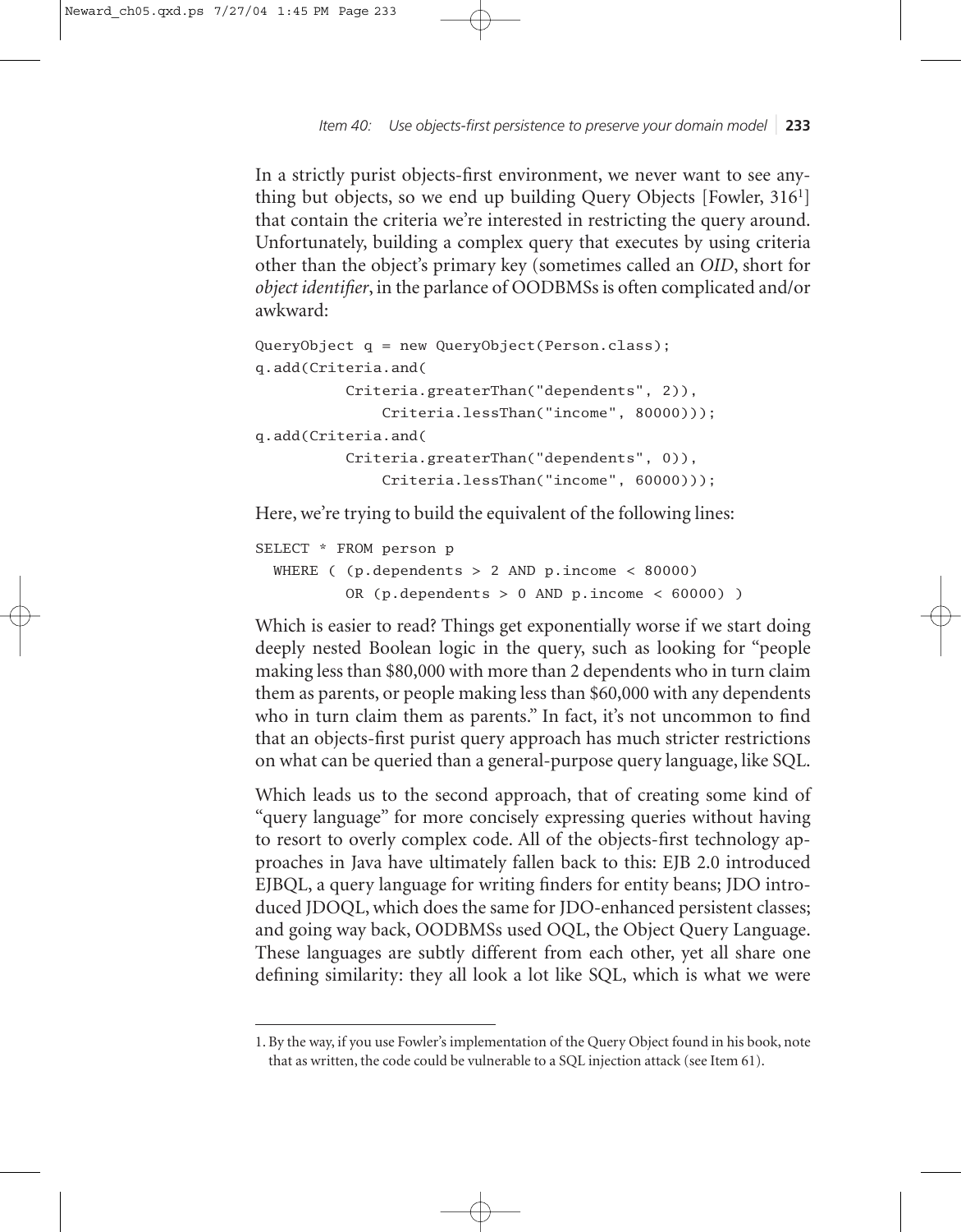In a strictly purist objects-first environment, we never want to see anything but objects, so we end up building Query Objects [Fowler, 316[1]] that contain the criteria we're interested in restricting the query around. Unfortunately, building a complex query that executes by using criteria other than the object's primary key (sometimes called an *OID*, short for *object identifier*, in the parlance of OODBMSs is often complicated and/or awkward:

```
QueryObject q = new QueryObject(Person.class);
q.add(Criteria.and(
          Criteria.greaterThan("dependents", 2)),
              Criteria.lessThan("income", 80000)));
q.add(Criteria.and(
          Criteria.greaterThan("dependents", 0)),
              Criteria.lessThan("income", 60000)));
```

Here, we're trying to build the equivalent of the following lines:

```
SELECT * FROM person p
  WHERE ( (p.dependents > 2 AND p.income < 80000)
          OR (p.dependents > 0 AND p.income < 60000) )
```

Which is easier to read? Things get exponentially worse if we start doing deeply nested Boolean logic in the query, such as looking for "people making less than $80,000 with more than 2 dependents who in turn claim them as parents, or people making less than $60,000 with any dependents who in turn claim them as parents." In fact, it's not uncommon to find that an objects-first purist query approach has much stricter restrictions on what can be queried than a general-purpose query language, like SQL.

Which leads us to the second approach, that of creating some kind of "query language" for more concisely expressing queries without having to resort to overly complex code. All of the objects-first technology approaches in Java have ultimately fallen back to this: EJB 2.0 introduced EJBQL, a query language for writing finders for entity beans; JDO introduced JDOQL, which does the same for JDO-enhanced persistent classes; and going way back, OODBMSs used OQL, the Object Query Language. These languages are subtly different from each other, yet all share one defining similarity: they all look a lot like SQL, which is what we were

---

1. By the way, if you use Fowler's implementation of the Query Object found in his book, note that as written, the code could be vulnerable to a SQL injection attack (see Item 61).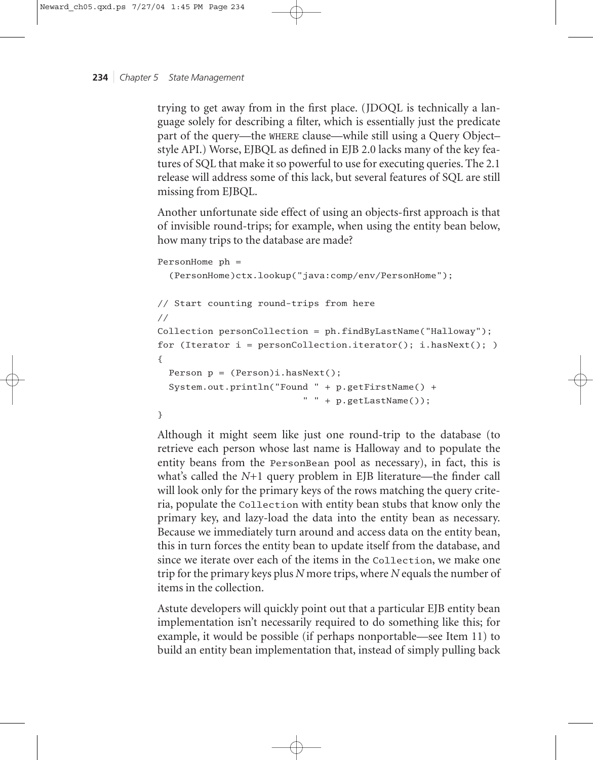trying to get away from in the first place. (JDOQL is technically a language solely for describing a filter, which is essentially just the predicate part of the query—the `WHERE` clause—while still using a Query Object–style API.) Worse, EJBQL as defined in EJB 2.0 lacks many of the key features of SQL that make it so powerful to use for executing queries. The 2.1 release will address some of this lack, but several features of SQL are still missing from EJBQL.

Another unfortunate side effect of using an objects-first approach is that of invisible round-trips; for example, when using the entity bean below, how many trips to the database are made?

```
PersonHome ph =
  (PersonHome)ctx.lookup("java:comp/env/PersonHome");

// Start counting round-trips from here
//
Collection personCollection = ph.findByLastName("Halloway");
for (Iterator i = personCollection.iterator(); i.hasNext(); )
{
  Person p = (Person)i.hasNext();
  System.out.println("Found " + p.getFirstName() +
                          " " + p.getLastName());
}
```

Although it might seem like just one round-trip to the database (to retrieve each person whose last name is Halloway and to populate the entity beans from the `PersonBean` pool as necessary), in fact, this is what's called the *N*+1 query problem in EJB literature—the finder call will look only for the primary keys of the rows matching the query criteria, populate the `Collection` with entity bean stubs that know only the primary key, and lazy-load the data into the entity bean as necessary. Because we immediately turn around and access data on the entity bean, this in turn forces the entity bean to update itself from the database, and since we iterate over each of the items in the `Collection`, we make one trip for the primary keys plus *N* more trips, where *N* equals the number of items in the collection.

Astute developers will quickly point out that a particular EJB entity bean implementation isn't necessarily required to do something like this; for example, it would be possible (if perhaps nonportable—see Item 11) to build an entity bean implementation that, instead of simply pulling back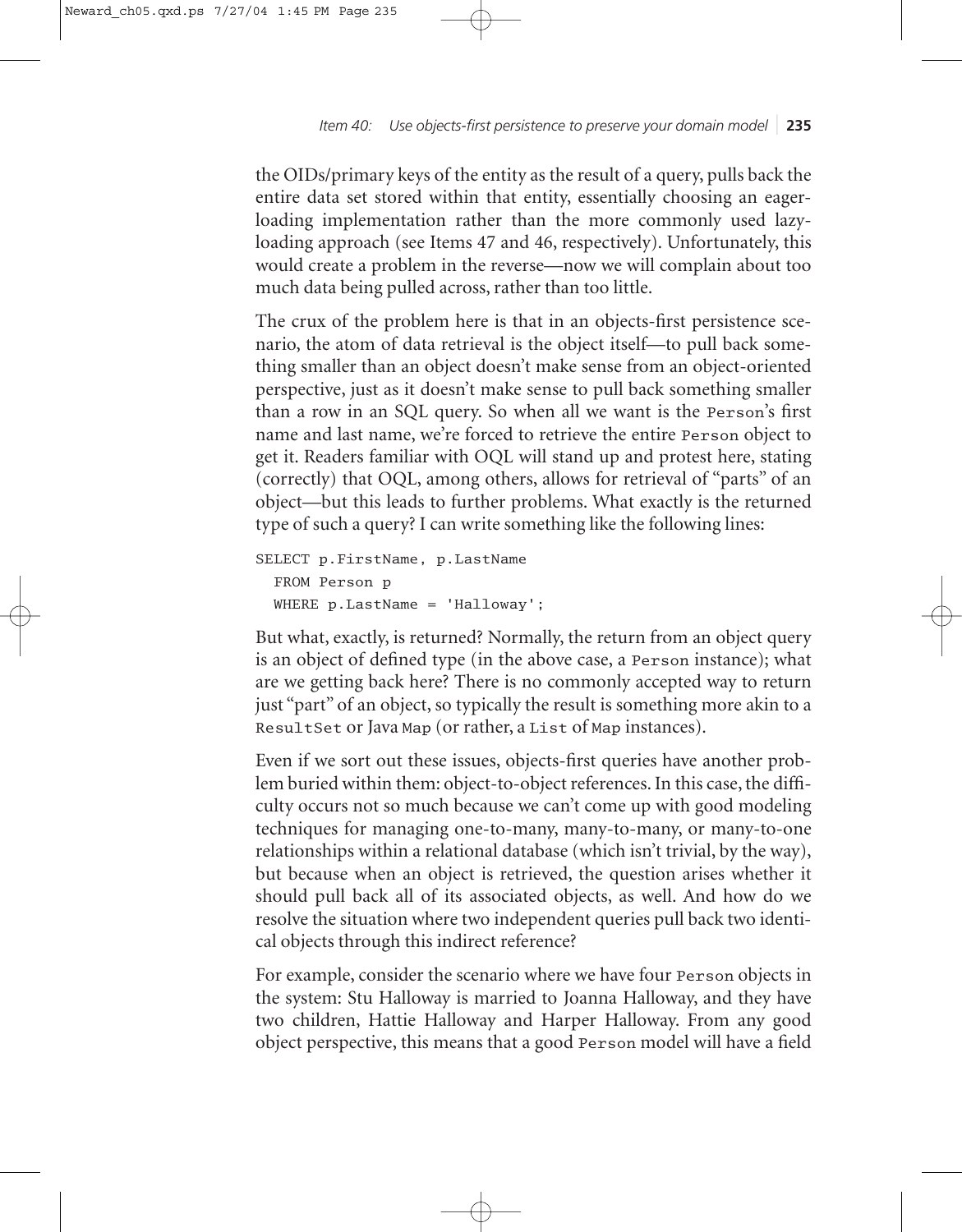the OIDs/primary keys of the entity as the result of a query, pulls back the entire data set stored within that entity, essentially choosing an eager-loading implementation rather than the more commonly used lazy-loading approach (see Items 47 and 46, respectively). Unfortunately, this would create a problem in the reverse—now we will complain about too much data being pulled across, rather than too little.

The crux of the problem here is that in an objects-first persistence scenario, the atom of data retrieval is the object itself—to pull back something smaller than an object doesn't make sense from an object-oriented perspective, just as it doesn't make sense to pull back something smaller than a row in an SQL query. So when all we want is the `Person`'s first name and last name, we're forced to retrieve the entire `Person` object to get it. Readers familiar with OQL will stand up and protest here, stating (correctly) that OQL, among others, allows for retrieval of "parts" of an object—but this leads to further problems. What exactly is the returned type of such a query? I can write something like the following lines:

```
SELECT p.FirstName, p.LastName
  FROM Person p
  WHERE p.LastName = 'Halloway';
```

But what, exactly, is returned? Normally, the return from an object query is an object of defined type (in the above case, a `Person` instance); what are we getting back here? There is no commonly accepted way to return just "part" of an object, so typically the result is something more akin to a `ResultSet` or Java `Map` (or rather, a `List` of `Map` instances).

Even if we sort out these issues, objects-first queries have another problem buried within them: object-to-object references. In this case, the difficulty occurs not so much because we can't come up with good modeling techniques for managing one-to-many, many-to-many, or many-to-one relationships within a relational database (which isn't trivial, by the way), but because when an object is retrieved, the question arises whether it should pull back all of its associated objects, as well. And how do we resolve the situation where two independent queries pull back two identical objects through this indirect reference?

For example, consider the scenario where we have four `Person` objects in the system: Stu Halloway is married to Joanna Halloway, and they have two children, Hattie Halloway and Harper Halloway. From any good object perspective, this means that a good `Person` model will have a field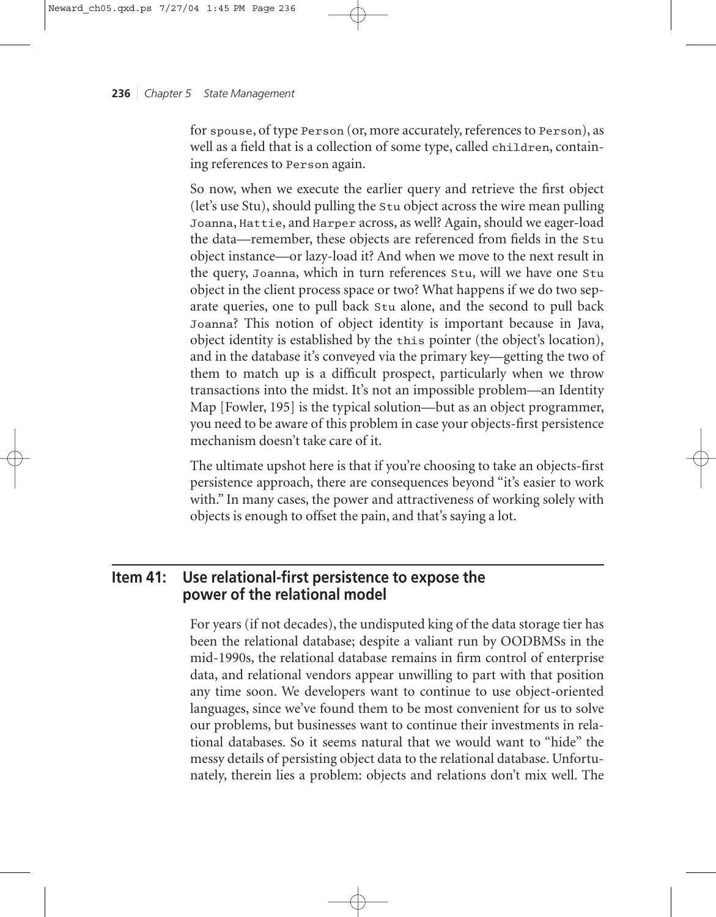for `spouse`, of type `Person` (or, more accurately, references to `Person`), as well as a field that is a collection of some type, called `children`, containing references to `Person` again.

So now, when we execute the earlier query and retrieve the first object (let's use Stu), should pulling the `Stu` object across the wire mean pulling `Joanna`, `Hattie`, and `Harper` across, as well? Again, should we eager-load the data—remember, these objects are referenced from fields in the `Stu` object instance—or lazy-load it? And when we move to the next result in the query, `Joanna`, which in turn references `Stu`, will we have one `Stu` object in the client process space or two? What happens if we do two separate queries, one to pull back `Stu` alone, and the second to pull back `Joanna`? This notion of object identity is important because in Java, object identity is established by the `this` pointer (the object's location), and in the database it's conveyed via the primary key—getting the two of them to match up is a difficult prospect, particularly when we throw transactions into the midst. It's not an impossible problem—an Identity Map [Fowler, 195] is the typical solution—but as an object programmer, you need to be aware of this problem in case your objects-first persistence mechanism doesn't take care of it.

The ultimate upshot here is that if you're choosing to take an objects-first persistence approach, there are consequences beyond "it's easier to work with." In many cases, the power and attractiveness of working solely with objects is enough to offset the pain, and that's saying a lot.

## Item 41: Use relational-first persistence to expose the power of the relational model

For years (if not decades), the undisputed king of the data storage tier has been the relational database; despite a valiant run by OODBMSs in the mid-1990s, the relational database remains in firm control of enterprise data, and relational vendors appear unwilling to part with that position any time soon. We developers want to continue to use object-oriented languages, since we've found them to be most convenient for us to solve our problems, but businesses want to continue their investments in relational databases. So it seems natural that we would want to "hide" the messy details of persisting object data to the relational database. Unfortunately, therein lies a problem: objects and relations don't mix well. The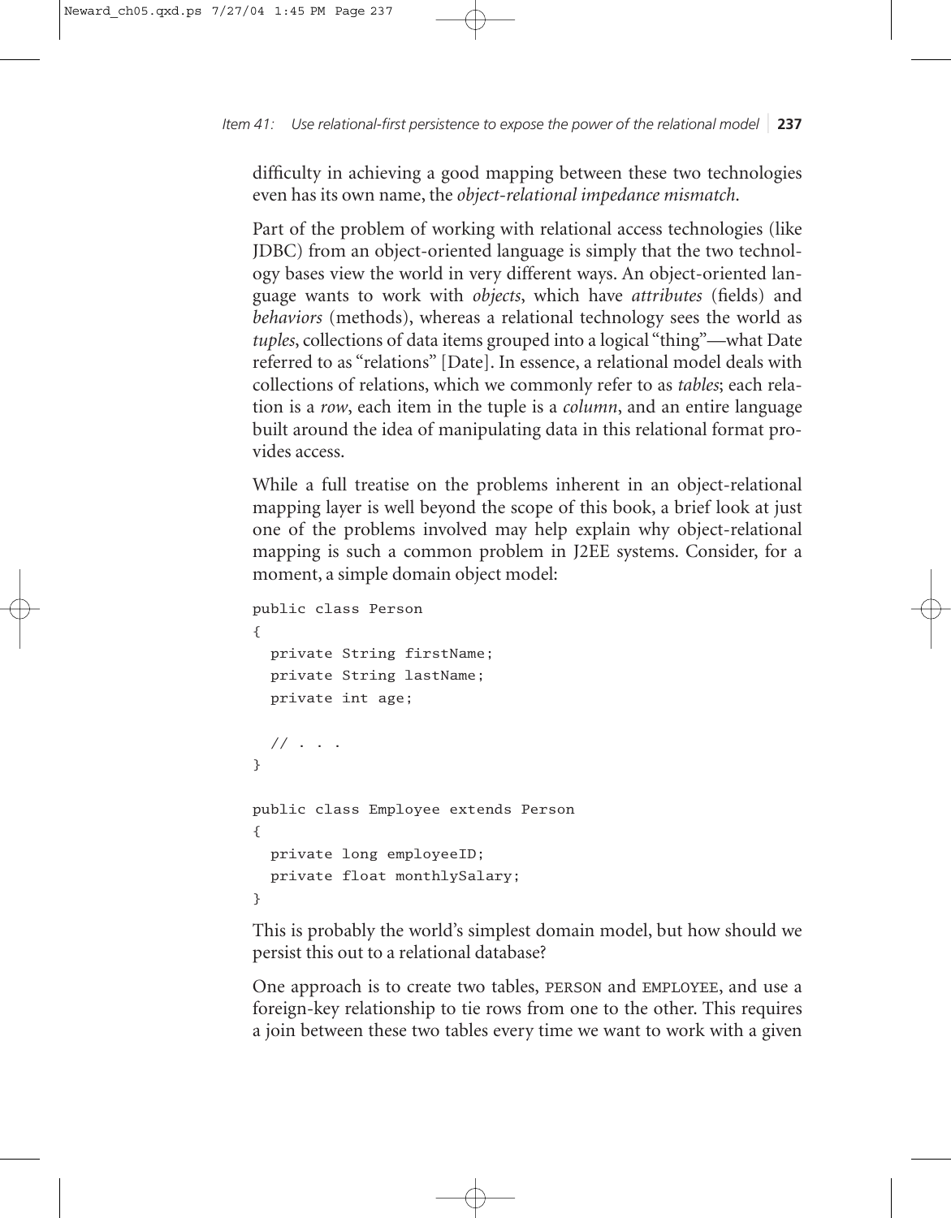difficulty in achieving a good mapping between these two technologies even has its own name, the *object-relational impedance mismatch*.

Part of the problem of working with relational access technologies (like JDBC) from an object-oriented language is simply that the two technology bases view the world in very different ways. An object-oriented language wants to work with *objects*, which have *attributes* (fields) and *behaviors* (methods), whereas a relational technology sees the world as *tuples*, collections of data items grouped into a logical "thing"—what Date referred to as "relations" [Date]. In essence, a relational model deals with collections of relations, which we commonly refer to as *tables*; each relation is a *row*, each item in the tuple is a *column*, and an entire language built around the idea of manipulating data in this relational format provides access.

While a full treatise on the problems inherent in an object-relational mapping layer is well beyond the scope of this book, a brief look at just one of the problems involved may help explain why object-relational mapping is such a common problem in J2EE systems. Consider, for a moment, a simple domain object model:

```
public class Person
{
  private String firstName;
  private String lastName;
  private int age;

  // . . .
}

public class Employee extends Person
{
  private long employeeID;
  private float monthlySalary;
}
```

This is probably the world's simplest domain model, but how should we persist this out to a relational database?

One approach is to create two tables, PERSON and EMPLOYEE, and use a foreign-key relationship to tie rows from one to the other. This requires a join between these two tables every time we want to work with a given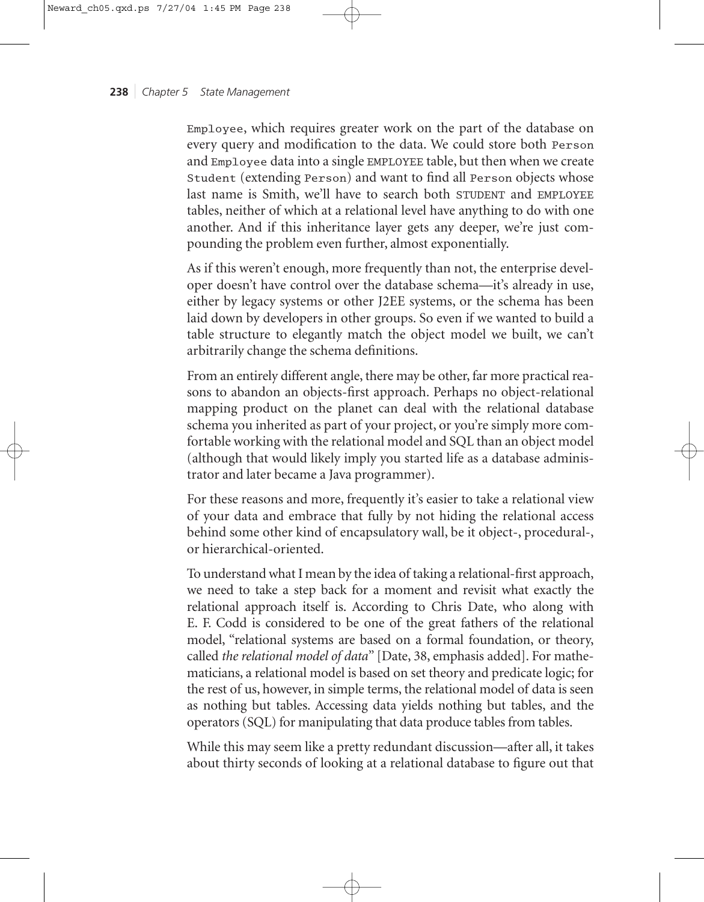Employee, which requires greater work on the part of the database on every query and modification to the data. We could store both Person and Employee data into a single EMPLOYEE table, but then when we create Student (extending Person) and want to find all Person objects whose last name is Smith, we'll have to search both STUDENT and EMPLOYEE tables, neither of which at a relational level have anything to do with one another. And if this inheritance layer gets any deeper, we're just compounding the problem even further, almost exponentially.

As if this weren't enough, more frequently than not, the enterprise developer doesn't have control over the database schema—it's already in use, either by legacy systems or other J2EE systems, or the schema has been laid down by developers in other groups. So even if we wanted to build a table structure to elegantly match the object model we built, we can't arbitrarily change the schema definitions.

From an entirely different angle, there may be other, far more practical reasons to abandon an objects-first approach. Perhaps no object-relational mapping product on the planet can deal with the relational database schema you inherited as part of your project, or you're simply more comfortable working with the relational model and SQL than an object model (although that would likely imply you started life as a database administrator and later became a Java programmer).

For these reasons and more, frequently it's easier to take a relational view of your data and embrace that fully by not hiding the relational access behind some other kind of encapsulatory wall, be it object-, procedural-, or hierarchical-oriented.

To understand what I mean by the idea of taking a relational-first approach, we need to take a step back for a moment and revisit what exactly the relational approach itself is. According to Chris Date, who along with E. F. Codd is considered to be one of the great fathers of the relational model, "relational systems are based on a formal foundation, or theory, called *the relational model of data*" [Date, 38, emphasis added]. For mathematicians, a relational model is based on set theory and predicate logic; for the rest of us, however, in simple terms, the relational model of data is seen as nothing but tables. Accessing data yields nothing but tables, and the operators (SQL) for manipulating that data produce tables from tables.

While this may seem like a pretty redundant discussion—after all, it takes about thirty seconds of looking at a relational database to figure out that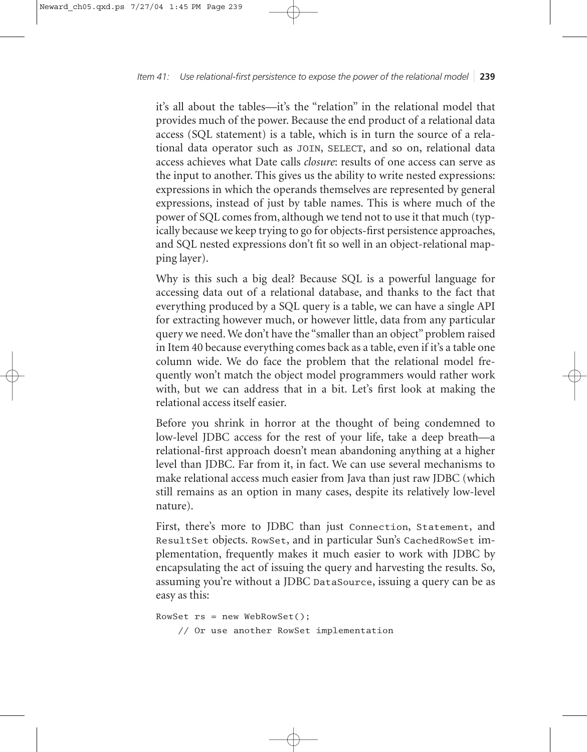it's all about the tables—it's the "relation" in the relational model that provides much of the power. Because the end product of a relational data access (SQL statement) is a table, which is in turn the source of a relational data operator such as `JOIN`, `SELECT`, and so on, relational data access achieves what Date calls *closure*: results of one access can serve as the input to another. This gives us the ability to write nested expressions: expressions in which the operands themselves are represented by general expressions, instead of just by table names. This is where much of the power of SQL comes from, although we tend not to use it that much (typically because we keep trying to go for objects-first persistence approaches, and SQL nested expressions don't fit so well in an object-relational mapping layer).

Why is this such a big deal? Because SQL is a powerful language for accessing data out of a relational database, and thanks to the fact that everything produced by a SQL query is a table, we can have a single API for extracting however much, or however little, data from any particular query we need. We don't have the "smaller than an object" problem raised in Item 40 because everything comes back as a table, even if it's a table one column wide. We do face the problem that the relational model frequently won't match the object model programmers would rather work with, but we can address that in a bit. Let's first look at making the relational access itself easier.

Before you shrink in horror at the thought of being condemned to low-level JDBC access for the rest of your life, take a deep breath—a relational-first approach doesn't mean abandoning anything at a higher level than JDBC. Far from it, in fact. We can use several mechanisms to make relational access much easier from Java than just raw JDBC (which still remains as an option in many cases, despite its relatively low-level nature).

First, there's more to JDBC than just `Connection`, `Statement`, and `ResultSet` objects. `RowSet`, and in particular Sun's `CachedRowSet` implementation, frequently makes it much easier to work with JDBC by encapsulating the act of issuing the query and harvesting the results. So, assuming you're without a JDBC `DataSource`, issuing a query can be as easy as this:

```
RowSet rs = new WebRowSet();
    // Or use another RowSet implementation
```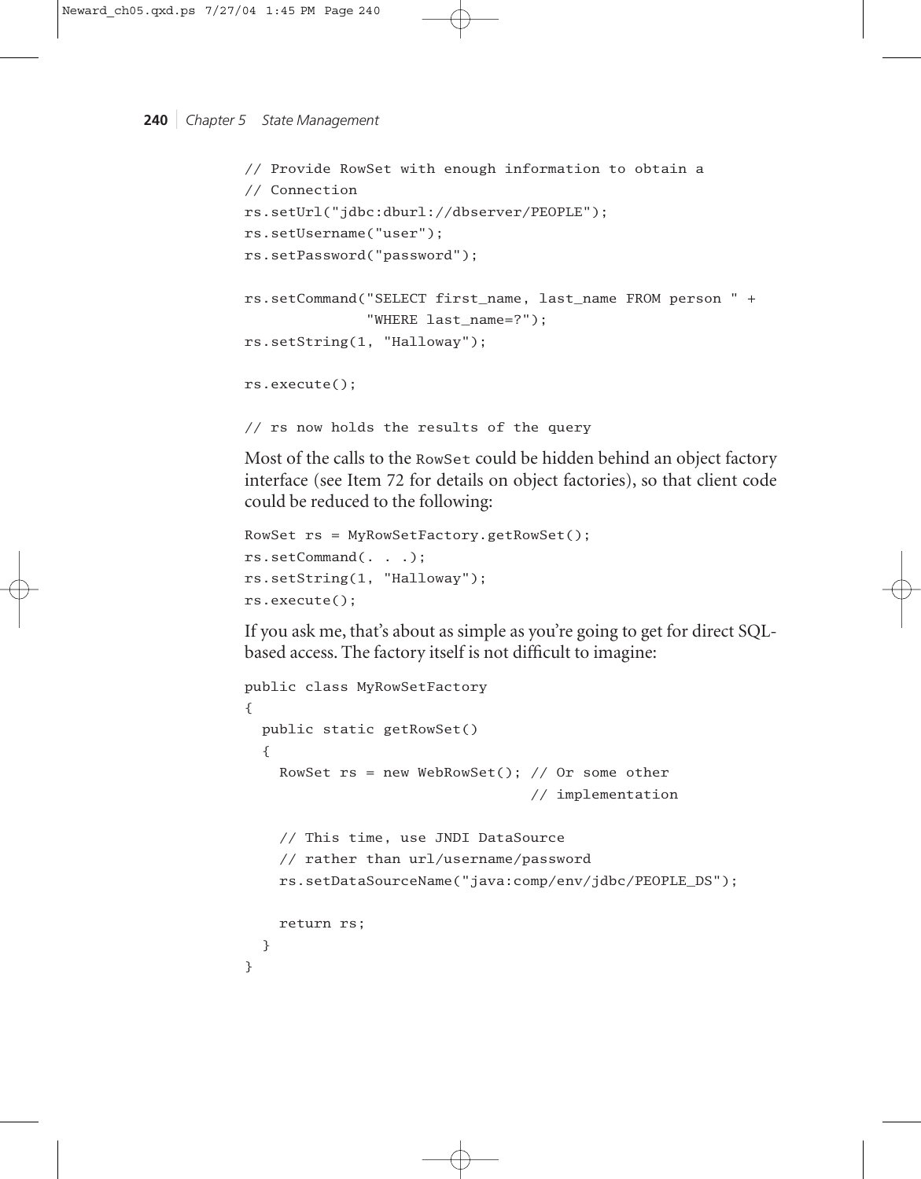```
// Provide RowSet with enough information to obtain a
// Connection
rs.setUrl("jdbc:dburl://dbserver/PEOPLE");
rs.setUsername("user");
rs.setPassword("password");

rs.setCommand("SELECT first_name, last_name FROM person " +
              "WHERE last_name=?");
rs.setString(1, "Halloway");

rs.execute();

// rs now holds the results of the query
```

Most of the calls to the `RowSet` could be hidden behind an object factory interface (see Item 72 for details on object factories), so that client code could be reduced to the following:

```
RowSet rs = MyRowSetFactory.getRowSet();
rs.setCommand(. . .);
rs.setString(1, "Halloway");
rs.execute();
```

If you ask me, that's about as simple as you're going to get for direct SQL-based access. The factory itself is not difficult to imagine:

```
public class MyRowSetFactory
{
  public static getRowSet()
  {
    RowSet rs = new WebRowSet(); // Or some other
                                 // implementation

    // This time, use JNDI DataSource
    // rather than url/username/password
    rs.setDataSourceName("java:comp/env/jdbc/PEOPLE_DS");

    return rs;
  }
}
```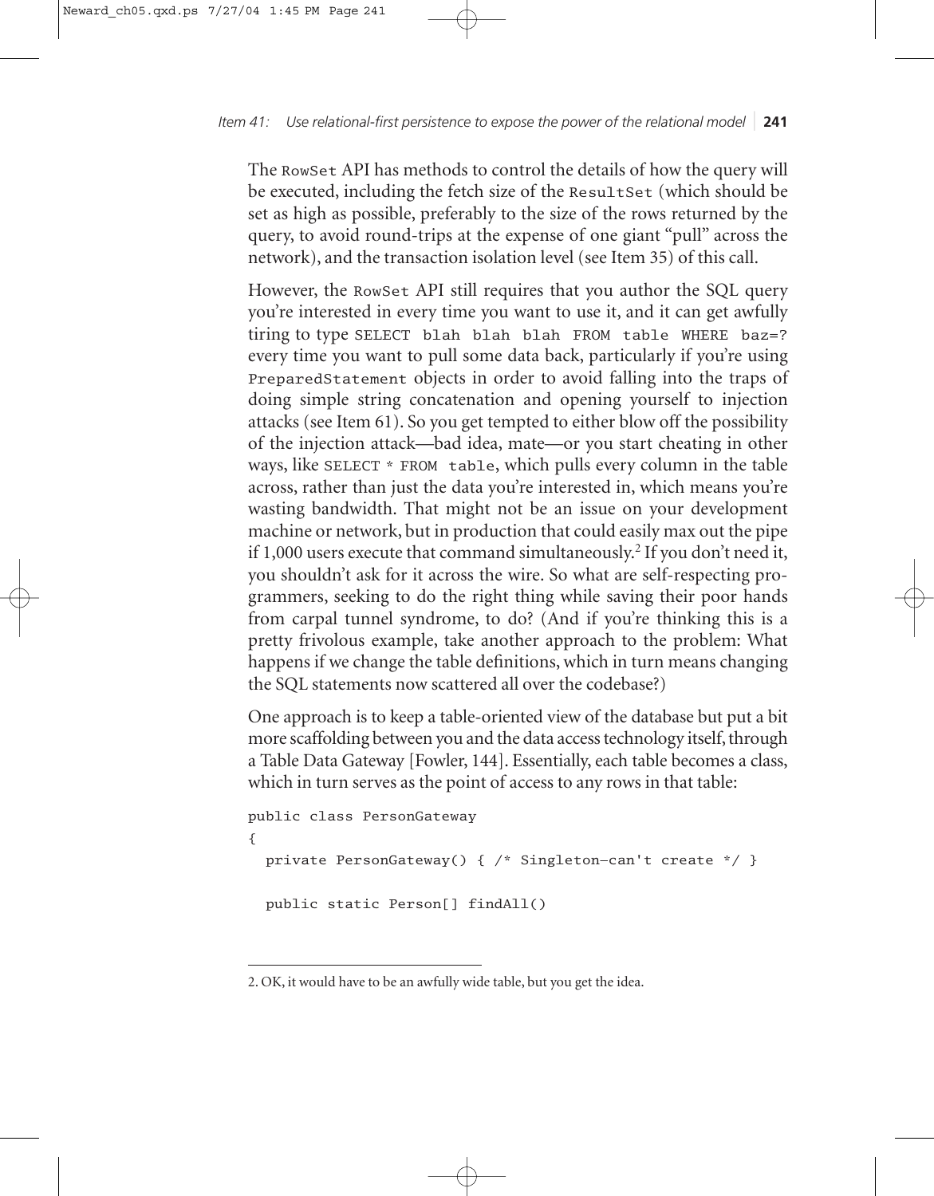The `RowSet` API has methods to control the details of how the query will be executed, including the fetch size of the `ResultSet` (which should be set as high as possible, preferably to the size of the rows returned by the query, to avoid round-trips at the expense of one giant "pull" across the network), and the transaction isolation level (see Item 35) of this call.

However, the `RowSet` API still requires that you author the SQL query you're interested in every time you want to use it, and it can get awfully tiring to type `SELECT blah blah blah FROM table WHERE baz=?` every time you want to pull some data back, particularly if you're using `PreparedStatement` objects in order to avoid falling into the traps of doing simple string concatenation and opening yourself to injection attacks (see Item 61). So you get tempted to either blow off the possibility of the injection attack—bad idea, mate—or you start cheating in other ways, like `SELECT * FROM table`, which pulls every column in the table across, rather than just the data you're interested in, which means you're wasting bandwidth. That might not be an issue on your development machine or network, but in production that could easily max out the pipe if 1,000 users execute that command simultaneously.[2] If you don't need it, you shouldn't ask for it across the wire. So what are self-respecting programmers, seeking to do the right thing while saving their poor hands from carpal tunnel syndrome, to do? (And if you're thinking this is a pretty frivolous example, take another approach to the problem: What happens if we change the table definitions, which in turn means changing the SQL statements now scattered all over the codebase?)

One approach is to keep a table-oriented view of the database but put a bit more scaffolding between you and the data access technology itself, through a Table Data Gateway [Fowler, 144]. Essentially, each table becomes a class, which in turn serves as the point of access to any rows in that table:

```
public class PersonGateway
{
  private PersonGateway() { /* Singleton—can't create */ }

  public static Person[] findAll()
```

2. OK, it would have to be an awfully wide table, but you get the idea.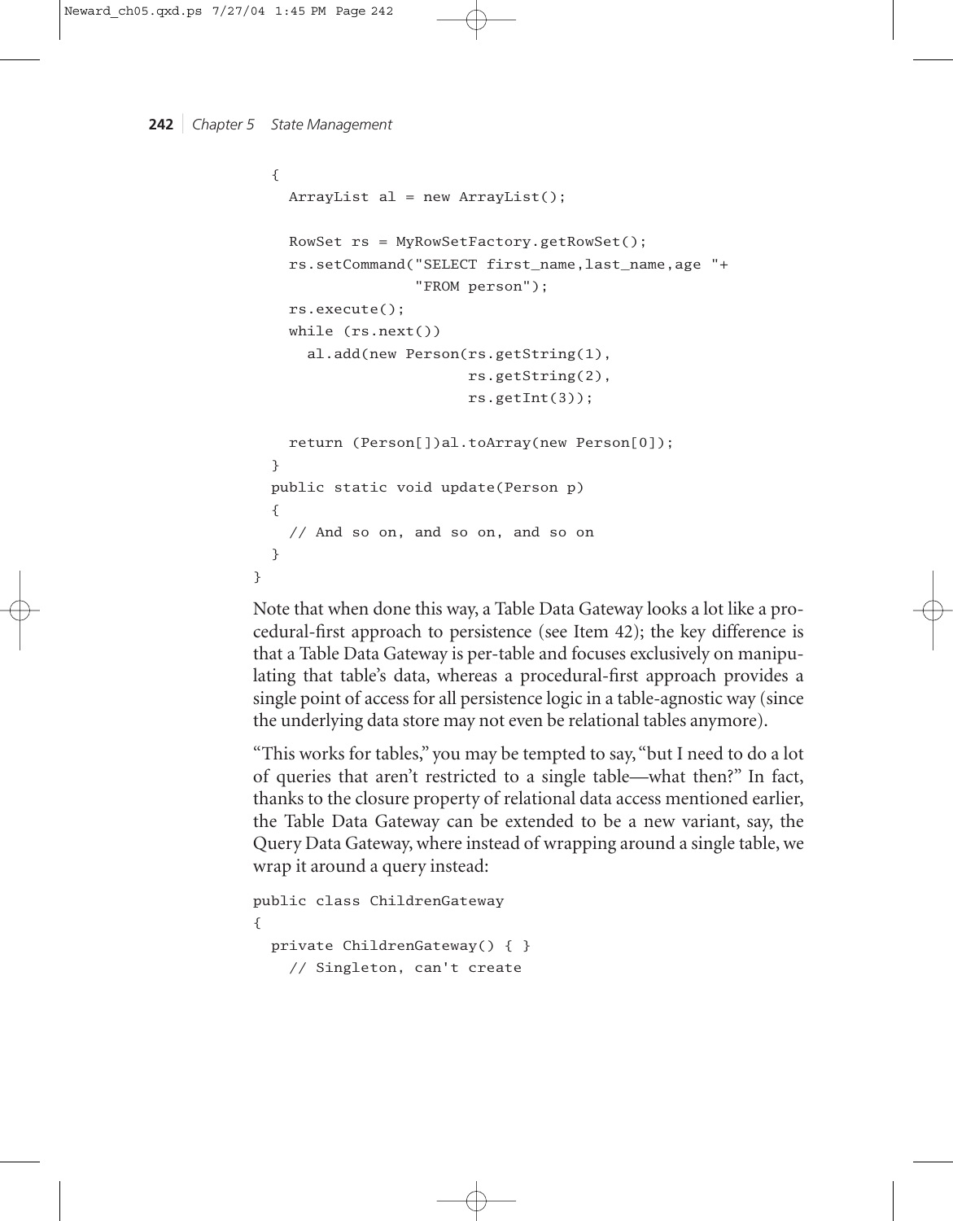```
  {
    ArrayList al = new ArrayList();

    RowSet rs = MyRowSetFactory.getRowSet();
    rs.setCommand("SELECT first_name,last_name,age "+
                  "FROM person");
    rs.execute();
    while (rs.next())
      al.add(new Person(rs.getString(1),
                        rs.getString(2),
                        rs.getInt(3));

    return (Person[])al.toArray(new Person[0]);
  }
  public static void update(Person p)
  {
    // And so on, and so on, and so on
  }
}
```

Note that when done this way, a Table Data Gateway looks a lot like a procedural-first approach to persistence (see Item 42); the key difference is that a Table Data Gateway is per-table and focuses exclusively on manipulating that table's data, whereas a procedural-first approach provides a single point of access for all persistence logic in a table-agnostic way (since the underlying data store may not even be relational tables anymore).

"This works for tables," you may be tempted to say, "but I need to do a lot of queries that aren't restricted to a single table—what then?" In fact, thanks to the closure property of relational data access mentioned earlier, the Table Data Gateway can be extended to be a new variant, say, the Query Data Gateway, where instead of wrapping around a single table, we wrap it around a query instead:

```
public class ChildrenGateway
{
  private ChildrenGateway() { }
    // Singleton, can't create
```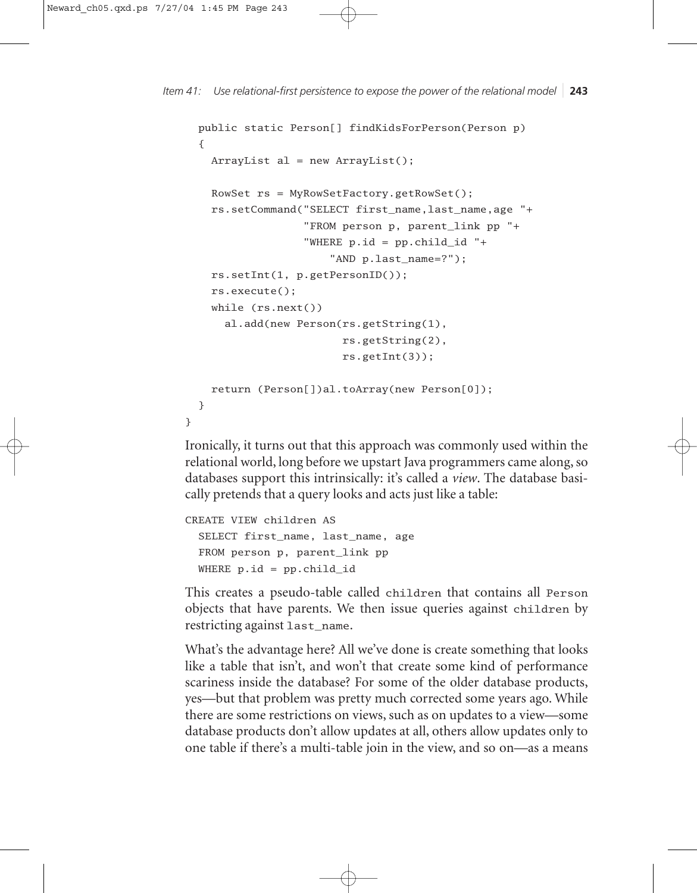```
  public static Person[] findKidsForPerson(Person p)
  {
    ArrayList al = new ArrayList();

    RowSet rs = MyRowSetFactory.getRowSet();
    rs.setCommand("SELECT first_name,last_name,age "+
                  "FROM person p, parent_link pp "+
                  "WHERE p.id = pp.child_id "+
                      "AND p.last_name=?");
    rs.setInt(1, p.getPersonID());
    rs.execute();
    while (rs.next())
      al.add(new Person(rs.getString(1),
                        rs.getString(2),
                        rs.getInt(3));

    return (Person[])al.toArray(new Person[0]);
  }
}
```

Ironically, it turns out that this approach was commonly used within the relational world, long before we upstart Java programmers came along, so databases support this intrinsically: it's called a *view*. The database basically pretends that a query looks and acts just like a table:

```
CREATE VIEW children AS
  SELECT first_name, last_name, age
  FROM person p, parent_link pp
  WHERE p.id = pp.child_id
```

This creates a pseudo-table called `children` that contains all `Person` objects that have parents. We then issue queries against `children` by restricting against `last_name`.

What's the advantage here? All we've done is create something that looks like a table that isn't, and won't that create some kind of performance scariness inside the database? For some of the older database products, yes—but that problem was pretty much corrected some years ago. While there are some restrictions on views, such as on updates to a view—some database products don't allow updates at all, others allow updates only to one table if there's a multi-table join in the view, and so on—as a means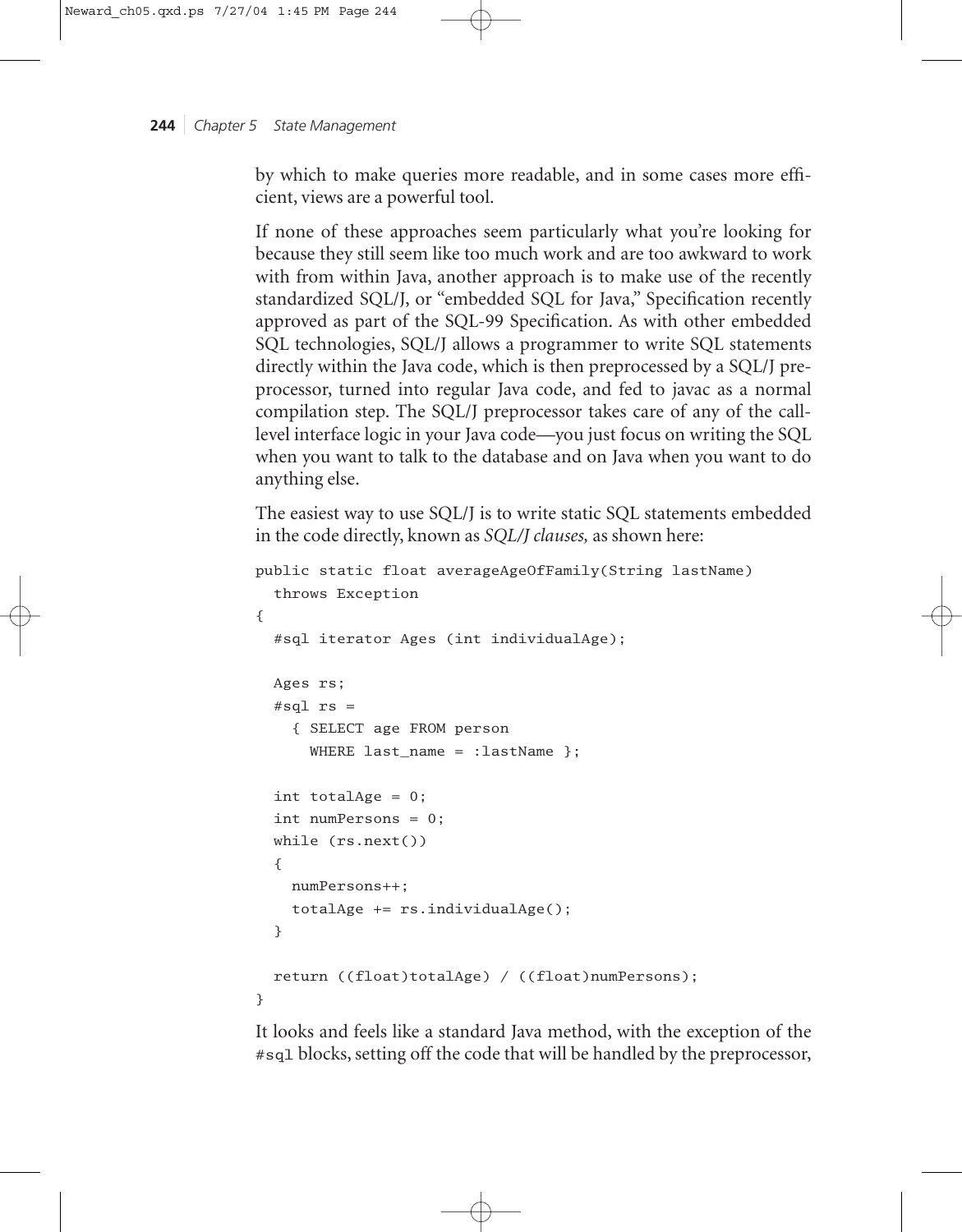by which to make queries more readable, and in some cases more efficient, views are a powerful tool.

If none of these approaches seem particularly what you're looking for because they still seem like too much work and are too awkward to work with from within Java, another approach is to make use of the recently standardized SQL/J, or "embedded SQL for Java," Specification recently approved as part of the SQL-99 Specification. As with other embedded SQL technologies, SQL/J allows a programmer to write SQL statements directly within the Java code, which is then preprocessed by a SQL/J preprocessor, turned into regular Java code, and fed to javac as a normal compilation step. The SQL/J preprocessor takes care of any of the call-level interface logic in your Java code—you just focus on writing the SQL when you want to talk to the database and on Java when you want to do anything else.

The easiest way to use SQL/J is to write static SQL statements embedded in the code directly, known as *SQL/J clauses,* as shown here:

```
public static float averageAgeOfFamily(String lastName)
  throws Exception
{
  #sql iterator Ages (int individualAge);

  Ages rs;
  #sql rs =
    { SELECT age FROM person
      WHERE last_name = :lastName };

  int totalAge = 0;
  int numPersons = 0;
  while (rs.next())
  {
    numPersons++;
    totalAge += rs.individualAge();
  }

  return ((float)totalAge) / ((float)numPersons);
}
```

It looks and feels like a standard Java method, with the exception of the `#sql` blocks, setting off the code that will be handled by the preprocessor,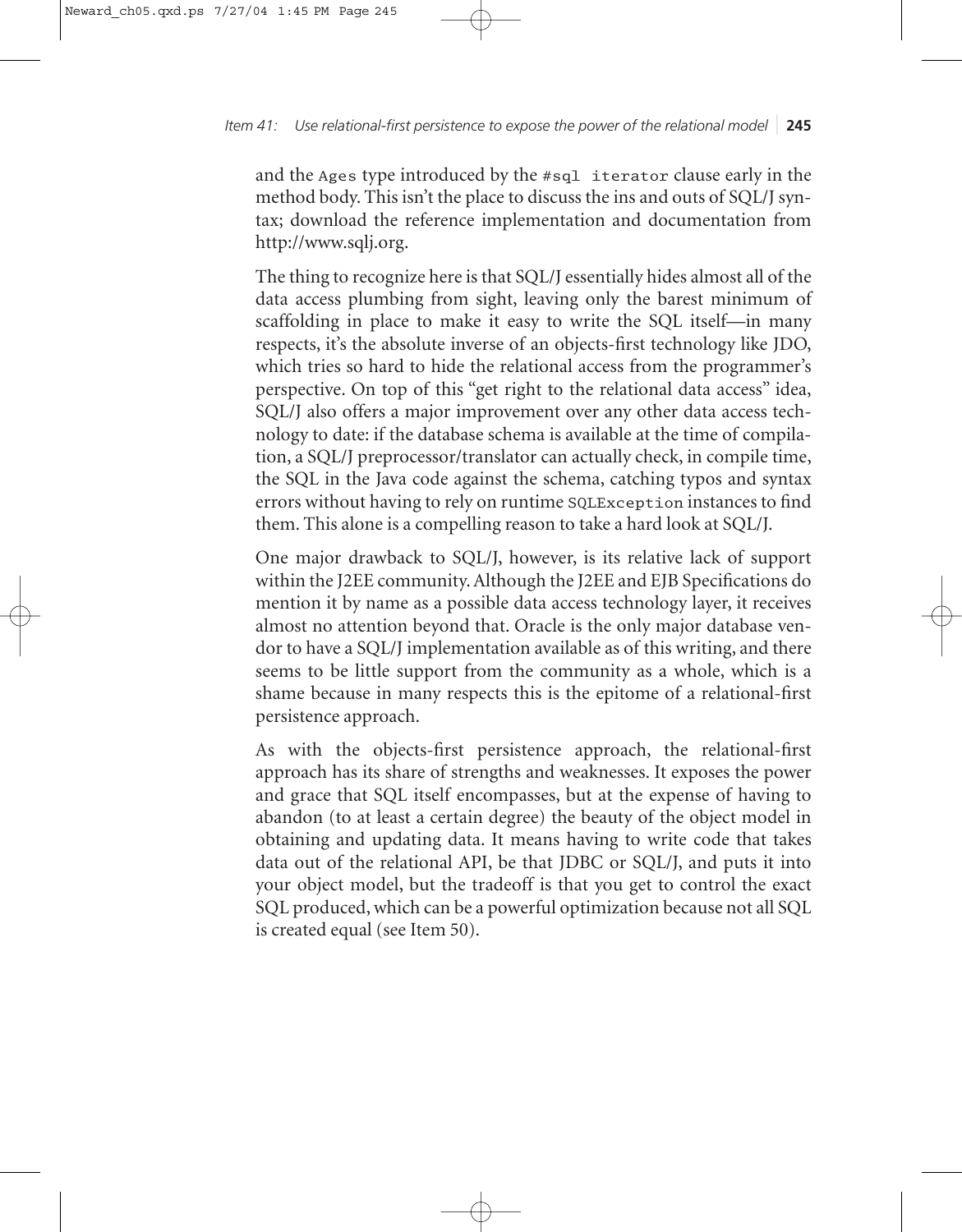and the `Ages` type introduced by the `#sql iterator` clause early in the method body. This isn't the place to discuss the ins and outs of SQL/J syntax; download the reference implementation and documentation from http://www.sqlj.org.

The thing to recognize here is that SQL/J essentially hides almost all of the data access plumbing from sight, leaving only the barest minimum of scaffolding in place to make it easy to write the SQL itself—in many respects, it's the absolute inverse of an objects-first technology like JDO, which tries so hard to hide the relational access from the programmer's perspective. On top of this "get right to the relational data access" idea, SQL/J also offers a major improvement over any other data access technology to date: if the database schema is available at the time of compilation, a SQL/J preprocessor/translator can actually check, in compile time, the SQL in the Java code against the schema, catching typos and syntax errors without having to rely on runtime `SQLException` instances to find them. This alone is a compelling reason to take a hard look at SQL/J.

One major drawback to SQL/J, however, is its relative lack of support within the J2EE community. Although the J2EE and EJB Specifications do mention it by name as a possible data access technology layer, it receives almost no attention beyond that. Oracle is the only major database vendor to have a SQL/J implementation available as of this writing, and there seems to be little support from the community as a whole, which is a shame because in many respects this is the epitome of a relational-first persistence approach.

As with the objects-first persistence approach, the relational-first approach has its share of strengths and weaknesses. It exposes the power and grace that SQL itself encompasses, but at the expense of having to abandon (to at least a certain degree) the beauty of the object model in obtaining and updating data. It means having to write code that takes data out of the relational API, be that JDBC or SQL/J, and puts it into your object model, but the tradeoff is that you get to control the exact SQL produced, which can be a powerful optimization because not all SQL is created equal (see Item 50).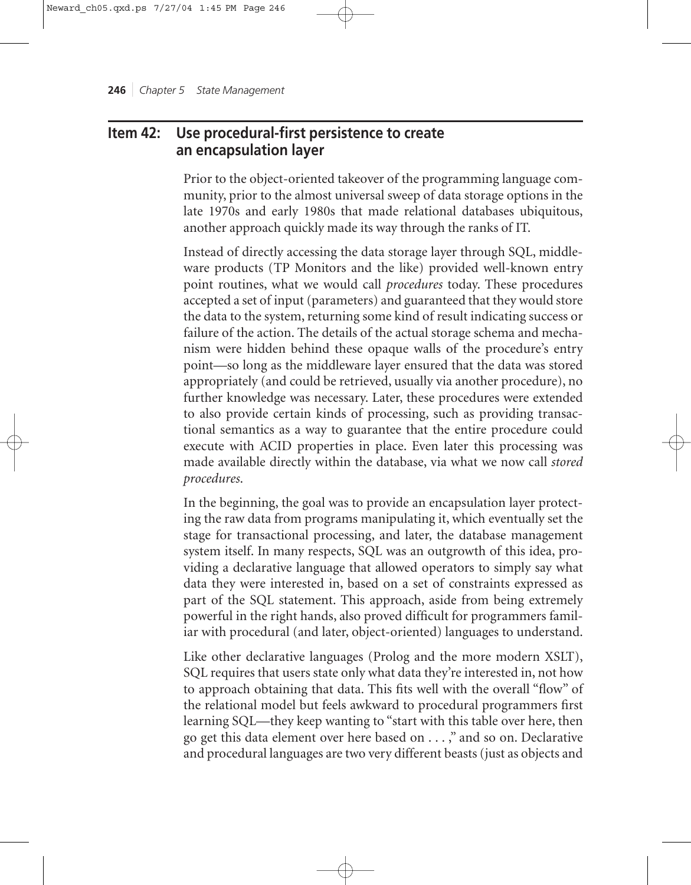## Item 42: Use procedural-first persistence to create an encapsulation layer

Prior to the object-oriented takeover of the programming language community, prior to the almost universal sweep of data storage options in the late 1970s and early 1980s that made relational databases ubiquitous, another approach quickly made its way through the ranks of IT.

Instead of directly accessing the data storage layer through SQL, middleware products (TP Monitors and the like) provided well-known entry point routines, what we would call *procedures* today. These procedures accepted a set of input (parameters) and guaranteed that they would store the data to the system, returning some kind of result indicating success or failure of the action. The details of the actual storage schema and mechanism were hidden behind these opaque walls of the procedure's entry point—so long as the middleware layer ensured that the data was stored appropriately (and could be retrieved, usually via another procedure), no further knowledge was necessary. Later, these procedures were extended to also provide certain kinds of processing, such as providing transactional semantics as a way to guarantee that the entire procedure could execute with ACID properties in place. Even later this processing was made available directly within the database, via what we now call *stored procedures*.

In the beginning, the goal was to provide an encapsulation layer protecting the raw data from programs manipulating it, which eventually set the stage for transactional processing, and later, the database management system itself. In many respects, SQL was an outgrowth of this idea, providing a declarative language that allowed operators to simply say what data they were interested in, based on a set of constraints expressed as part of the SQL statement. This approach, aside from being extremely powerful in the right hands, also proved difficult for programmers familiar with procedural (and later, object-oriented) languages to understand.

Like other declarative languages (Prolog and the more modern XSLT), SQL requires that users state only what data they're interested in, not how to approach obtaining that data. This fits well with the overall "flow" of the relational model but feels awkward to procedural programmers first learning SQL—they keep wanting to "start with this table over here, then go get this data element over here based on . . . ," and so on. Declarative and procedural languages are two very different beasts (just as objects and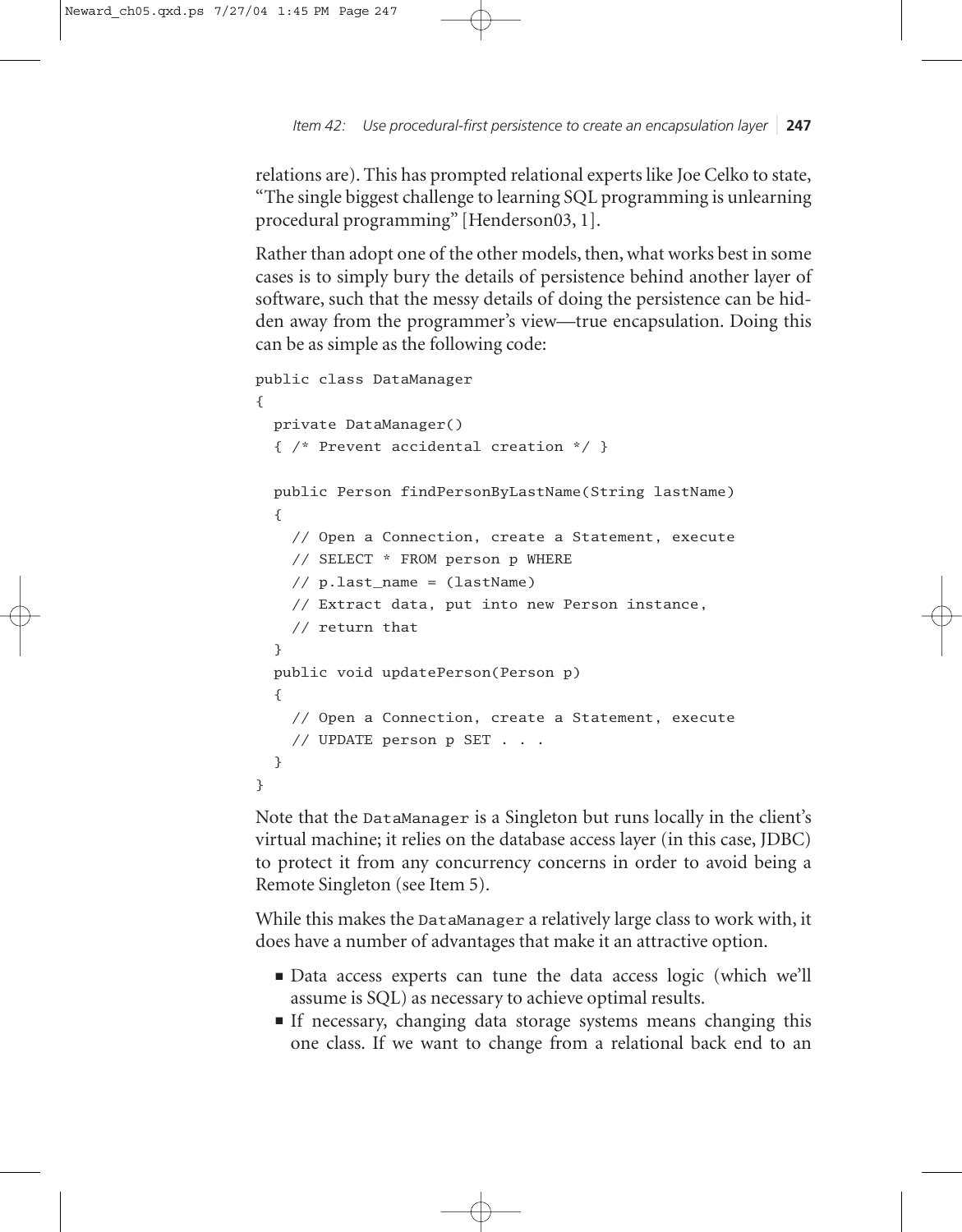relations are). This has prompted relational experts like Joe Celko to state, "The single biggest challenge to learning SQL programming is unlearning procedural programming" [Henderson03, 1].

Rather than adopt one of the other models, then, what works best in some cases is to simply bury the details of persistence behind another layer of software, such that the messy details of doing the persistence can be hidden away from the programmer's view—true encapsulation. Doing this can be as simple as the following code:

```
public class DataManager
{
  private DataManager()
  { /* Prevent accidental creation */ }

  public Person findPersonByLastName(String lastName)
  {
    // Open a Connection, create a Statement, execute
    // SELECT * FROM person p WHERE
    // p.last_name = (lastName)
    // Extract data, put into new Person instance,
    // return that
  }
  public void updatePerson(Person p)
  {
    // Open a Connection, create a Statement, execute
    // UPDATE person p SET . . .
  }
}
```

Note that the `DataManager` is a Singleton but runs locally in the client's virtual machine; it relies on the database access layer (in this case, JDBC) to protect it from any concurrency concerns in order to avoid being a Remote Singleton (see Item 5).

While this makes the `DataManager` a relatively large class to work with, it does have a number of advantages that make it an attractive option.

- Data access experts can tune the data access logic (which we'll assume is SQL) as necessary to achieve optimal results.
- If necessary, changing data storage systems means changing this one class. If we want to change from a relational back end to an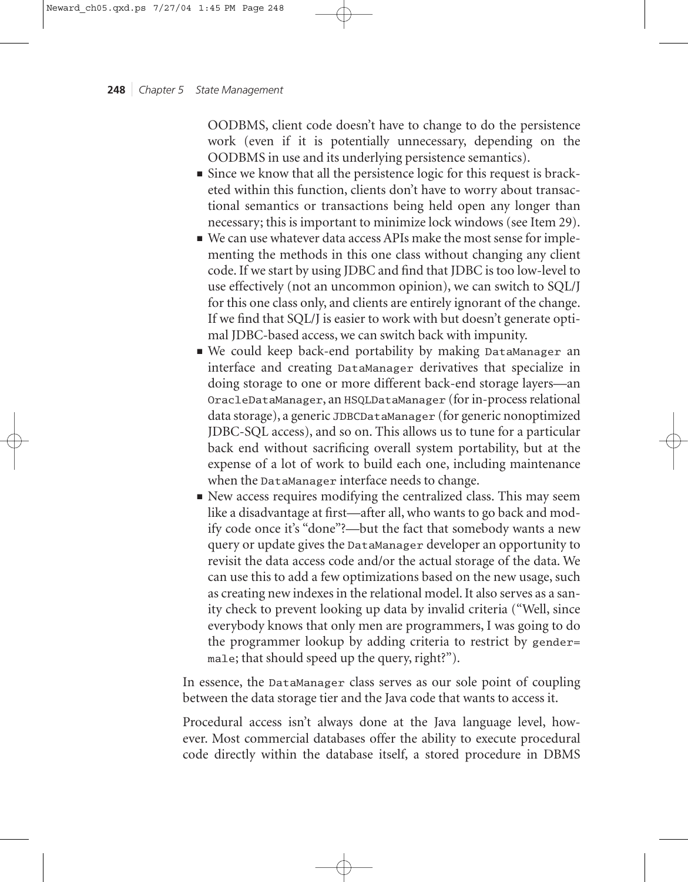OODBMS, client code doesn't have to change to do the persistence work (even if it is potentially unnecessary, depending on the OODBMS in use and its underlying persistence semantics).

- Since we know that all the persistence logic for this request is bracketed within this function, clients don't have to worry about transactional semantics or transactions being held open any longer than necessary; this is important to minimize lock windows (see Item 29).
- We can use whatever data access APIs make the most sense for implementing the methods in this one class without changing any client code. If we start by using JDBC and find that JDBC is too low-level to use effectively (not an uncommon opinion), we can switch to SQL/J for this one class only, and clients are entirely ignorant of the change. If we find that SQL/J is easier to work with but doesn't generate optimal JDBC-based access, we can switch back with impunity.
- We could keep back-end portability by making `DataManager` an interface and creating `DataManager` derivatives that specialize in doing storage to one or more different back-end storage layers—an `OracleDataManager`, an `HSQLDataManager` (for in-process relational data storage), a generic `JDBCDataManager` (for generic nonoptimized JDBC-SQL access), and so on. This allows us to tune for a particular back end without sacrificing overall system portability, but at the expense of a lot of work to build each one, including maintenance when the `DataManager` interface needs to change.
- New access requires modifying the centralized class. This may seem like a disadvantage at first—after all, who wants to go back and modify code once it's "done"?—but the fact that somebody wants a new query or update gives the `DataManager` developer an opportunity to revisit the data access code and/or the actual storage of the data. We can use this to add a few optimizations based on the new usage, such as creating new indexes in the relational model. It also serves as a sanity check to prevent looking up data by invalid criteria ("Well, since everybody knows that only men are programmers, I was going to do the programmer lookup by adding criteria to restrict by `gender=male`; that should speed up the query, right?").

In essence, the `DataManager` class serves as our sole point of coupling between the data storage tier and the Java code that wants to access it.

Procedural access isn't always done at the Java language level, however. Most commercial databases offer the ability to execute procedural code directly within the database itself, a stored procedure in DBMS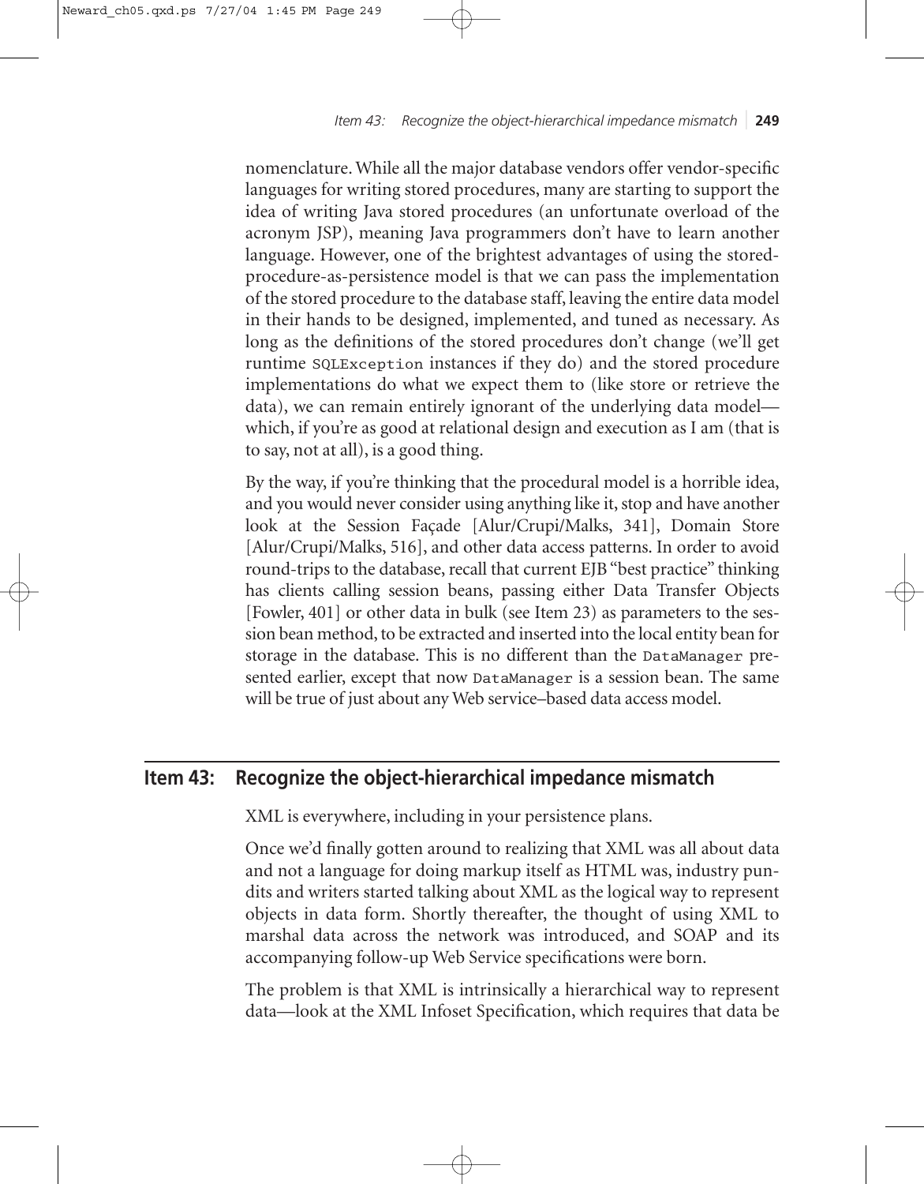nomenclature. While all the major database vendors offer vendor-specific languages for writing stored procedures, many are starting to support the idea of writing Java stored procedures (an unfortunate overload of the acronym JSP), meaning Java programmers don't have to learn another language. However, one of the brightest advantages of using the stored-procedure-as-persistence model is that we can pass the implementation of the stored procedure to the database staff, leaving the entire data model in their hands to be designed, implemented, and tuned as necessary. As long as the definitions of the stored procedures don't change (we'll get runtime `SQLException` instances if they do) and the stored procedure implementations do what we expect them to (like store or retrieve the data), we can remain entirely ignorant of the underlying data model—which, if you're as good at relational design and execution as I am (that is to say, not at all), is a good thing.

By the way, if you're thinking that the procedural model is a horrible idea, and you would never consider using anything like it, stop and have another look at the Session Façade [Alur/Crupi/Malks, 341], Domain Store [Alur/Crupi/Malks, 516], and other data access patterns. In order to avoid round-trips to the database, recall that current EJB "best practice" thinking has clients calling session beans, passing either Data Transfer Objects [Fowler, 401] or other data in bulk (see Item 23) as parameters to the session bean method, to be extracted and inserted into the local entity bean for storage in the database. This is no different than the `DataManager` presented earlier, except that now `DataManager` is a session bean. The same will be true of just about any Web service–based data access model.

## Item 43: Recognize the object-hierarchical impedance mismatch

XML is everywhere, including in your persistence plans.

Once we'd finally gotten around to realizing that XML was all about data and not a language for doing markup itself as HTML was, industry pundits and writers started talking about XML as the logical way to represent objects in data form. Shortly thereafter, the thought of using XML to marshal data across the network was introduced, and SOAP and its accompanying follow-up Web Service specifications were born.

The problem is that XML is intrinsically a hierarchical way to represent data—look at the XML Infoset Specification, which requires that data be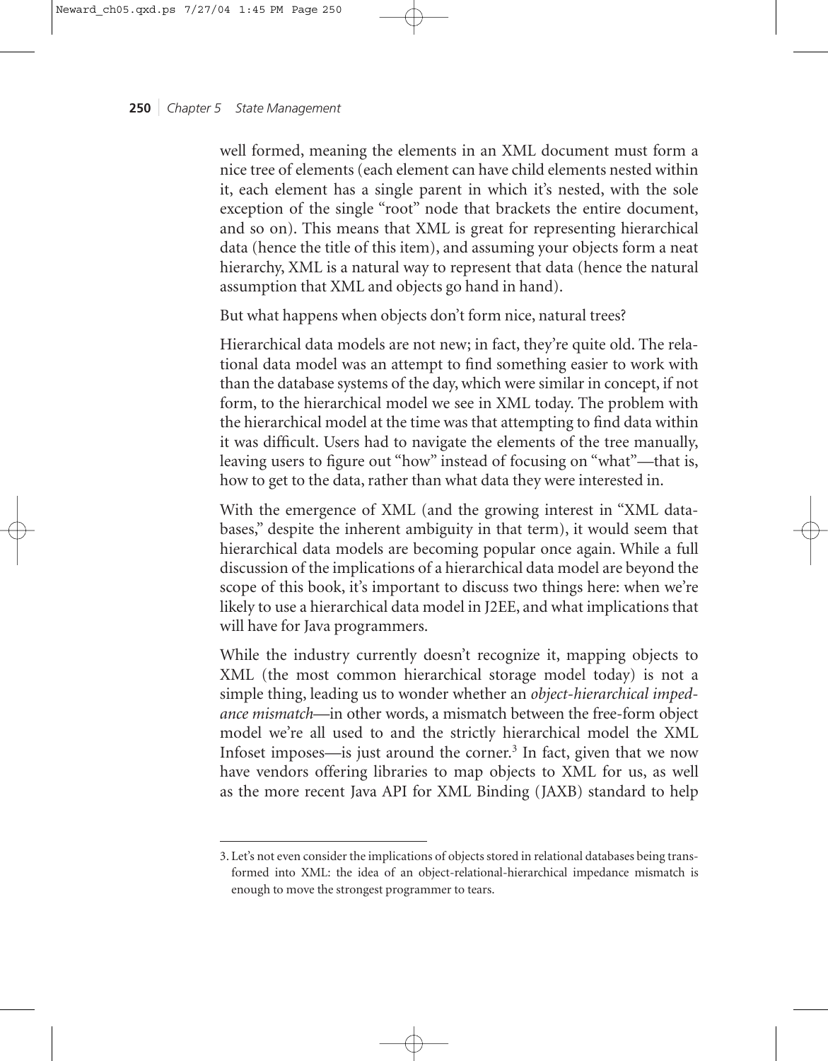well formed, meaning the elements in an XML document must form a nice tree of elements (each element can have child elements nested within it, each element has a single parent in which it's nested, with the sole exception of the single "root" node that brackets the entire document, and so on). This means that XML is great for representing hierarchical data (hence the title of this item), and assuming your objects form a neat hierarchy, XML is a natural way to represent that data (hence the natural assumption that XML and objects go hand in hand).

But what happens when objects don't form nice, natural trees?

Hierarchical data models are not new; in fact, they're quite old. The relational data model was an attempt to find something easier to work with than the database systems of the day, which were similar in concept, if not form, to the hierarchical model we see in XML today. The problem with the hierarchical model at the time was that attempting to find data within it was difficult. Users had to navigate the elements of the tree manually, leaving users to figure out "how" instead of focusing on "what"—that is, how to get to the data, rather than what data they were interested in.

With the emergence of XML (and the growing interest in "XML databases," despite the inherent ambiguity in that term), it would seem that hierarchical data models are becoming popular once again. While a full discussion of the implications of a hierarchical data model are beyond the scope of this book, it's important to discuss two things here: when we're likely to use a hierarchical data model in J2EE, and what implications that will have for Java programmers.

While the industry currently doesn't recognize it, mapping objects to XML (the most common hierarchical storage model today) is not a simple thing, leading us to wonder whether an *object-hierarchical impedance mismatch*—in other words, a mismatch between the free-form object model we're all used to and the strictly hierarchical model the XML Infoset imposes—is just around the corner.[3] In fact, given that we now have vendors offering libraries to map objects to XML for us, as well as the more recent Java API for XML Binding (JAXB) standard to help

---

3. Let's not even consider the implications of objects stored in relational databases being transformed into XML: the idea of an object-relational-hierarchical impedance mismatch is enough to move the strongest programmer to tears.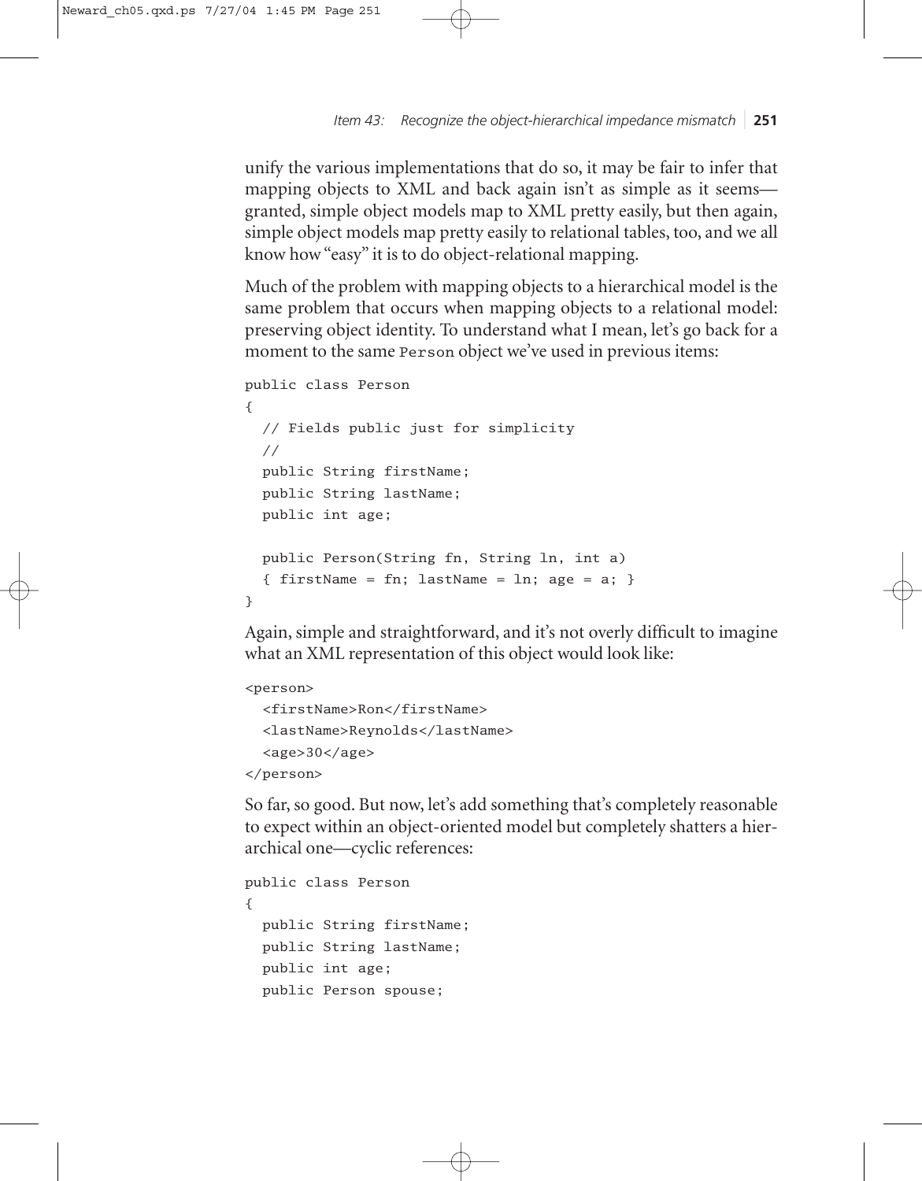unify the various implementations that do so, it may be fair to infer that mapping objects to XML and back again isn't as simple as it seems—granted, simple object models map to XML pretty easily, but then again, simple object models map pretty easily to relational tables, too, and we all know how "easy" it is to do object-relational mapping.

Much of the problem with mapping objects to a hierarchical model is the same problem that occurs when mapping objects to a relational model: preserving object identity. To understand what I mean, let's go back for a moment to the same `Person` object we've used in previous items:

```
public class Person
{
  // Fields public just for simplicity
  //
  public String firstName;
  public String lastName;
  public int age;

  public Person(String fn, String ln, int a)
  { firstName = fn; lastName = ln; age = a; }
}
```

Again, simple and straightforward, and it's not overly difficult to imagine what an XML representation of this object would look like:

```
<person>
  <firstName>Ron</firstName>
  <lastName>Reynolds</lastName>
  <age>30</age>
</person>
```

So far, so good. But now, let's add something that's completely reasonable to expect within an object-oriented model but completely shatters a hierarchical one—cyclic references:

```
public class Person
{
  public String firstName;
  public String lastName;
  public int age;
  public Person spouse;
```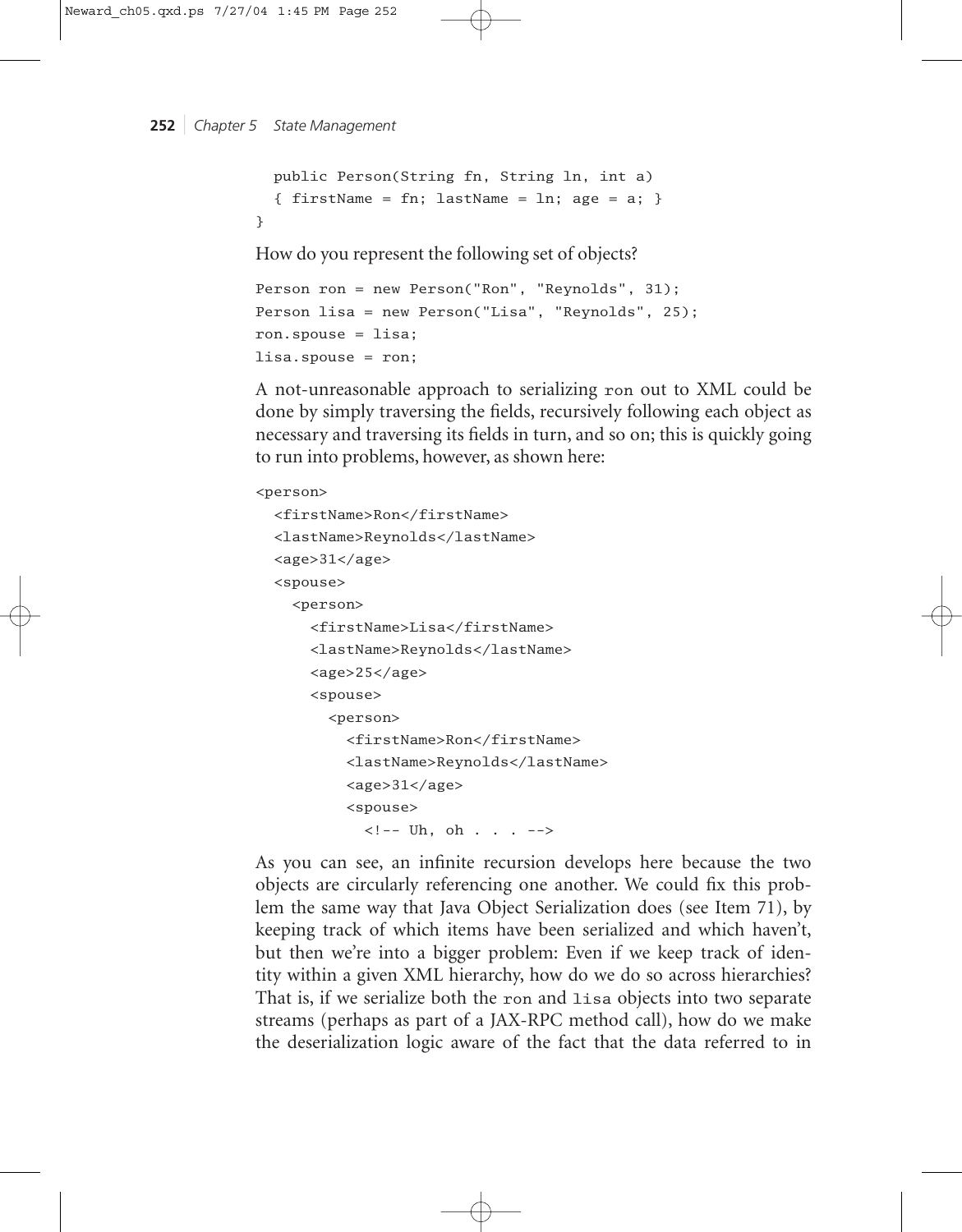```
  public Person(String fn, String ln, int a)
  { firstName = fn; lastName = ln; age = a; }
}
```

How do you represent the following set of objects?

```
Person ron = new Person("Ron", "Reynolds", 31);
Person lisa = new Person("Lisa", "Reynolds", 25);
ron.spouse = lisa;
lisa.spouse = ron;
```

A not-unreasonable approach to serializing `ron` out to XML could be done by simply traversing the fields, recursively following each object as necessary and traversing its fields in turn, and so on; this is quickly going to run into problems, however, as shown here:

```
<person>
  <firstName>Ron</firstName>
  <lastName>Reynolds</lastName>
  <age>31</age>
  <spouse>
    <person>
      <firstName>Lisa</firstName>
      <lastName>Reynolds</lastName>
      <age>25</age>
      <spouse>
        <person>
          <firstName>Ron</firstName>
          <lastName>Reynolds</lastName>
          <age>31</age>
          <spouse>
            <!-- Uh, oh . . . -->
```

As you can see, an infinite recursion develops here because the two objects are circularly referencing one another. We could fix this problem the same way that Java Object Serialization does (see Item 71), by keeping track of which items have been serialized and which haven't, but then we're into a bigger problem: Even if we keep track of identity within a given XML hierarchy, how do we do so across hierarchies? That is, if we serialize both the `ron` and `lisa` objects into two separate streams (perhaps as part of a JAX-RPC method call), how do we make the deserialization logic aware of the fact that the data referred to in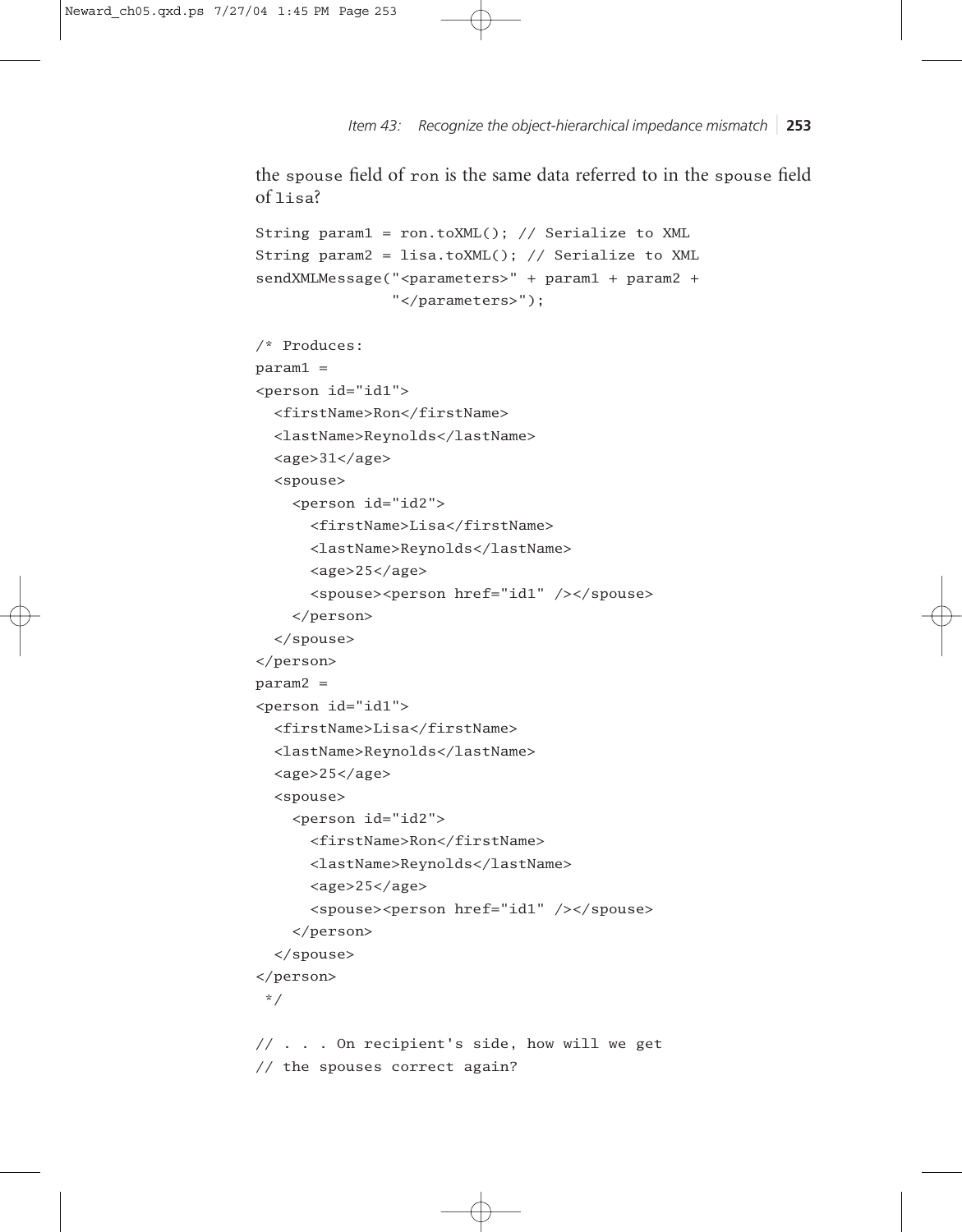the `spouse` field of `ron` is the same data referred to in the `spouse` field of `lisa`?

```
String param1 = ron.toXML(); // Serialize to XML
String param2 = lisa.toXML(); // Serialize to XML
sendXMLMessage("<parameters>" + param1 + param2 +
               "</parameters>");

/* Produces:
param1 =
<person id="id1">
  <firstName>Ron</firstName>
  <lastName>Reynolds</lastName>
  <age>31</age>
  <spouse>
    <person id="id2">
      <firstName>Lisa</firstName>
      <lastName>Reynolds</lastName>
      <age>25</age>
      <spouse><person href="id1" /></spouse>
    </person>
  </spouse>
</person>
param2 =
<person id="id1">
  <firstName>Lisa</firstName>
  <lastName>Reynolds</lastName>
  <age>25</age>
  <spouse>
    <person id="id2">
      <firstName>Ron</firstName>
      <lastName>Reynolds</lastName>
      <age>25</age>
      <spouse><person href="id1" /></spouse>
    </person>
  </spouse>
</person>
 */

// . . . On recipient's side, how will we get
// the spouses correct again?
```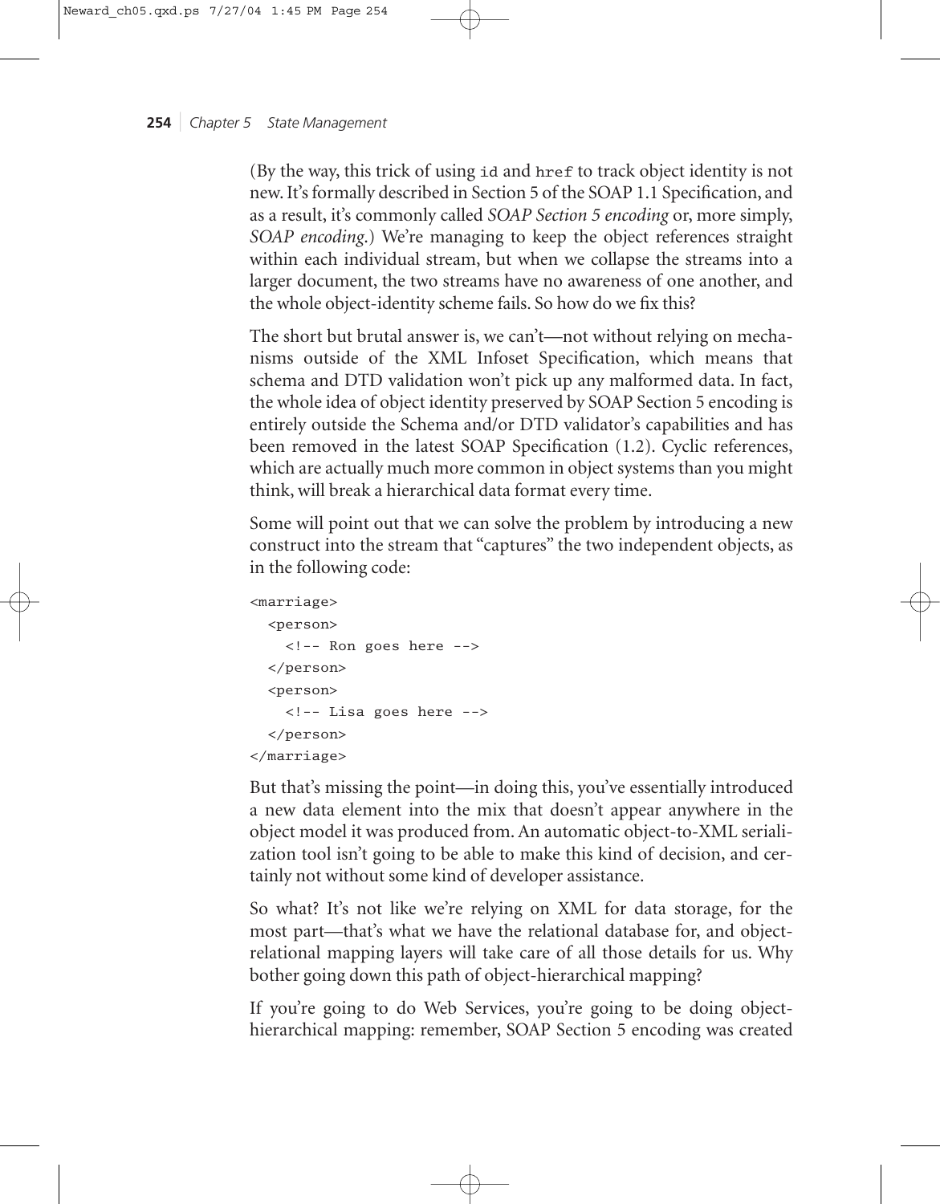(By the way, this trick of using `id` and `href` to track object identity is not new. It's formally described in Section 5 of the SOAP 1.1 Specification, and as a result, it's commonly called *SOAP Section 5 encoding* or, more simply, *SOAP encoding*.) We're managing to keep the object references straight within each individual stream, but when we collapse the streams into a larger document, the two streams have no awareness of one another, and the whole object-identity scheme fails. So how do we fix this?

The short but brutal answer is, we can't—not without relying on mechanisms outside of the XML Infoset Specification, which means that schema and DTD validation won't pick up any malformed data. In fact, the whole idea of object identity preserved by SOAP Section 5 encoding is entirely outside the Schema and/or DTD validator's capabilities and has been removed in the latest SOAP Specification (1.2). Cyclic references, which are actually much more common in object systems than you might think, will break a hierarchical data format every time.

Some will point out that we can solve the problem by introducing a new construct into the stream that "captures" the two independent objects, as in the following code:

```
<marriage>
  <person>
    <!-- Ron goes here -->
  </person>
  <person>
    <!-- Lisa goes here -->
  </person>
</marriage>
```

But that's missing the point—in doing this, you've essentially introduced a new data element into the mix that doesn't appear anywhere in the object model it was produced from. An automatic object-to-XML serialization tool isn't going to be able to make this kind of decision, and certainly not without some kind of developer assistance.

So what? It's not like we're relying on XML for data storage, for the most part—that's what we have the relational database for, and object-relational mapping layers will take care of all those details for us. Why bother going down this path of object-hierarchical mapping?

If you're going to do Web Services, you're going to be doing object-hierarchical mapping: remember, SOAP Section 5 encoding was created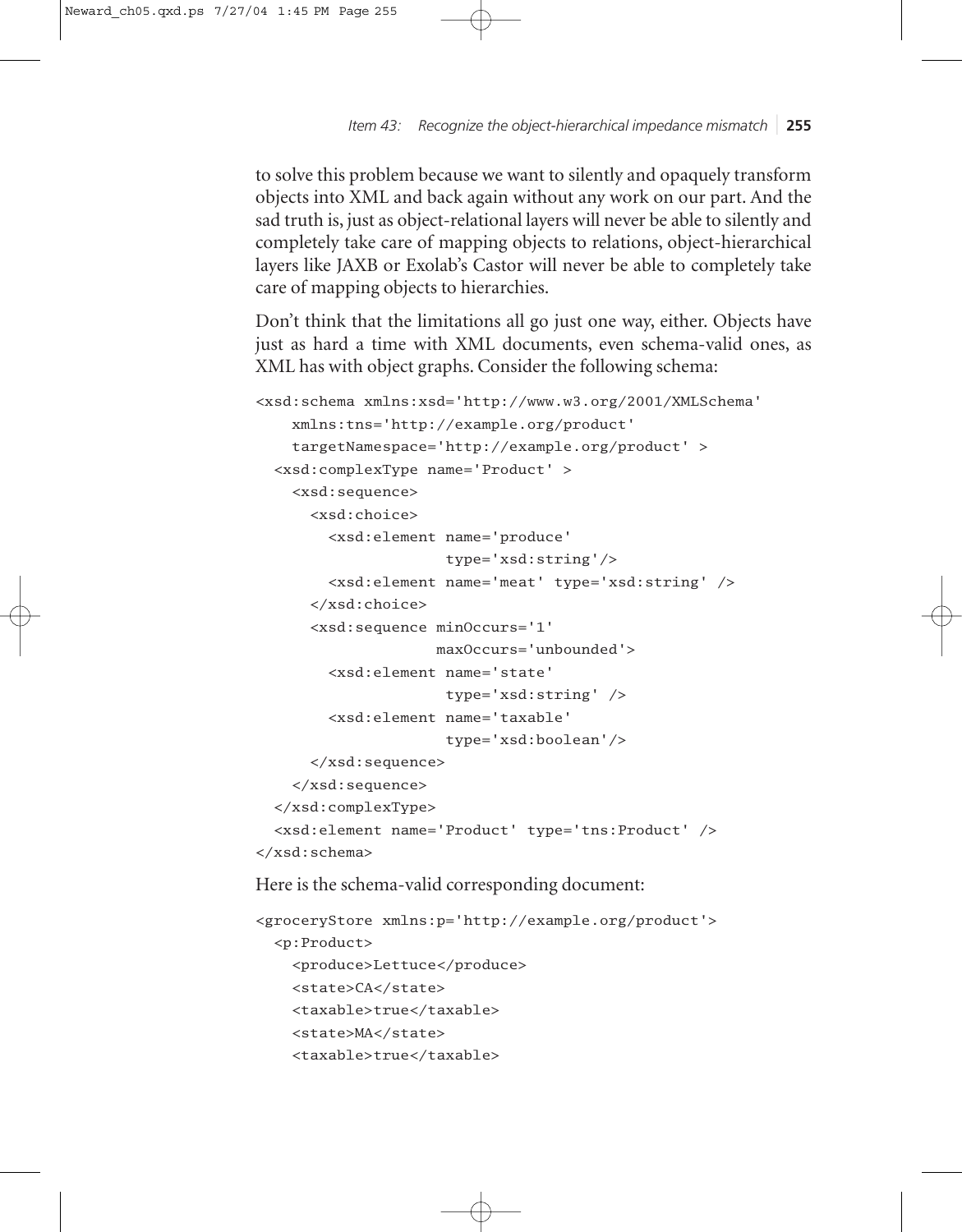to solve this problem because we want to silently and opaquely transform objects into XML and back again without any work on our part. And the sad truth is, just as object-relational layers will never be able to silently and completely take care of mapping objects to relations, object-hierarchical layers like JAXB or Exolab's Castor will never be able to completely take care of mapping objects to hierarchies.

Don't think that the limitations all go just one way, either. Objects have just as hard a time with XML documents, even schema-valid ones, as XML has with object graphs. Consider the following schema:

```
<xsd:schema xmlns:xsd='http://www.w3.org/2001/XMLSchema'
    xmlns:tns='http://example.org/product'
    targetNamespace='http://example.org/product' >
  <xsd:complexType name='Product' >
    <xsd:sequence>
      <xsd:choice>
        <xsd:element name='produce'
                     type='xsd:string'/>
        <xsd:element name='meat' type='xsd:string' />
      </xsd:choice>
      <xsd:sequence minOccurs='1'
                    maxOccurs='unbounded'>
        <xsd:element name='state'
                     type='xsd:string' />
        <xsd:element name='taxable'
                     type='xsd:boolean'/>
      </xsd:sequence>
    </xsd:sequence>
  </xsd:complexType>
  <xsd:element name='Product' type='tns:Product' />
</xsd:schema>
```

Here is the schema-valid corresponding document:

```
<groceryStore xmlns:p='http://example.org/product'>
  <p:Product>
    <produce>Lettuce</produce>
    <state>CA</state>
    <taxable>true</taxable>
    <state>MA</state>
    <taxable>true</taxable>
```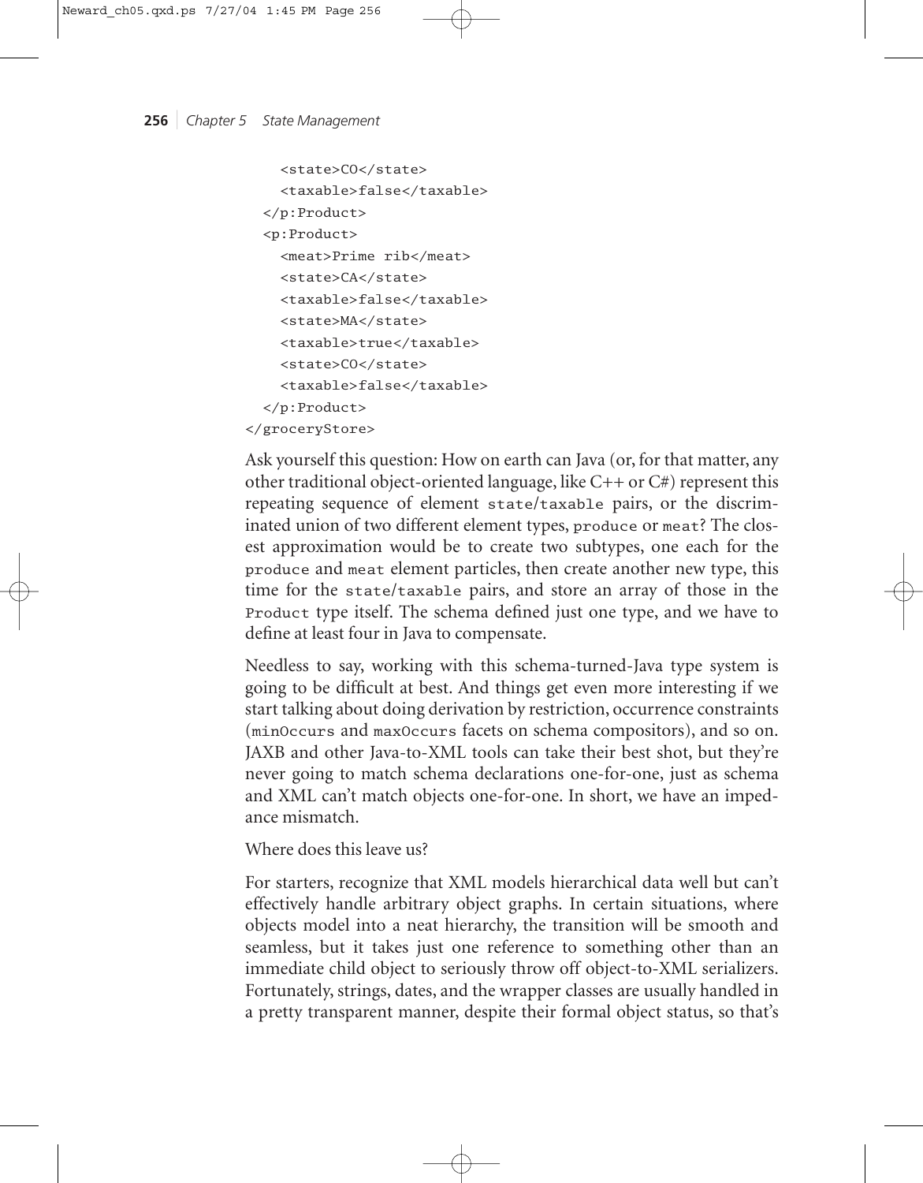```
    <state>CO</state>
    <taxable>false</taxable>
  </p:Product>
  <p:Product>
    <meat>Prime rib</meat>
    <state>CA</state>
    <taxable>false</taxable>
    <state>MA</state>
    <taxable>true</taxable>
    <state>CO</state>
    <taxable>false</taxable>
  </p:Product>
</groceryStore>
```

Ask yourself this question: How on earth can Java (or, for that matter, any other traditional object-oriented language, like C++ or C#) represent this repeating sequence of element `state`/`taxable` pairs, or the discriminated union of two different element types, `produce` or `meat`? The closest approximation would be to create two subtypes, one each for the `produce` and `meat` element particles, then create another new type, this time for the `state`/`taxable` pairs, and store an array of those in the `Product` type itself. The schema defined just one type, and we have to define at least four in Java to compensate.

Needless to say, working with this schema-turned-Java type system is going to be difficult at best. And things get even more interesting if we start talking about doing derivation by restriction, occurrence constraints (`minOccurs` and `maxOccurs` facets on schema compositors), and so on. JAXB and other Java-to-XML tools can take their best shot, but they're never going to match schema declarations one-for-one, just as schema and XML can't match objects one-for-one. In short, we have an impedance mismatch.

Where does this leave us?

For starters, recognize that XML models hierarchical data well but can't effectively handle arbitrary object graphs. In certain situations, where objects model into a neat hierarchy, the transition will be smooth and seamless, but it takes just one reference to something other than an immediate child object to seriously throw off object-to-XML serializers. Fortunately, strings, dates, and the wrapper classes are usually handled in a pretty transparent manner, despite their formal object status, so that's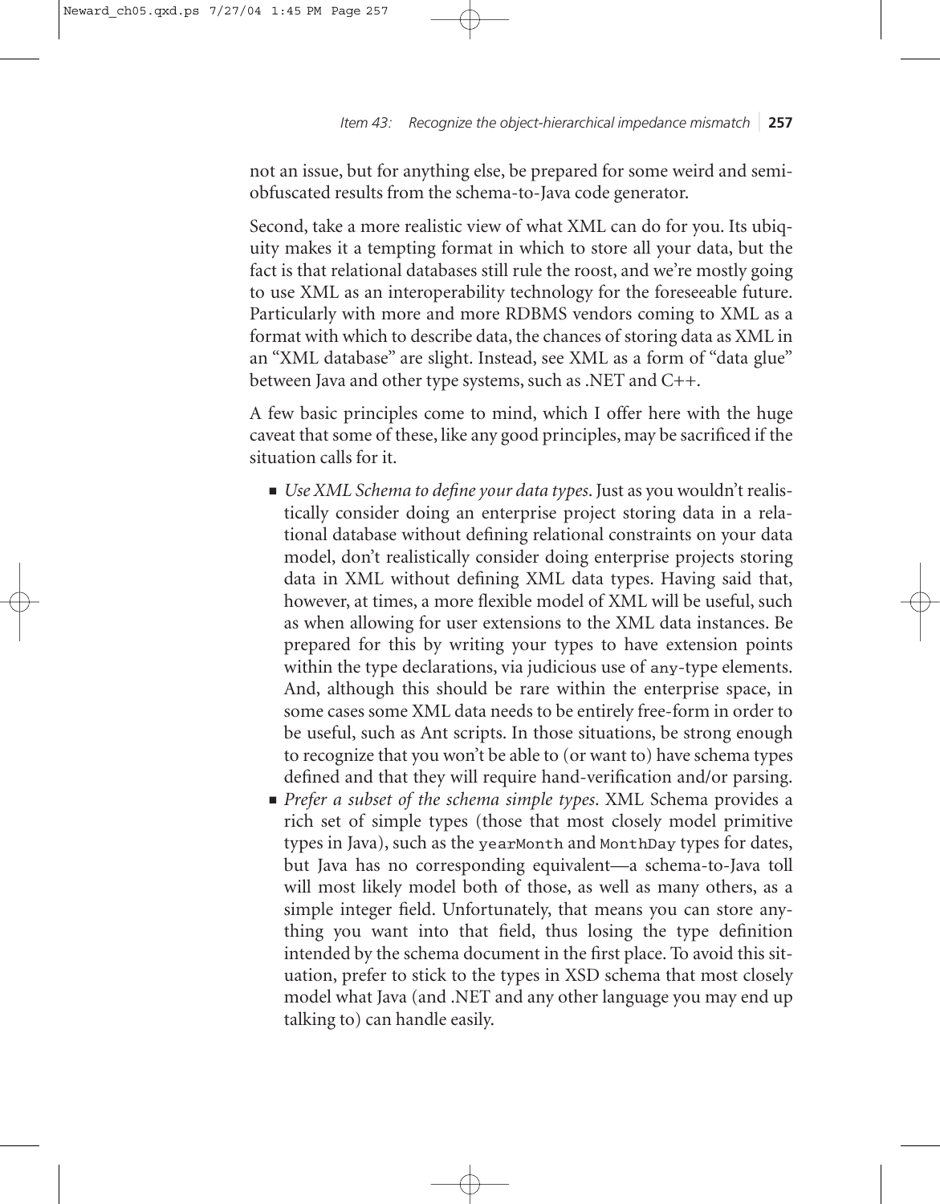not an issue, but for anything else, be prepared for some weird and semi-obfuscated results from the schema-to-Java code generator.

Second, take a more realistic view of what XML can do for you. Its ubiquity makes it a tempting format in which to store all your data, but the fact is that relational databases still rule the roost, and we're mostly going to use XML as an interoperability technology for the foreseeable future. Particularly with more and more RDBMS vendors coming to XML as a format with which to describe data, the chances of storing data as XML in an "XML database" are slight. Instead, see XML as a form of "data glue" between Java and other type systems, such as .NET and C++.

A few basic principles come to mind, which I offer here with the huge caveat that some of these, like any good principles, may be sacrificed if the situation calls for it.

- *Use XML Schema to define your data types.* Just as you wouldn't realistically consider doing an enterprise project storing data in a relational database without defining relational constraints on your data model, don't realistically consider doing enterprise projects storing data in XML without defining XML data types. Having said that, however, at times, a more flexible model of XML will be useful, such as when allowing for user extensions to the XML data instances. Be prepared for this by writing your types to have extension points within the type declarations, via judicious use of `any`-type elements. And, although this should be rare within the enterprise space, in some cases some XML data needs to be entirely free-form in order to be useful, such as Ant scripts. In those situations, be strong enough to recognize that you won't be able to (or want to) have schema types defined and that they will require hand-verification and/or parsing.
- *Prefer a subset of the schema simple types.* XML Schema provides a rich set of simple types (those that most closely model primitive types in Java), such as the `yearMonth` and `MonthDay` types for dates, but Java has no corresponding equivalent—a schema-to-Java toll will most likely model both of those, as well as many others, as a simple integer field. Unfortunately, that means you can store anything you want into that field, thus losing the type definition intended by the schema document in the first place. To avoid this situation, prefer to stick to the types in XSD schema that most closely model what Java (and .NET and any other language you may end up talking to) can handle easily.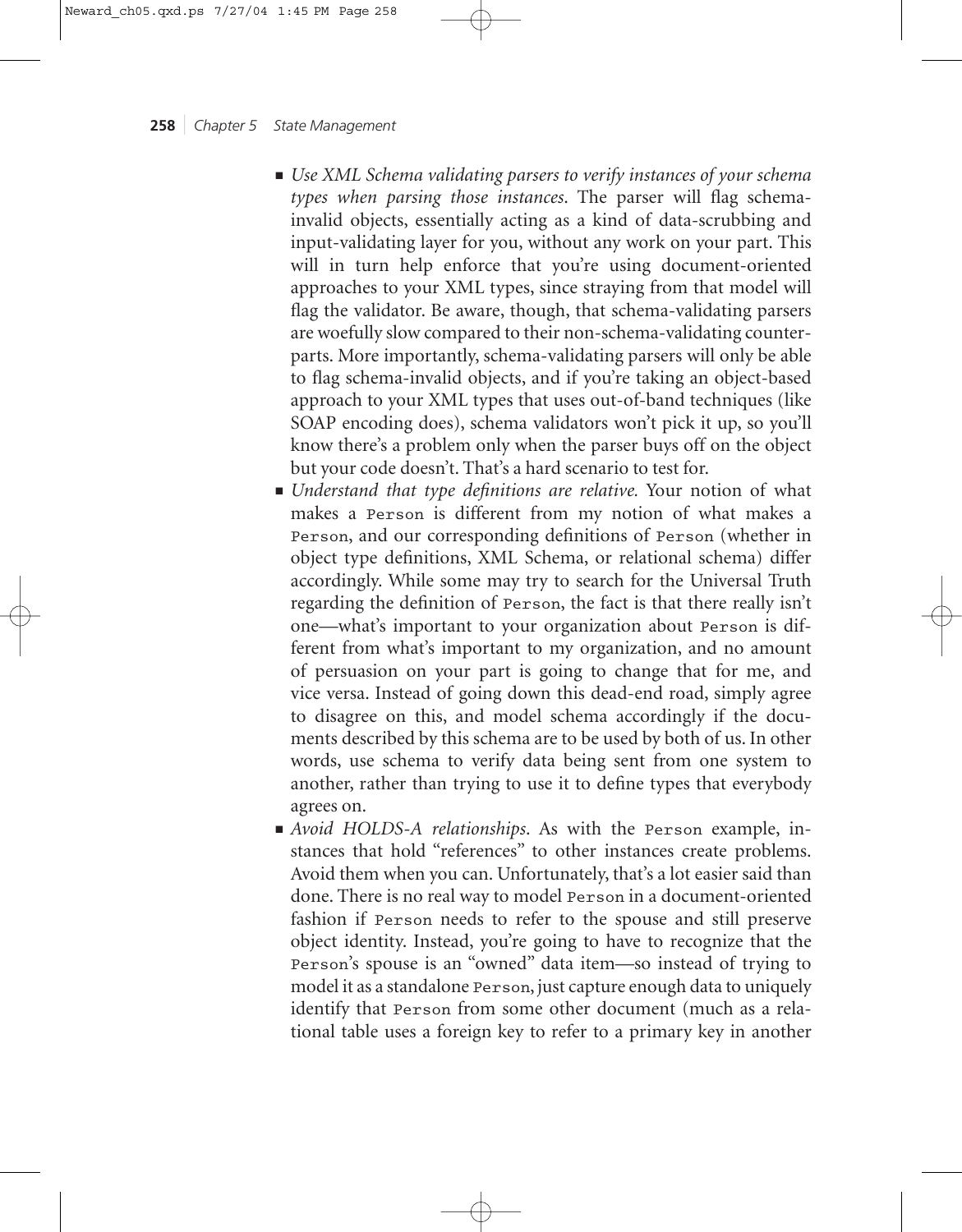- *Use XML Schema validating parsers to verify instances of your schema types when parsing those instances.* The parser will flag schema-invalid objects, essentially acting as a kind of data-scrubbing and input-validating layer for you, without any work on your part. This will in turn help enforce that you're using document-oriented approaches to your XML types, since straying from that model will flag the validator. Be aware, though, that schema-validating parsers are woefully slow compared to their non-schema-validating counterparts. More importantly, schema-validating parsers will only be able to flag schema-invalid objects, and if you're taking an object-based approach to your XML types that uses out-of-band techniques (like SOAP encoding does), schema validators won't pick it up, so you'll know there's a problem only when the parser buys off on the object but your code doesn't. That's a hard scenario to test for.
- *Understand that type definitions are relative.* Your notion of what makes a `Person` is different from my notion of what makes a `Person`, and our corresponding definitions of `Person` (whether in object type definitions, XML Schema, or relational schema) differ accordingly. While some may try to search for the Universal Truth regarding the definition of `Person`, the fact is that there really isn't one—what's important to your organization about `Person` is different from what's important to my organization, and no amount of persuasion on your part is going to change that for me, and vice versa. Instead of going down this dead-end road, simply agree to disagree on this, and model schema accordingly if the documents described by this schema are to be used by both of us. In other words, use schema to verify data being sent from one system to another, rather than trying to use it to define types that everybody agrees on.
- *Avoid HOLDS-A relationships.* As with the `Person` example, instances that hold "references" to other instances create problems. Avoid them when you can. Unfortunately, that's a lot easier said than done. There is no real way to model `Person` in a document-oriented fashion if `Person` needs to refer to the spouse and still preserve object identity. Instead, you're going to have to recognize that the `Person`'s spouse is an "owned" data item—so instead of trying to model it as a standalone `Person`, just capture enough data to uniquely identify that `Person` from some other document (much as a relational table uses a foreign key to refer to a primary key in another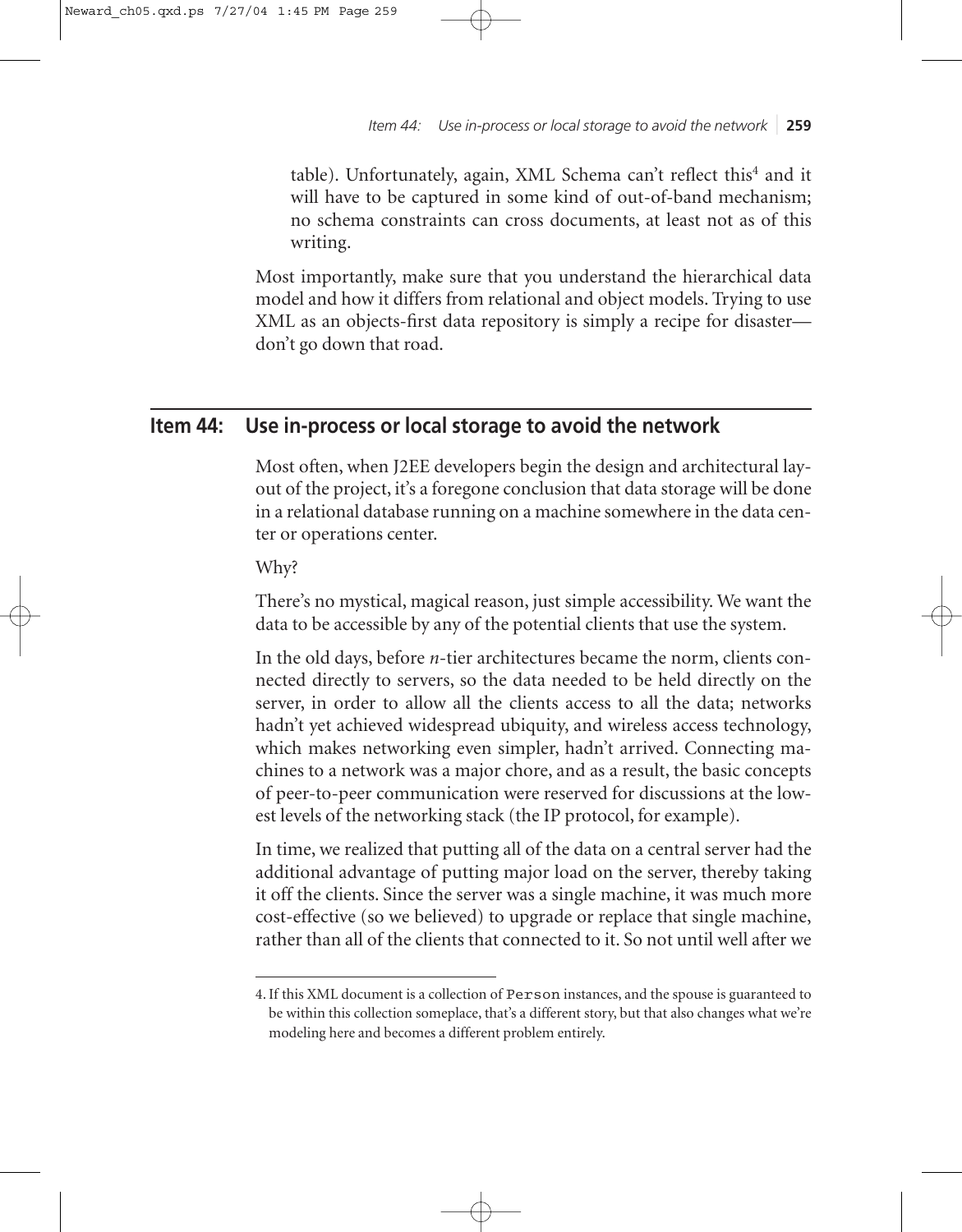table). Unfortunately, again, XML Schema can't reflect this[4] and it will have to be captured in some kind of out-of-band mechanism; no schema constraints can cross documents, at least not as of this writing.

Most importantly, make sure that you understand the hierarchical data model and how it differs from relational and object models. Trying to use XML as an objects-first data repository is simply a recipe for disaster—don't go down that road.

## Item 44: Use in-process or local storage to avoid the network

Most often, when J2EE developers begin the design and architectural layout of the project, it's a foregone conclusion that data storage will be done in a relational database running on a machine somewhere in the data center or operations center.

Why?

There's no mystical, magical reason, just simple accessibility. We want the data to be accessible by any of the potential clients that use the system.

In the old days, before *n*-tier architectures became the norm, clients connected directly to servers, so the data needed to be held directly on the server, in order to allow all the clients access to all the data; networks hadn't yet achieved widespread ubiquity, and wireless access technology, which makes networking even simpler, hadn't arrived. Connecting machines to a network was a major chore, and as a result, the basic concepts of peer-to-peer communication were reserved for discussions at the lowest levels of the networking stack (the IP protocol, for example).

In time, we realized that putting all of the data on a central server had the additional advantage of putting major load on the server, thereby taking it off the clients. Since the server was a single machine, it was much more cost-effective (so we believed) to upgrade or replace that single machine, rather than all of the clients that connected to it. So not until well after we

---

4. If this XML document is a collection of `Person` instances, and the spouse is guaranteed to be within this collection someplace, that's a different story, but that also changes what we're modeling here and becomes a different problem entirely.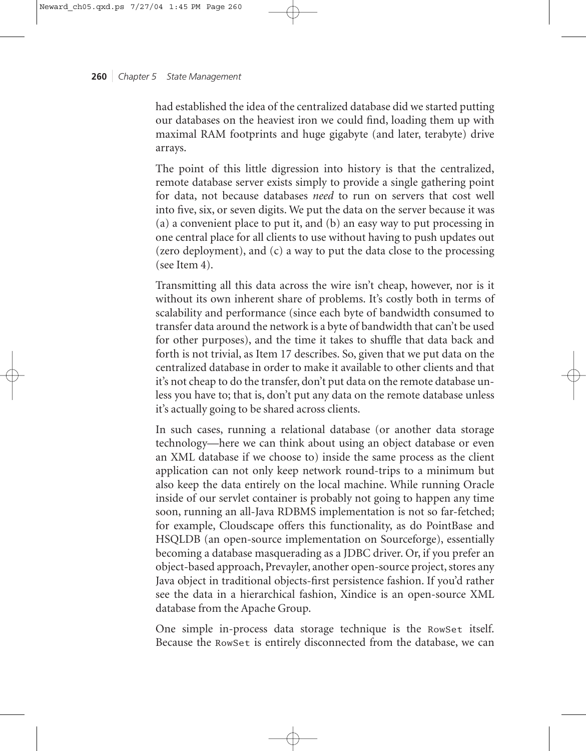had established the idea of the centralized database did we started putting our databases on the heaviest iron we could find, loading them up with maximal RAM footprints and huge gigabyte (and later, terabyte) drive arrays.

The point of this little digression into history is that the centralized, remote database server exists simply to provide a single gathering point for data, not because databases *need* to run on servers that cost well into five, six, or seven digits. We put the data on the server because it was (a) a convenient place to put it, and (b) an easy way to put processing in one central place for all clients to use without having to push updates out (zero deployment), and (c) a way to put the data close to the processing (see Item 4).

Transmitting all this data across the wire isn't cheap, however, nor is it without its own inherent share of problems. It's costly both in terms of scalability and performance (since each byte of bandwidth consumed to transfer data around the network is a byte of bandwidth that can't be used for other purposes), and the time it takes to shuffle that data back and forth is not trivial, as Item 17 describes. So, given that we put data on the centralized database in order to make it available to other clients and that it's not cheap to do the transfer, don't put data on the remote database unless you have to; that is, don't put any data on the remote database unless it's actually going to be shared across clients.

In such cases, running a relational database (or another data storage technology—here we can think about using an object database or even an XML database if we choose to) inside the same process as the client application can not only keep network round-trips to a minimum but also keep the data entirely on the local machine. While running Oracle inside of our servlet container is probably not going to happen any time soon, running an all-Java RDBMS implementation is not so far-fetched; for example, Cloudscape offers this functionality, as do PointBase and HSQLDB (an open-source implementation on Sourceforge), essentially becoming a database masquerading as a JDBC driver. Or, if you prefer an object-based approach, Prevayler, another open-source project, stores any Java object in traditional objects-first persistence fashion. If you'd rather see the data in a hierarchical fashion, Xindice is an open-source XML database from the Apache Group.

One simple in-process data storage technique is the `RowSet` itself. Because the `RowSet` is entirely disconnected from the database, we can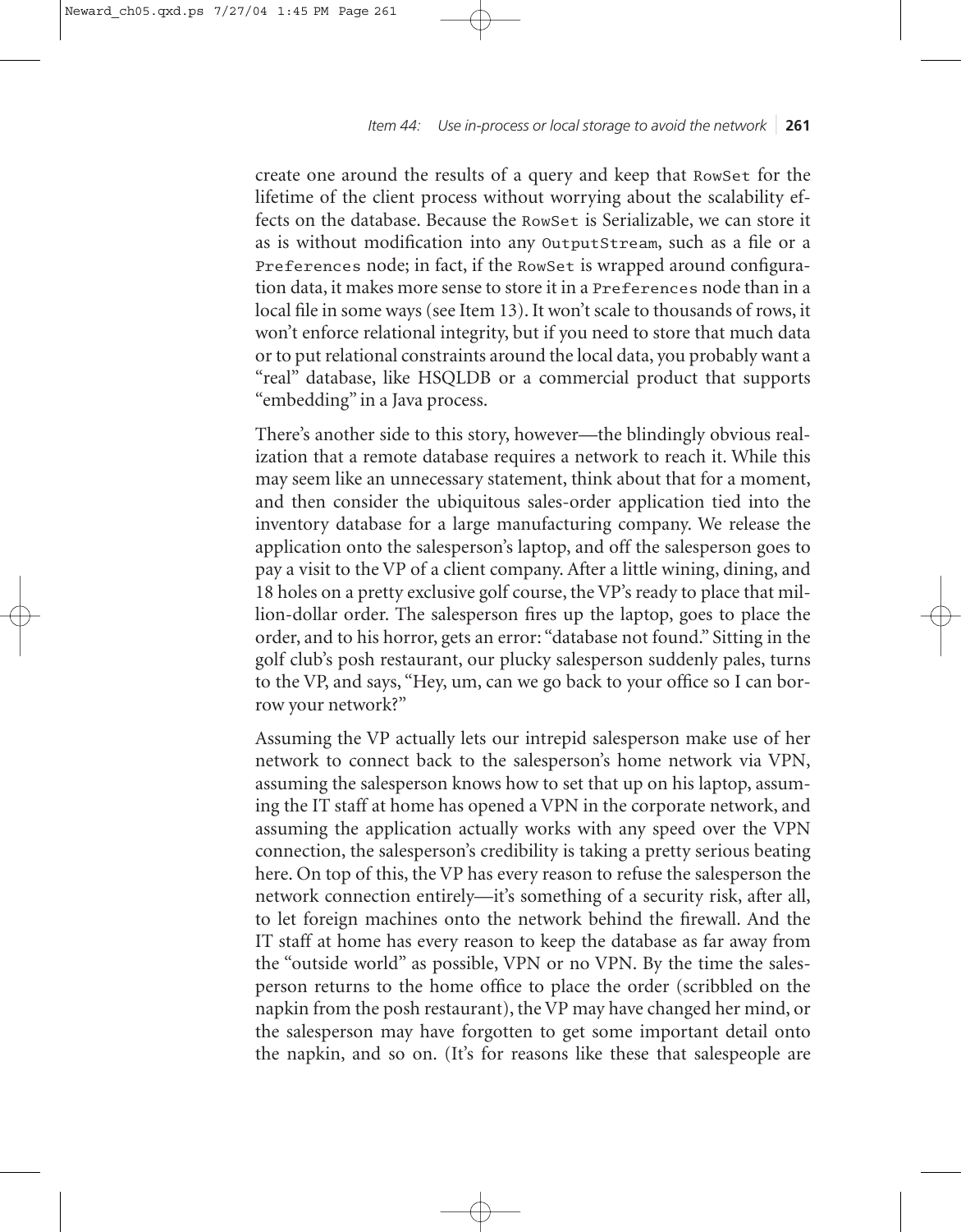create one around the results of a query and keep that `RowSet` for the lifetime of the client process without worrying about the scalability effects on the database. Because the `RowSet` is Serializable, we can store it as is without modification into any `OutputStream`, such as a file or a `Preferences` node; in fact, if the `RowSet` is wrapped around configuration data, it makes more sense to store it in a `Preferences` node than in a local file in some ways (see Item 13). It won't scale to thousands of rows, it won't enforce relational integrity, but if you need to store that much data or to put relational constraints around the local data, you probably want a "real" database, like HSQLDB or a commercial product that supports "embedding" in a Java process.

There's another side to this story, however—the blindingly obvious realization that a remote database requires a network to reach it. While this may seem like an unnecessary statement, think about that for a moment, and then consider the ubiquitous sales-order application tied into the inventory database for a large manufacturing company. We release the application onto the salesperson's laptop, and off the salesperson goes to pay a visit to the VP of a client company. After a little wining, dining, and 18 holes on a pretty exclusive golf course, the VP's ready to place that million-dollar order. The salesperson fires up the laptop, goes to place the order, and to his horror, gets an error: "database not found." Sitting in the golf club's posh restaurant, our plucky salesperson suddenly pales, turns to the VP, and says, "Hey, um, can we go back to your office so I can borrow your network?"

Assuming the VP actually lets our intrepid salesperson make use of her network to connect back to the salesperson's home network via VPN, assuming the salesperson knows how to set that up on his laptop, assuming the IT staff at home has opened a VPN in the corporate network, and assuming the application actually works with any speed over the VPN connection, the salesperson's credibility is taking a pretty serious beating here. On top of this, the VP has every reason to refuse the salesperson the network connection entirely—it's something of a security risk, after all, to let foreign machines onto the network behind the firewall. And the IT staff at home has every reason to keep the database as far away from the "outside world" as possible, VPN or no VPN. By the time the salesperson returns to the home office to place the order (scribbled on the napkin from the posh restaurant), the VP may have changed her mind, or the salesperson may have forgotten to get some important detail onto the napkin, and so on. (It's for reasons like these that salespeople are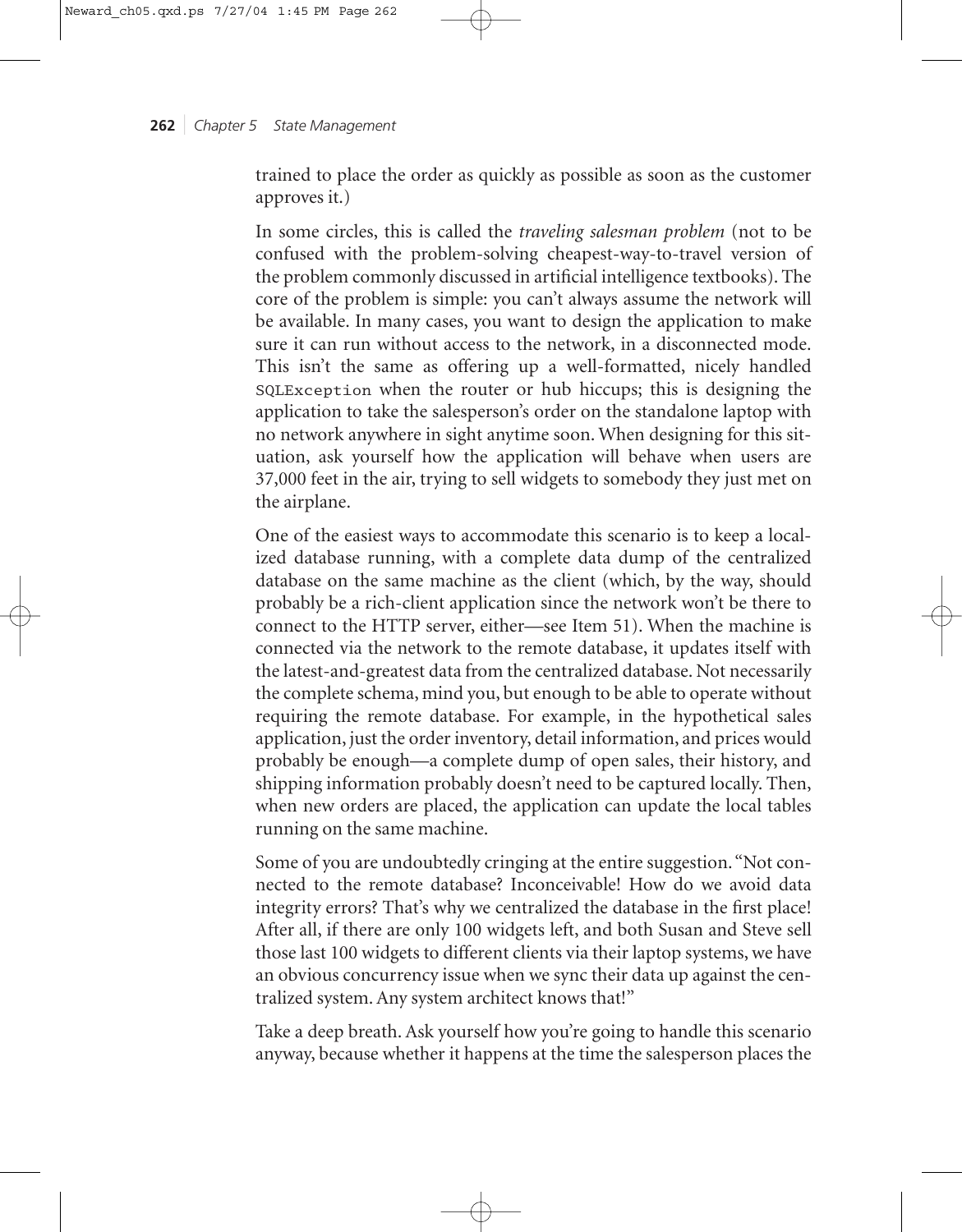trained to place the order as quickly as possible as soon as the customer approves it.)

In some circles, this is called the *traveling salesman problem* (not to be confused with the problem-solving cheapest-way-to-travel version of the problem commonly discussed in artificial intelligence textbooks). The core of the problem is simple: you can't always assume the network will be available. In many cases, you want to design the application to make sure it can run without access to the network, in a disconnected mode. This isn't the same as offering up a well-formatted, nicely handled `SQLException` when the router or hub hiccups; this is designing the application to take the salesperson's order on the standalone laptop with no network anywhere in sight anytime soon. When designing for this situation, ask yourself how the application will behave when users are 37,000 feet in the air, trying to sell widgets to somebody they just met on the airplane.

One of the easiest ways to accommodate this scenario is to keep a localized database running, with a complete data dump of the centralized database on the same machine as the client (which, by the way, should probably be a rich-client application since the network won't be there to connect to the HTTP server, either—see Item 51). When the machine is connected via the network to the remote database, it updates itself with the latest-and-greatest data from the centralized database. Not necessarily the complete schema, mind you, but enough to be able to operate without requiring the remote database. For example, in the hypothetical sales application, just the order inventory, detail information, and prices would probably be enough—a complete dump of open sales, their history, and shipping information probably doesn't need to be captured locally. Then, when new orders are placed, the application can update the local tables running on the same machine.

Some of you are undoubtedly cringing at the entire suggestion. "Not connected to the remote database? Inconceivable! How do we avoid data integrity errors? That's why we centralized the database in the first place! After all, if there are only 100 widgets left, and both Susan and Steve sell those last 100 widgets to different clients via their laptop systems, we have an obvious concurrency issue when we sync their data up against the centralized system. Any system architect knows that!"

Take a deep breath. Ask yourself how you're going to handle this scenario anyway, because whether it happens at the time the salesperson places the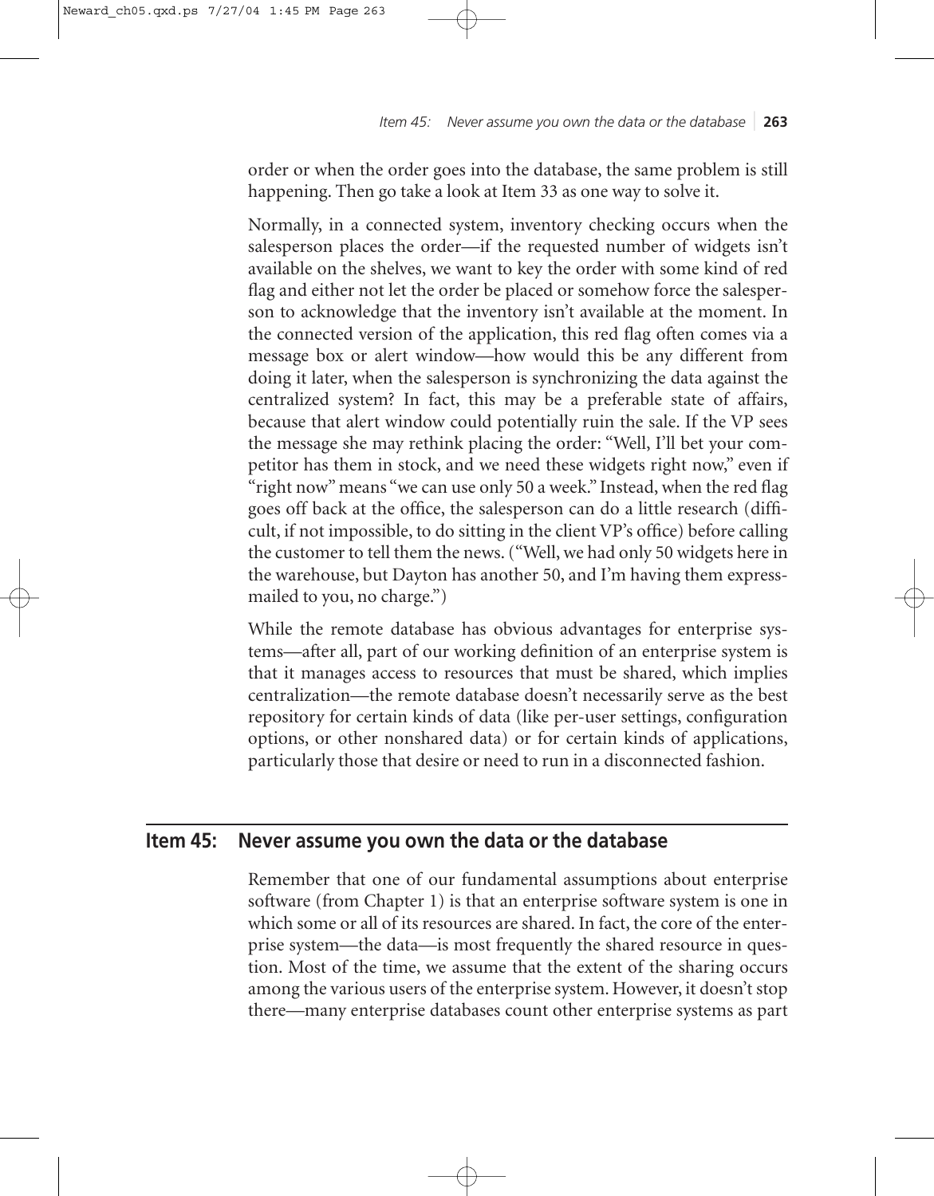order or when the order goes into the database, the same problem is still happening. Then go take a look at Item 33 as one way to solve it.

Normally, in a connected system, inventory checking occurs when the salesperson places the order—if the requested number of widgets isn't available on the shelves, we want to key the order with some kind of red flag and either not let the order be placed or somehow force the salesperson to acknowledge that the inventory isn't available at the moment. In the connected version of the application, this red flag often comes via a message box or alert window—how would this be any different from doing it later, when the salesperson is synchronizing the data against the centralized system? In fact, this may be a preferable state of affairs, because that alert window could potentially ruin the sale. If the VP sees the message she may rethink placing the order: "Well, I'll bet your competitor has them in stock, and we need these widgets right now," even if "right now" means "we can use only 50 a week." Instead, when the red flag goes off back at the office, the salesperson can do a little research (difficult, if not impossible, to do sitting in the client VP's office) before calling the customer to tell them the news. ("Well, we had only 50 widgets here in the warehouse, but Dayton has another 50, and I'm having them express-mailed to you, no charge.")

While the remote database has obvious advantages for enterprise systems—after all, part of our working definition of an enterprise system is that it manages access to resources that must be shared, which implies centralization—the remote database doesn't necessarily serve as the best repository for certain kinds of data (like per-user settings, configuration options, or other nonshared data) or for certain kinds of applications, particularly those that desire or need to run in a disconnected fashion.

## Item 45: Never assume you own the data or the database

Remember that one of our fundamental assumptions about enterprise software (from Chapter 1) is that an enterprise software system is one in which some or all of its resources are shared. In fact, the core of the enterprise system—the data—is most frequently the shared resource in question. Most of the time, we assume that the extent of the sharing occurs among the various users of the enterprise system. However, it doesn't stop there—many enterprise databases count other enterprise systems as part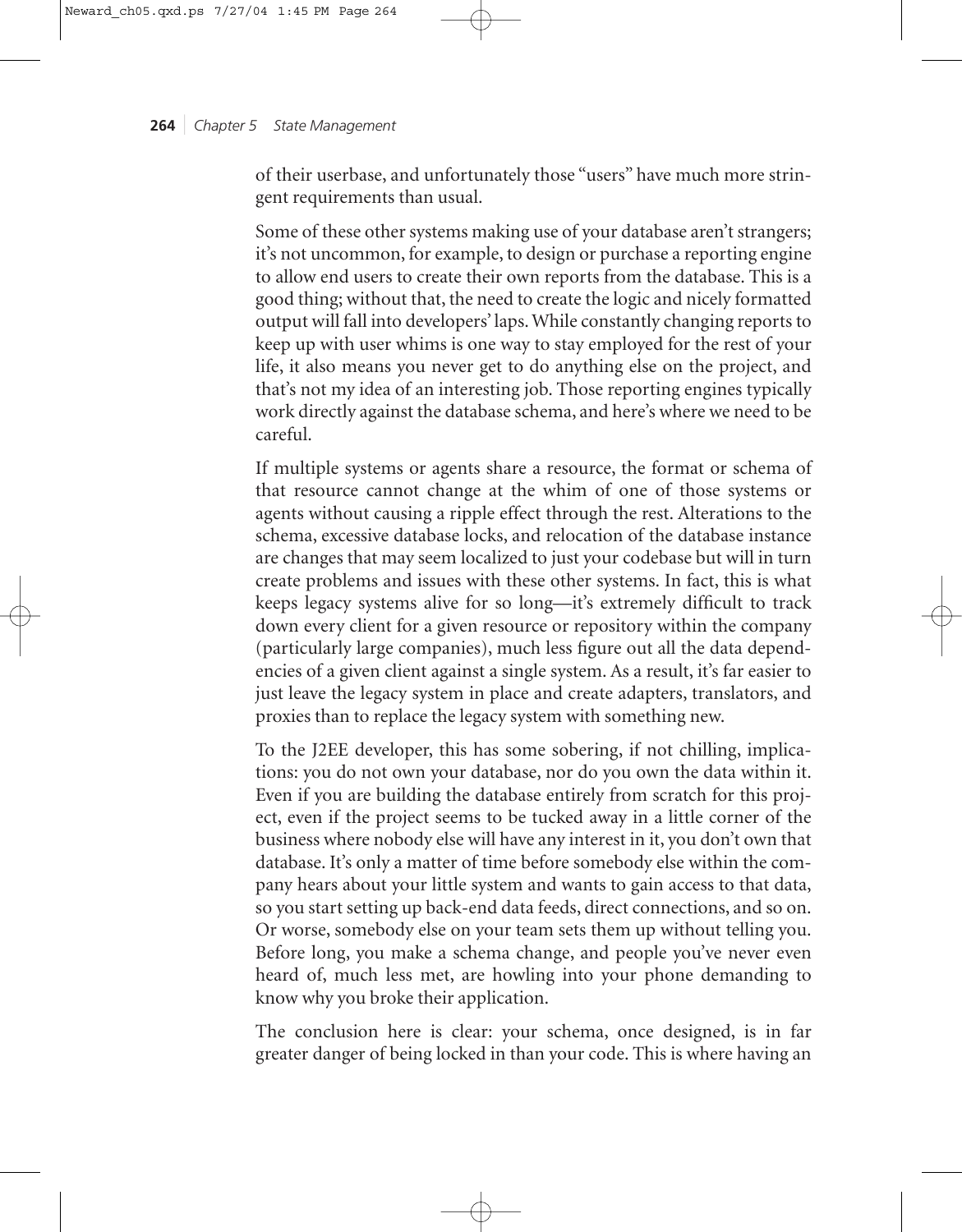of their userbase, and unfortunately those "users" have much more stringent requirements than usual.

Some of these other systems making use of your database aren't strangers; it's not uncommon, for example, to design or purchase a reporting engine to allow end users to create their own reports from the database. This is a good thing; without that, the need to create the logic and nicely formatted output will fall into developers' laps. While constantly changing reports to keep up with user whims is one way to stay employed for the rest of your life, it also means you never get to do anything else on the project, and that's not my idea of an interesting job. Those reporting engines typically work directly against the database schema, and here's where we need to be careful.

If multiple systems or agents share a resource, the format or schema of that resource cannot change at the whim of one of those systems or agents without causing a ripple effect through the rest. Alterations to the schema, excessive database locks, and relocation of the database instance are changes that may seem localized to just your codebase but will in turn create problems and issues with these other systems. In fact, this is what keeps legacy systems alive for so long—it's extremely difficult to track down every client for a given resource or repository within the company (particularly large companies), much less figure out all the data dependencies of a given client against a single system. As a result, it's far easier to just leave the legacy system in place and create adapters, translators, and proxies than to replace the legacy system with something new.

To the J2EE developer, this has some sobering, if not chilling, implications: you do not own your database, nor do you own the data within it. Even if you are building the database entirely from scratch for this project, even if the project seems to be tucked away in a little corner of the business where nobody else will have any interest in it, you don't own that database. It's only a matter of time before somebody else within the company hears about your little system and wants to gain access to that data, so you start setting up back-end data feeds, direct connections, and so on. Or worse, somebody else on your team sets them up without telling you. Before long, you make a schema change, and people you've never even heard of, much less met, are howling into your phone demanding to know why you broke their application.

The conclusion here is clear: your schema, once designed, is in far greater danger of being locked in than your code. This is where having an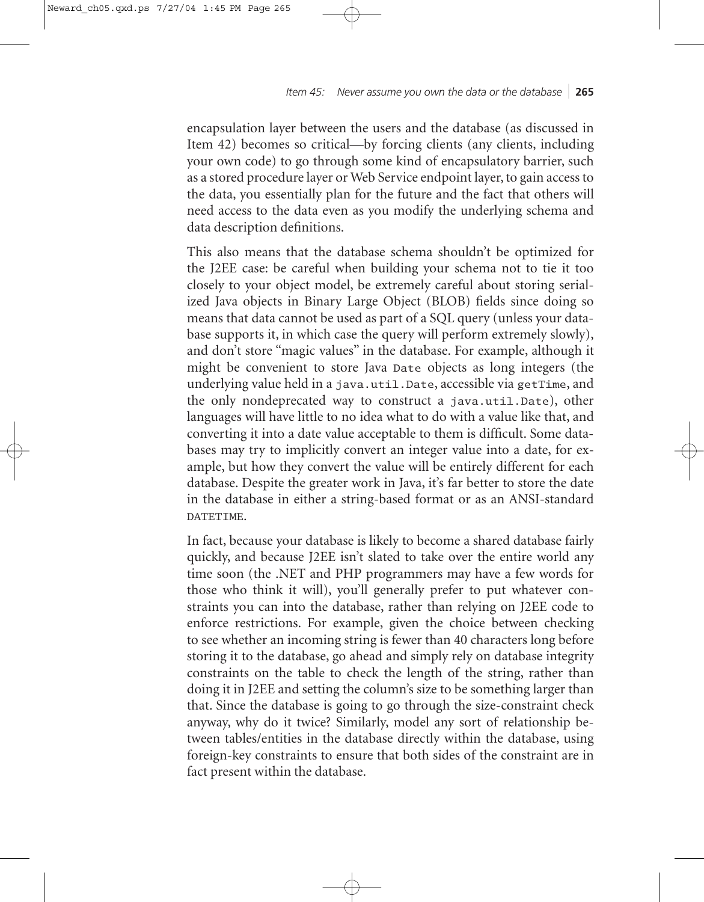encapsulation layer between the users and the database (as discussed in Item 42) becomes so critical—by forcing clients (any clients, including your own code) to go through some kind of encapsulatory barrier, such as a stored procedure layer or Web Service endpoint layer, to gain access to the data, you essentially plan for the future and the fact that others will need access to the data even as you modify the underlying schema and data description definitions.

This also means that the database schema shouldn't be optimized for the J2EE case: be careful when building your schema not to tie it too closely to your object model, be extremely careful about storing serialized Java objects in Binary Large Object (BLOB) fields since doing so means that data cannot be used as part of a SQL query (unless your database supports it, in which case the query will perform extremely slowly), and don't store "magic values" in the database. For example, although it might be convenient to store Java `Date` objects as long integers (the underlying value held in a `java.util.Date`, accessible via `getTime`, and the only nondeprecated way to construct a `java.util.Date`), other languages will have little to no idea what to do with a value like that, and converting it into a date value acceptable to them is difficult. Some databases may try to implicitly convert an integer value into a date, for example, but how they convert the value will be entirely different for each database. Despite the greater work in Java, it's far better to store the date in the database in either a string-based format or as an ANSI-standard `DATETIME`.

In fact, because your database is likely to become a shared database fairly quickly, and because J2EE isn't slated to take over the entire world any time soon (the .NET and PHP programmers may have a few words for those who think it will), you'll generally prefer to put whatever constraints you can into the database, rather than relying on J2EE code to enforce restrictions. For example, given the choice between checking to see whether an incoming string is fewer than 40 characters long before storing it to the database, go ahead and simply rely on database integrity constraints on the table to check the length of the string, rather than doing it in J2EE and setting the column's size to be something larger than that. Since the database is going to go through the size-constraint check anyway, why do it twice? Similarly, model any sort of relationship between tables/entities in the database directly within the database, using foreign-key constraints to ensure that both sides of the constraint are in fact present within the database.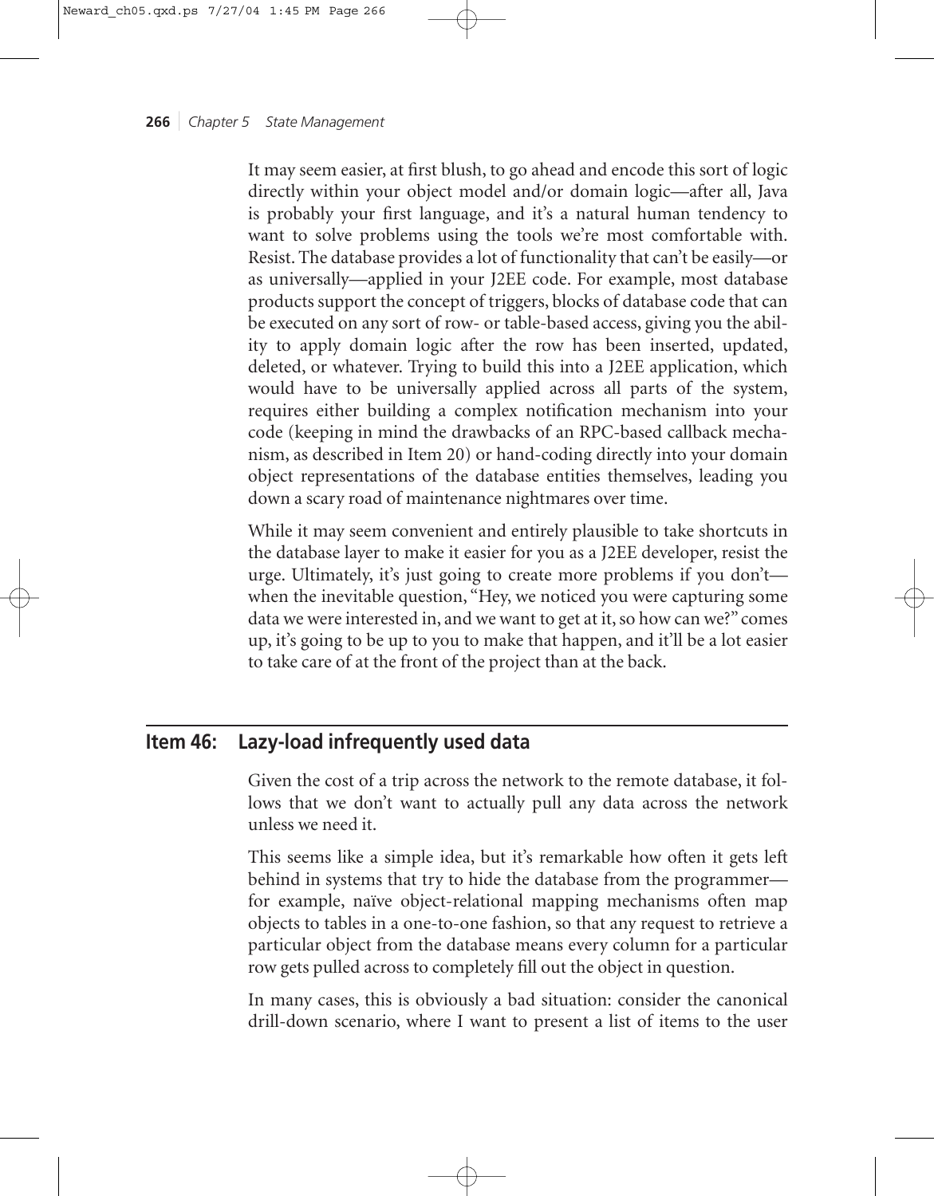It may seem easier, at first blush, to go ahead and encode this sort of logic directly within your object model and/or domain logic—after all, Java is probably your first language, and it's a natural human tendency to want to solve problems using the tools we're most comfortable with. Resist. The database provides a lot of functionality that can't be easily—or as universally—applied in your J2EE code. For example, most database products support the concept of triggers, blocks of database code that can be executed on any sort of row- or table-based access, giving you the ability to apply domain logic after the row has been inserted, updated, deleted, or whatever. Trying to build this into a J2EE application, which would have to be universally applied across all parts of the system, requires either building a complex notification mechanism into your code (keeping in mind the drawbacks of an RPC-based callback mechanism, as described in Item 20) or hand-coding directly into your domain object representations of the database entities themselves, leading you down a scary road of maintenance nightmares over time.

While it may seem convenient and entirely plausible to take shortcuts in the database layer to make it easier for you as a J2EE developer, resist the urge. Ultimately, it's just going to create more problems if you don't—when the inevitable question, "Hey, we noticed you were capturing some data we were interested in, and we want to get at it, so how can we?" comes up, it's going to be up to you to make that happen, and it'll be a lot easier to take care of at the front of the project than at the back.

## Item 46: Lazy-load infrequently used data

Given the cost of a trip across the network to the remote database, it follows that we don't want to actually pull any data across the network unless we need it.

This seems like a simple idea, but it's remarkable how often it gets left behind in systems that try to hide the database from the programmer—for example, naïve object-relational mapping mechanisms often map objects to tables in a one-to-one fashion, so that any request to retrieve a particular object from the database means every column for a particular row gets pulled across to completely fill out the object in question.

In many cases, this is obviously a bad situation: consider the canonical drill-down scenario, where I want to present a list of items to the user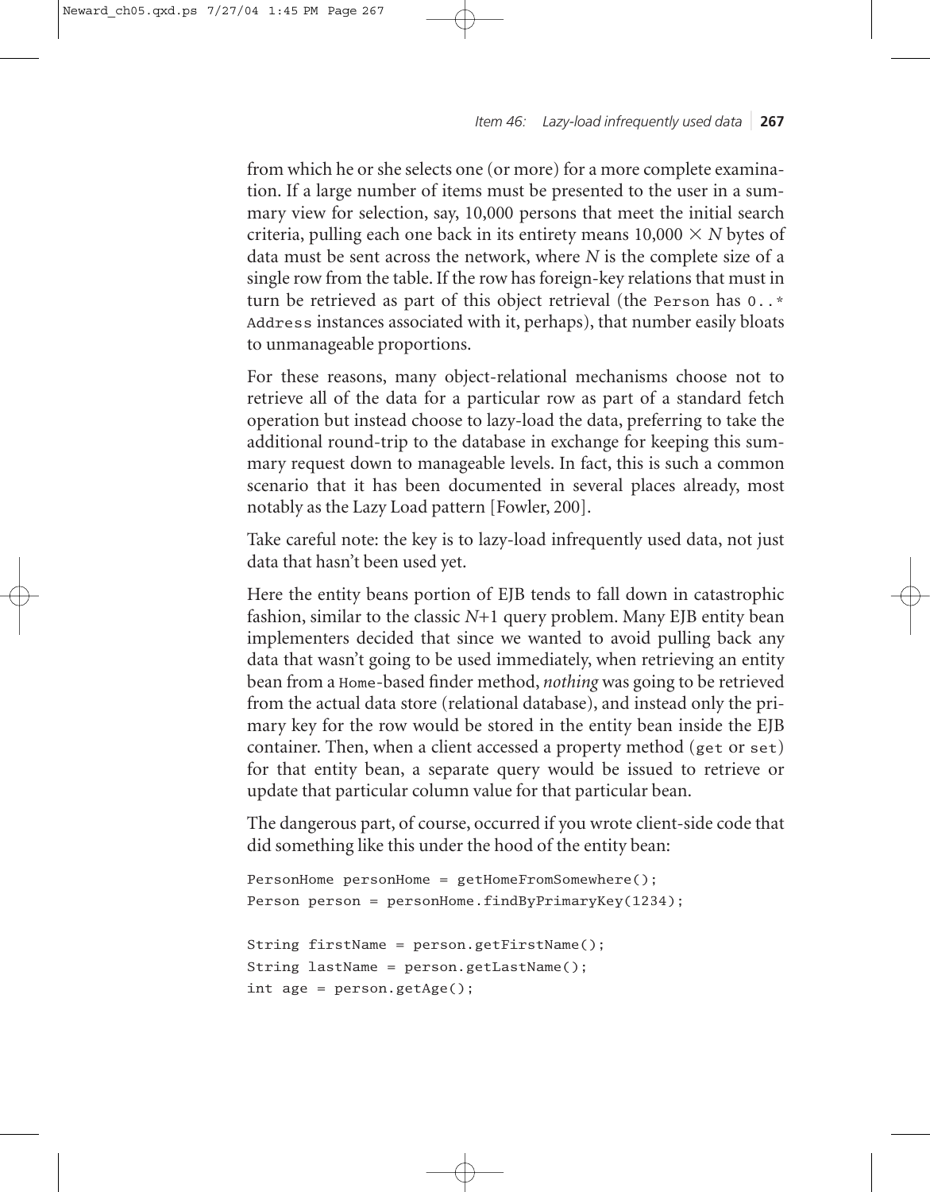from which he or she selects one (or more) for a more complete examination. If a large number of items must be presented to the user in a summary view for selection, say, 10,000 persons that meet the initial search criteria, pulling each one back in its entirety means $10{,}000 \times N$ bytes of data must be sent across the network, where $N$ is the complete size of a single row from the table. If the row has foreign-key relations that must in turn be retrieved as part of this object retrieval (the `Person` has `0..*` `Address` instances associated with it, perhaps), that number easily bloats to unmanageable proportions.

For these reasons, many object-relational mechanisms choose not to retrieve all of the data for a particular row as part of a standard fetch operation but instead choose to lazy-load the data, preferring to take the additional round-trip to the database in exchange for keeping this summary request down to manageable levels. In fact, this is such a common scenario that it has been documented in several places already, most notably as the Lazy Load pattern [Fowler, 200].

Take careful note: the key is to lazy-load infrequently used data, not just data that hasn't been used yet.

Here the entity beans portion of EJB tends to fall down in catastrophic fashion, similar to the classic $N+1$ query problem. Many EJB entity bean implementers decided that since we wanted to avoid pulling back any data that wasn't going to be used immediately, when retrieving an entity bean from a `Home`-based finder method, *nothing* was going to be retrieved from the actual data store (relational database), and instead only the primary key for the row would be stored in the entity bean inside the EJB container. Then, when a client accessed a property method (`get` or `set`) for that entity bean, a separate query would be issued to retrieve or update that particular column value for that particular bean.

The dangerous part, of course, occurred if you wrote client-side code that did something like this under the hood of the entity bean:

```
PersonHome personHome = getHomeFromSomewhere();
Person person = personHome.findByPrimaryKey(1234);

String firstName = person.getFirstName();
String lastName = person.getLastName();
int age = person.getAge();
```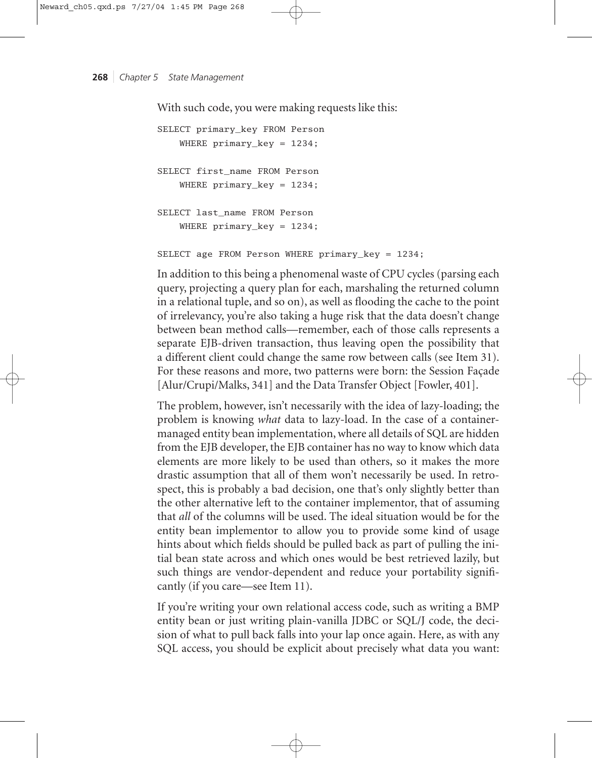With such code, you were making requests like this:

```
SELECT primary_key FROM Person
    WHERE primary_key = 1234;

SELECT first_name FROM Person
    WHERE primary_key = 1234;

SELECT last_name FROM Person
    WHERE primary_key = 1234;

SELECT age FROM Person WHERE primary_key = 1234;
```

In addition to this being a phenomenal waste of CPU cycles (parsing each query, projecting a query plan for each, marshaling the returned column in a relational tuple, and so on), as well as flooding the cache to the point of irrelevancy, you're also taking a huge risk that the data doesn't change between bean method calls—remember, each of those calls represents a separate EJB-driven transaction, thus leaving open the possibility that a different client could change the same row between calls (see Item 31). For these reasons and more, two patterns were born: the Session Façade [Alur/Crupi/Malks, 341] and the Data Transfer Object [Fowler, 401].

The problem, however, isn't necessarily with the idea of lazy-loading; the problem is knowing *what* data to lazy-load. In the case of a container-managed entity bean implementation, where all details of SQL are hidden from the EJB developer, the EJB container has no way to know which data elements are more likely to be used than others, so it makes the more drastic assumption that all of them won't necessarily be used. In retrospect, this is probably a bad decision, one that's only slightly better than the other alternative left to the container implementor, that of assuming that *all* of the columns will be used. The ideal situation would be for the entity bean implementor to allow you to provide some kind of usage hints about which fields should be pulled back as part of pulling the initial bean state across and which ones would be best retrieved lazily, but such things are vendor-dependent and reduce your portability significantly (if you care—see Item 11).

If you're writing your own relational access code, such as writing a BMP entity bean or just writing plain-vanilla JDBC or SQL/J code, the decision of what to pull back falls into your lap once again. Here, as with any SQL access, you should be explicit about precisely what data you want: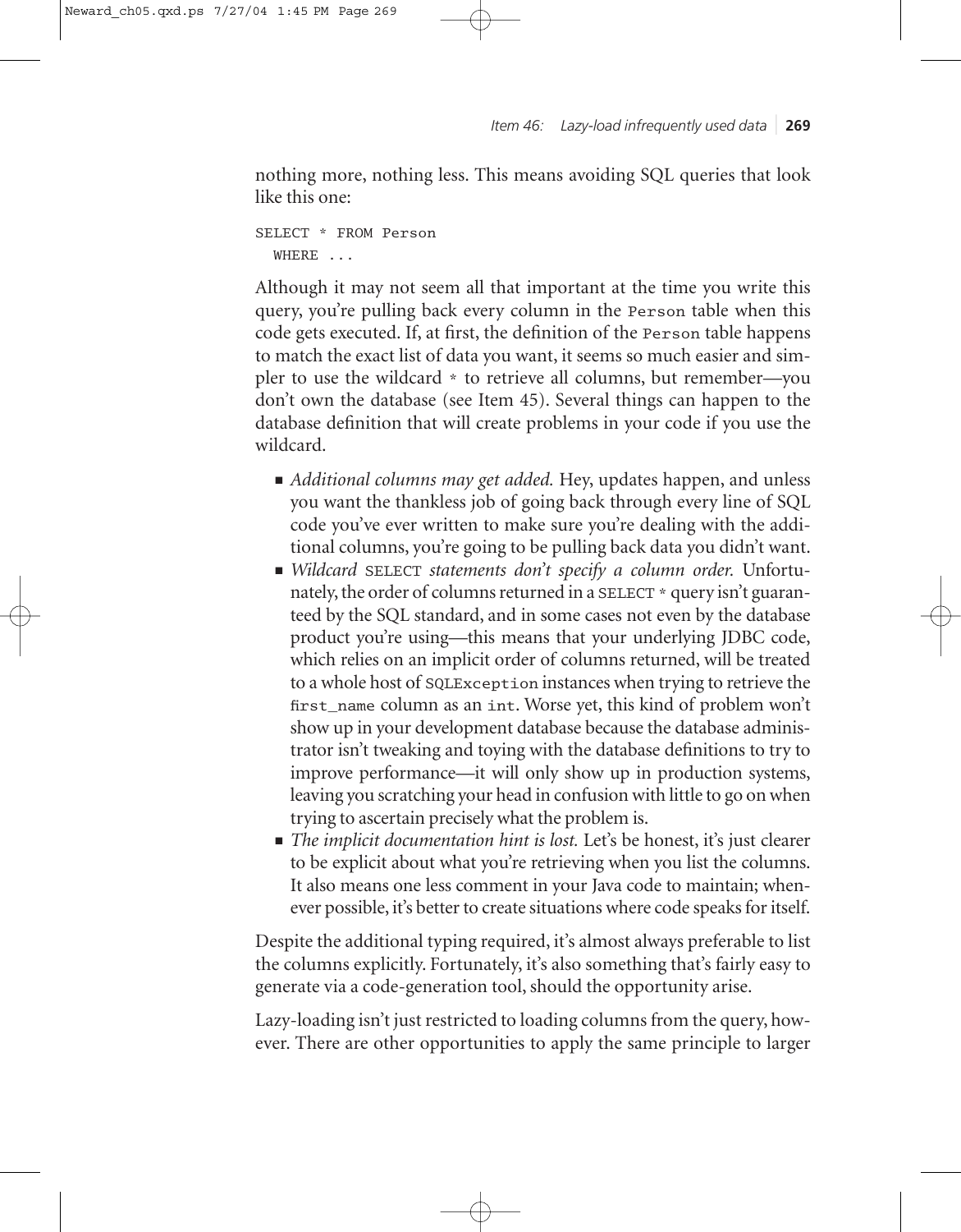nothing more, nothing less. This means avoiding SQL queries that look like this one:

```
SELECT * FROM Person
  WHERE ...
```

Although it may not seem all that important at the time you write this query, you're pulling back every column in the `Person` table when this code gets executed. If, at first, the definition of the `Person` table happens to match the exact list of data you want, it seems so much easier and simpler to use the wildcard `*` to retrieve all columns, but remember—you don't own the database (see Item 45). Several things can happen to the database definition that will create problems in your code if you use the wildcard.

- *Additional columns may get added.* Hey, updates happen, and unless you want the thankless job of going back through every line of SQL code you've ever written to make sure you're dealing with the additional columns, you're going to be pulling back data you didn't want.
- *Wildcard* `SELECT` *statements don't specify a column order.* Unfortunately, the order of columns returned in a `SELECT *` query isn't guaranteed by the SQL standard, and in some cases not even by the database product you're using—this means that your underlying JDBC code, which relies on an implicit order of columns returned, will be treated to a whole host of `SQLException` instances when trying to retrieve the `first_name` column as an `int`. Worse yet, this kind of problem won't show up in your development database because the database administrator isn't tweaking and toying with the database definitions to try to improve performance—it will only show up in production systems, leaving you scratching your head in confusion with little to go on when trying to ascertain precisely what the problem is.
- *The implicit documentation hint is lost.* Let's be honest, it's just clearer to be explicit about what you're retrieving when you list the columns. It also means one less comment in your Java code to maintain; whenever possible, it's better to create situations where code speaks for itself.

Despite the additional typing required, it's almost always preferable to list the columns explicitly. Fortunately, it's also something that's fairly easy to generate via a code-generation tool, should the opportunity arise.

Lazy-loading isn't just restricted to loading columns from the query, however. There are other opportunities to apply the same principle to larger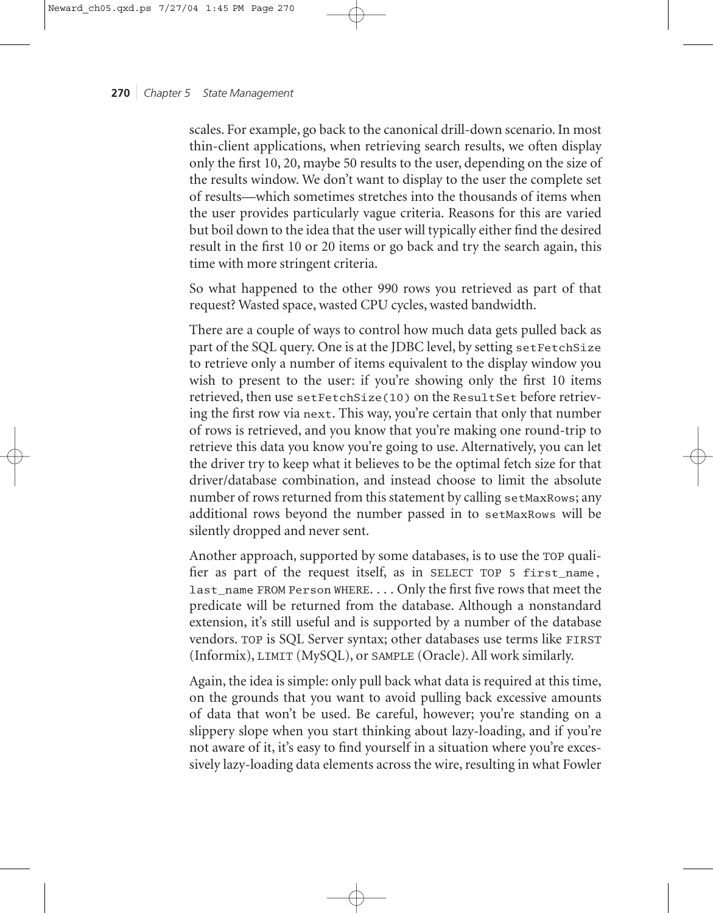scales. For example, go back to the canonical drill-down scenario. In most thin-client applications, when retrieving search results, we often display only the first 10, 20, maybe 50 results to the user, depending on the size of the results window. We don't want to display to the user the complete set of results—which sometimes stretches into the thousands of items when the user provides particularly vague criteria. Reasons for this are varied but boil down to the idea that the user will typically either find the desired result in the first 10 or 20 items or go back and try the search again, this time with more stringent criteria.

So what happened to the other 990 rows you retrieved as part of that request? Wasted space, wasted CPU cycles, wasted bandwidth.

There are a couple of ways to control how much data gets pulled back as part of the SQL query. One is at the JDBC level, by setting `setFetchSize` to retrieve only a number of items equivalent to the display window you wish to present to the user: if you're showing only the first 10 items retrieved, then use `setFetchSize(10)` on the `ResultSet` before retrieving the first row via `next`. This way, you're certain that only that number of rows is retrieved, and you know that you're making one round-trip to retrieve this data you know you're going to use. Alternatively, you can let the driver try to keep what it believes to be the optimal fetch size for that driver/database combination, and instead choose to limit the absolute number of rows returned from this statement by calling `setMaxRows`; any additional rows beyond the number passed in to `setMaxRows` will be silently dropped and never sent.

Another approach, supported by some databases, is to use the `TOP` qualifier as part of the request itself, as in `SELECT TOP 5 first_name, last_name FROM Person WHERE. . . .` Only the first five rows that meet the predicate will be returned from the database. Although a nonstandard extension, it's still useful and is supported by a number of the database vendors. `TOP` is SQL Server syntax; other databases use terms like `FIRST` (Informix), `LIMIT` (MySQL), or `SAMPLE` (Oracle). All work similarly.

Again, the idea is simple: only pull back what data is required at this time, on the grounds that you want to avoid pulling back excessive amounts of data that won't be used. Be careful, however; you're standing on a slippery slope when you start thinking about lazy-loading, and if you're not aware of it, it's easy to find yourself in a situation where you're excessively lazy-loading data elements across the wire, resulting in what Fowler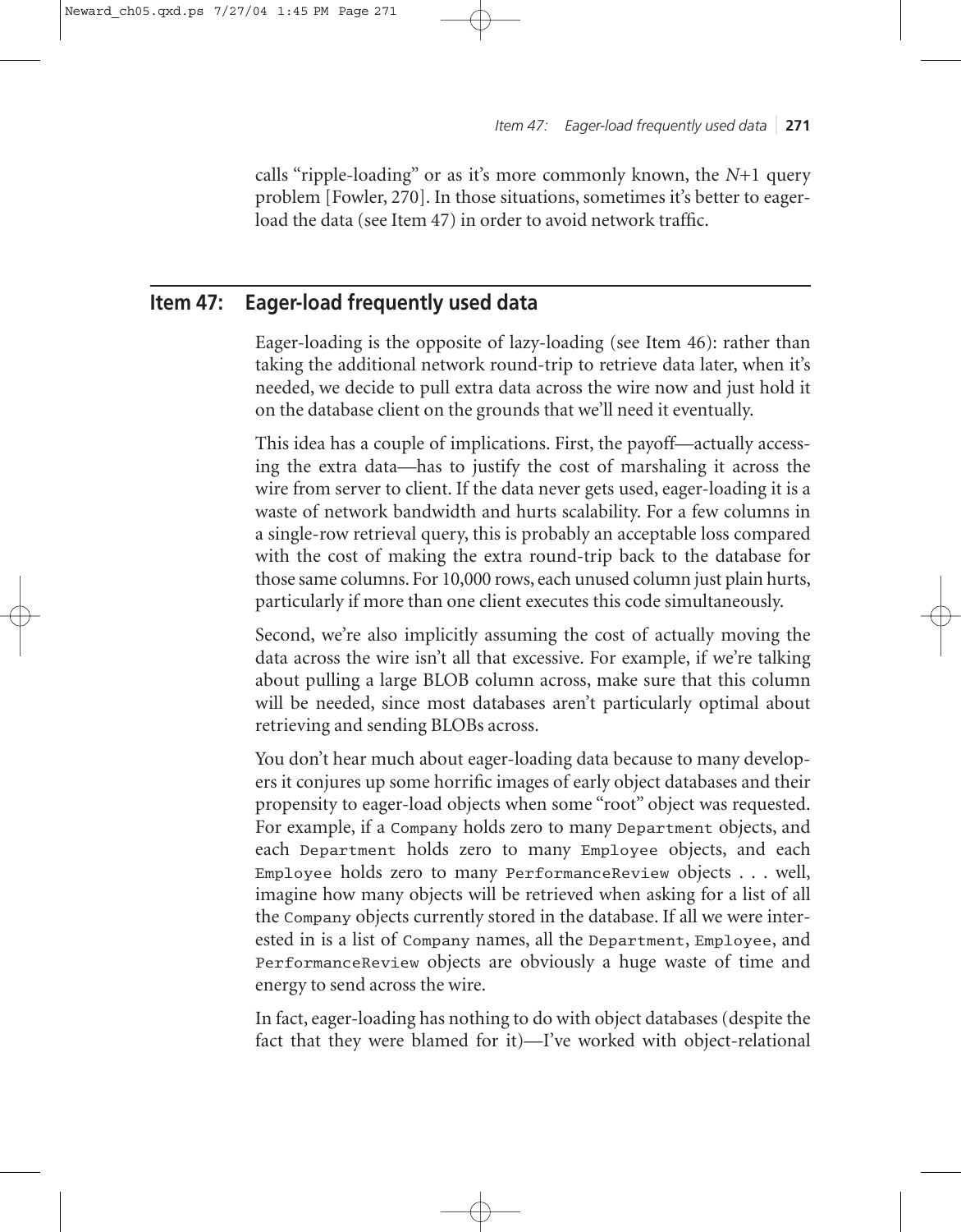calls "ripple-loading" or as it's more commonly known, the *N*+1 query problem [Fowler, 270]. In those situations, sometimes it's better to eager-load the data (see Item 47) in order to avoid network traffic.

## Item 47: Eager-load frequently used data

Eager-loading is the opposite of lazy-loading (see Item 46): rather than taking the additional network round-trip to retrieve data later, when it's needed, we decide to pull extra data across the wire now and just hold it on the database client on the grounds that we'll need it eventually.

This idea has a couple of implications. First, the payoff—actually accessing the extra data—has to justify the cost of marshaling it across the wire from server to client. If the data never gets used, eager-loading it is a waste of network bandwidth and hurts scalability. For a few columns in a single-row retrieval query, this is probably an acceptable loss compared with the cost of making the extra round-trip back to the database for those same columns. For 10,000 rows, each unused column just plain hurts, particularly if more than one client executes this code simultaneously.

Second, we're also implicitly assuming the cost of actually moving the data across the wire isn't all that excessive. For example, if we're talking about pulling a large BLOB column across, make sure that this column will be needed, since most databases aren't particularly optimal about retrieving and sending BLOBs across.

You don't hear much about eager-loading data because to many developers it conjures up some horrific images of early object databases and their propensity to eager-load objects when some "root" object was requested. For example, if a `Company` holds zero to many `Department` objects, and each `Department` holds zero to many `Employee` objects, and each `Employee` holds zero to many `PerformanceReview` objects . . . well, imagine how many objects will be retrieved when asking for a list of all the `Company` objects currently stored in the database. If all we were interested in is a list of `Company` names, all the `Department`, `Employee`, and `PerformanceReview` objects are obviously a huge waste of time and energy to send across the wire.

In fact, eager-loading has nothing to do with object databases (despite the fact that they were blamed for it)—I've worked with object-relational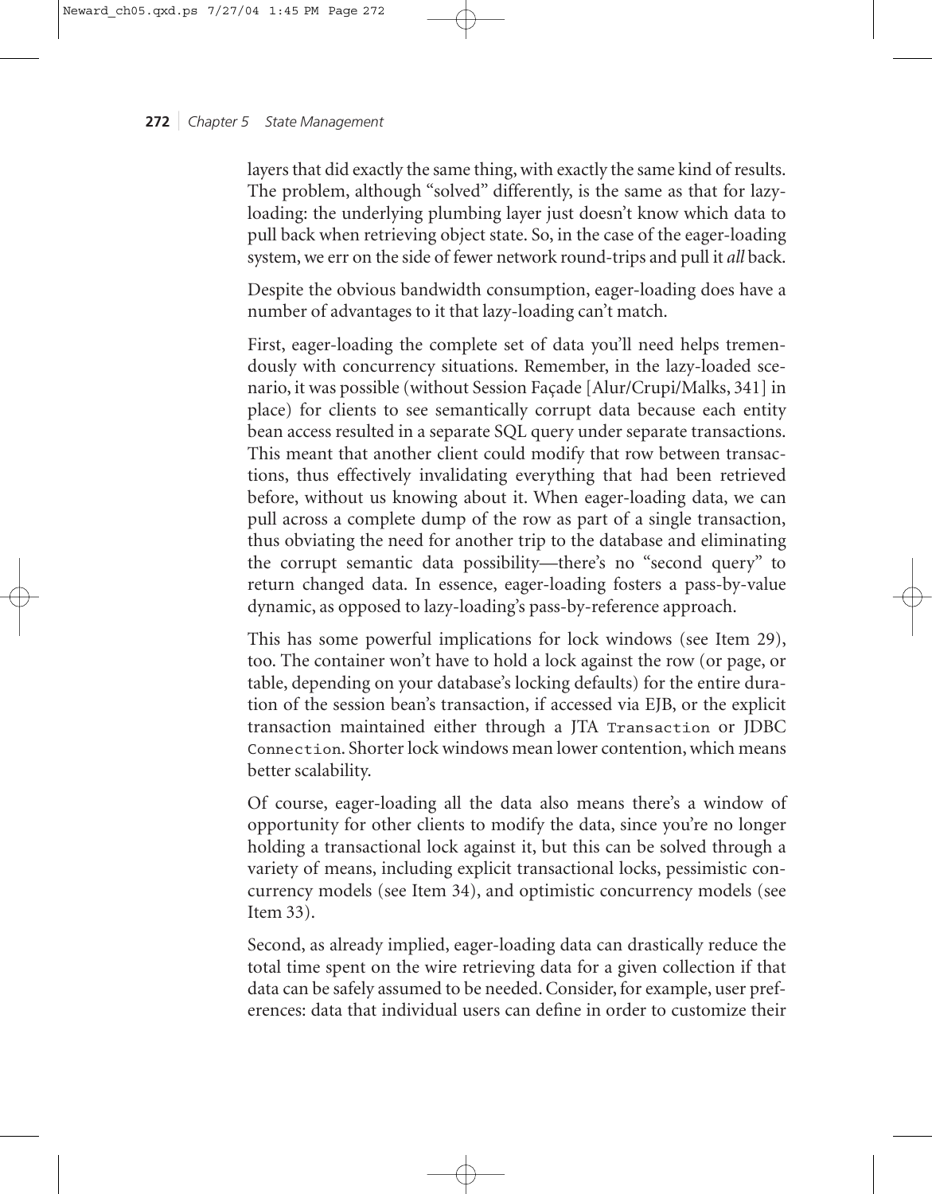layers that did exactly the same thing, with exactly the same kind of results. The problem, although "solved" differently, is the same as that for lazy-loading: the underlying plumbing layer just doesn't know which data to pull back when retrieving object state. So, in the case of the eager-loading system, we err on the side of fewer network round-trips and pull it *all* back.

Despite the obvious bandwidth consumption, eager-loading does have a number of advantages to it that lazy-loading can't match.

First, eager-loading the complete set of data you'll need helps tremendously with concurrency situations. Remember, in the lazy-loaded scenario, it was possible (without Session Façade [Alur/Crupi/Malks, 341] in place) for clients to see semantically corrupt data because each entity bean access resulted in a separate SQL query under separate transactions. This meant that another client could modify that row between transactions, thus effectively invalidating everything that had been retrieved before, without us knowing about it. When eager-loading data, we can pull across a complete dump of the row as part of a single transaction, thus obviating the need for another trip to the database and eliminating the corrupt semantic data possibility—there's no "second query" to return changed data. In essence, eager-loading fosters a pass-by-value dynamic, as opposed to lazy-loading's pass-by-reference approach.

This has some powerful implications for lock windows (see Item 29), too. The container won't have to hold a lock against the row (or page, or table, depending on your database's locking defaults) for the entire duration of the session bean's transaction, if accessed via EJB, or the explicit transaction maintained either through a JTA `Transaction` or JDBC `Connection`. Shorter lock windows mean lower contention, which means better scalability.

Of course, eager-loading all the data also means there's a window of opportunity for other clients to modify the data, since you're no longer holding a transactional lock against it, but this can be solved through a variety of means, including explicit transactional locks, pessimistic concurrency models (see Item 34), and optimistic concurrency models (see Item 33).

Second, as already implied, eager-loading data can drastically reduce the total time spent on the wire retrieving data for a given collection if that data can be safely assumed to be needed. Consider, for example, user preferences: data that individual users can define in order to customize their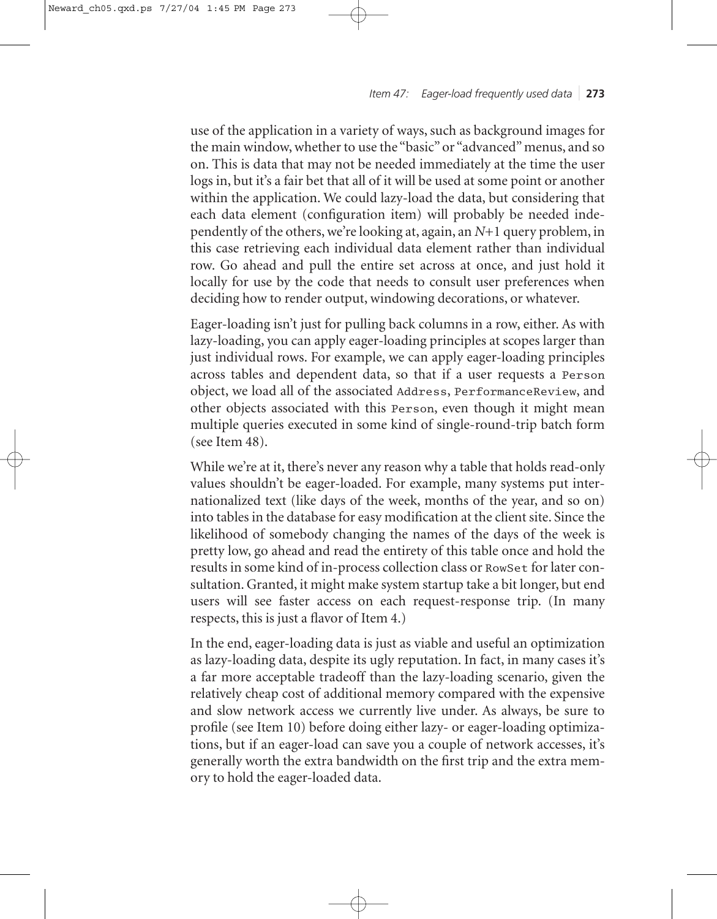use of the application in a variety of ways, such as background images for the main window, whether to use the "basic" or "advanced" menus, and so on. This is data that may not be needed immediately at the time the user logs in, but it's a fair bet that all of it will be used at some point or another within the application. We could lazy-load the data, but considering that each data element (configuration item) will probably be needed independently of the others, we're looking at, again, an $N$+1 query problem, in this case retrieving each individual data element rather than individual row. Go ahead and pull the entire set across at once, and just hold it locally for use by the code that needs to consult user preferences when deciding how to render output, windowing decorations, or whatever.

Eager-loading isn't just for pulling back columns in a row, either. As with lazy-loading, you can apply eager-loading principles at scopes larger than just individual rows. For example, we can apply eager-loading principles across tables and dependent data, so that if a user requests a `Person` object, we load all of the associated `Address`, `PerformanceReview`, and other objects associated with this `Person`, even though it might mean multiple queries executed in some kind of single-round-trip batch form (see Item 48).

While we're at it, there's never any reason why a table that holds read-only values shouldn't be eager-loaded. For example, many systems put internationalized text (like days of the week, months of the year, and so on) into tables in the database for easy modification at the client site. Since the likelihood of somebody changing the names of the days of the week is pretty low, go ahead and read the entirety of this table once and hold the results in some kind of in-process collection class or `RowSet` for later consultation. Granted, it might make system startup take a bit longer, but end users will see faster access on each request-response trip. (In many respects, this is just a flavor of Item 4.)

In the end, eager-loading data is just as viable and useful an optimization as lazy-loading data, despite its ugly reputation. In fact, in many cases it's a far more acceptable tradeoff than the lazy-loading scenario, given the relatively cheap cost of additional memory compared with the expensive and slow network access we currently live under. As always, be sure to profile (see Item 10) before doing either lazy- or eager-loading optimizations, but if an eager-load can save you a couple of network accesses, it's generally worth the extra bandwidth on the first trip and the extra memory to hold the eager-loaded data.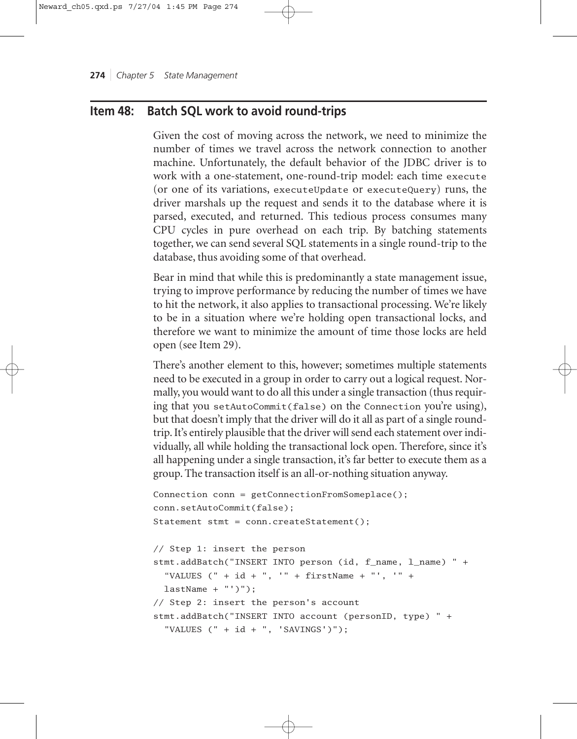## Item 48: Batch SQL work to avoid round-trips

Given the cost of moving across the network, we need to minimize the number of times we travel across the network connection to another machine. Unfortunately, the default behavior of the JDBC driver is to work with a one-statement, one-round-trip model: each time `execute` (or one of its variations, `executeUpdate` or `executeQuery`) runs, the driver marshals up the request and sends it to the database where it is parsed, executed, and returned. This tedious process consumes many CPU cycles in pure overhead on each trip. By batching statements together, we can send several SQL statements in a single round-trip to the database, thus avoiding some of that overhead.

Bear in mind that while this is predominantly a state management issue, trying to improve performance by reducing the number of times we have to hit the network, it also applies to transactional processing. We're likely to be in a situation where we're holding open transactional locks, and therefore we want to minimize the amount of time those locks are held open (see Item 29).

There's another element to this, however; sometimes multiple statements need to be executed in a group in order to carry out a logical request. Normally, you would want to do all this under a single transaction (thus requiring that you `setAutoCommit(false)` on the `Connection` you're using), but that doesn't imply that the driver will do it all as part of a single round-trip. It's entirely plausible that the driver will send each statement over individually, all while holding the transactional lock open. Therefore, since it's all happening under a single transaction, it's far better to execute them as a group. The transaction itself is an all-or-nothing situation anyway.

```
Connection conn = getConnectionFromSomeplace();
conn.setAutoCommit(false);
Statement stmt = conn.createStatement();

// Step 1: insert the person
stmt.addBatch("INSERT INTO person (id, f_name, l_name) " +
  "VALUES (" + id + ", '" + firstName + "', '" +
  lastName + "')");
// Step 2: insert the person's account
stmt.addBatch("INSERT INTO account (personID, type) " +
  "VALUES (" + id + ", 'SAVINGS')");
```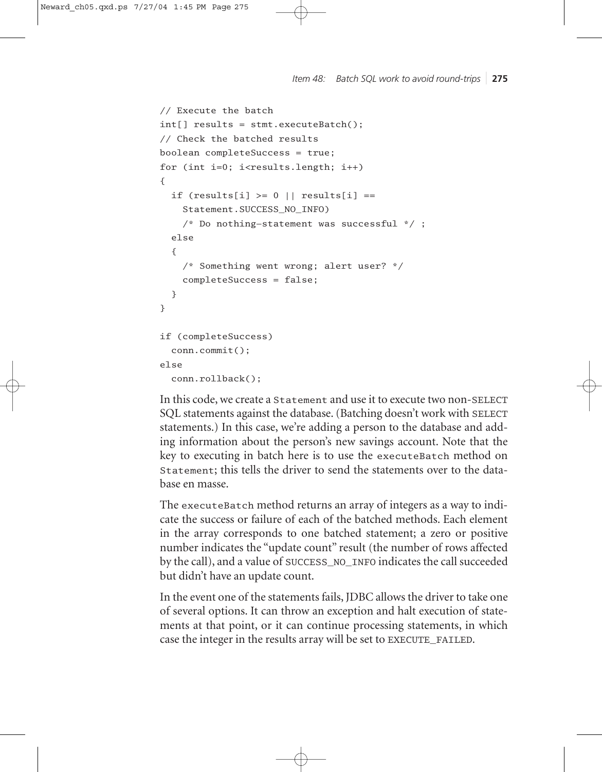```
// Execute the batch
int[] results = stmt.executeBatch();
// Check the batched results
boolean completeSuccess = true;
for (int i=0; i<results.length; i++)
{
  if (results[i] >= 0 || results[i] ==
    Statement.SUCCESS_NO_INFO)
    /* Do nothing—statement was successful */ ;
  else
  {
    /* Something went wrong; alert user? */
    completeSuccess = false;
  }
}

if (completeSuccess)
  conn.commit();
else
  conn.rollback();
```

In this code, we create a `Statement` and use it to execute two non-SELECT SQL statements against the database. (Batching doesn't work with SELECT statements.) In this case, we're adding a person to the database and adding information about the person's new savings account. Note that the key to executing in batch here is to use the `executeBatch` method on `Statement`; this tells the driver to send the statements over to the database en masse.

The `executeBatch` method returns an array of integers as a way to indicate the success or failure of each of the batched methods. Each element in the array corresponds to one batched statement; a zero or positive number indicates the "update count" result (the number of rows affected by the call), and a value of SUCCESS_NO_INFO indicates the call succeeded but didn't have an update count.

In the event one of the statements fails, JDBC allows the driver to take one of several options. It can throw an exception and halt execution of statements at that point, or it can continue processing statements, in which case the integer in the results array will be set to EXECUTE_FAILED.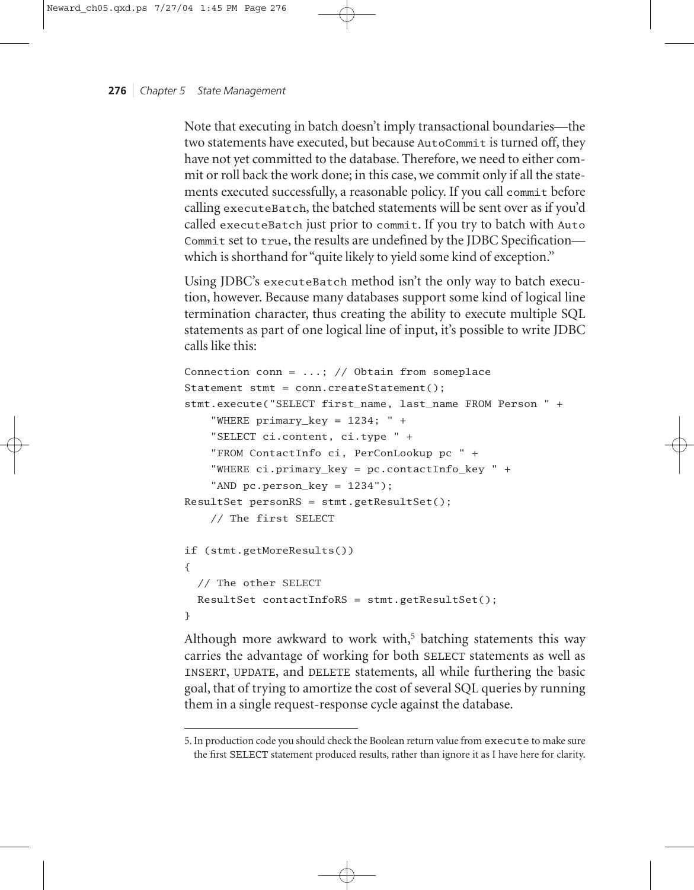Note that executing in batch doesn't imply transactional boundaries—the two statements have executed, but because `AutoCommit` is turned off, they have not yet committed to the database. Therefore, we need to either commit or roll back the work done; in this case, we commit only if all the statements executed successfully, a reasonable policy. If you call `commit` before calling `executeBatch`, the batched statements will be sent over as if you'd called `executeBatch` just prior to `commit`. If you try to batch with `AutoCommit` set to `true`, the results are undefined by the JDBC Specification—which is shorthand for "quite likely to yield some kind of exception."

Using JDBC's `executeBatch` method isn't the only way to batch execution, however. Because many databases support some kind of logical line termination character, thus creating the ability to execute multiple SQL statements as part of one logical line of input, it's possible to write JDBC calls like this:

```
Connection conn = ...; // Obtain from someplace
Statement stmt = conn.createStatement();
stmt.execute("SELECT first_name, last_name FROM Person " +
    "WHERE primary_key = 1234; " +
    "SELECT ci.content, ci.type " +
    "FROM ContactInfo ci, PerConLookup pc " +
    "WHERE ci.primary_key = pc.contactInfo_key " +
    "AND pc.person_key = 1234");
ResultSet personRS = stmt.getResultSet();
    // The first SELECT

if (stmt.getMoreResults())
{
  // The other SELECT
  ResultSet contactInfoRS = stmt.getResultSet();
}
```

Although more awkward to work with,[5] batching statements this way carries the advantage of working for both SELECT statements as well as INSERT, UPDATE, and DELETE statements, all while furthering the basic goal, that of trying to amortize the cost of several SQL queries by running them in a single request-response cycle against the database.

---

5. In production code you should check the Boolean return value from `execute` to make sure the first SELECT statement produced results, rather than ignore it as I have here for clarity.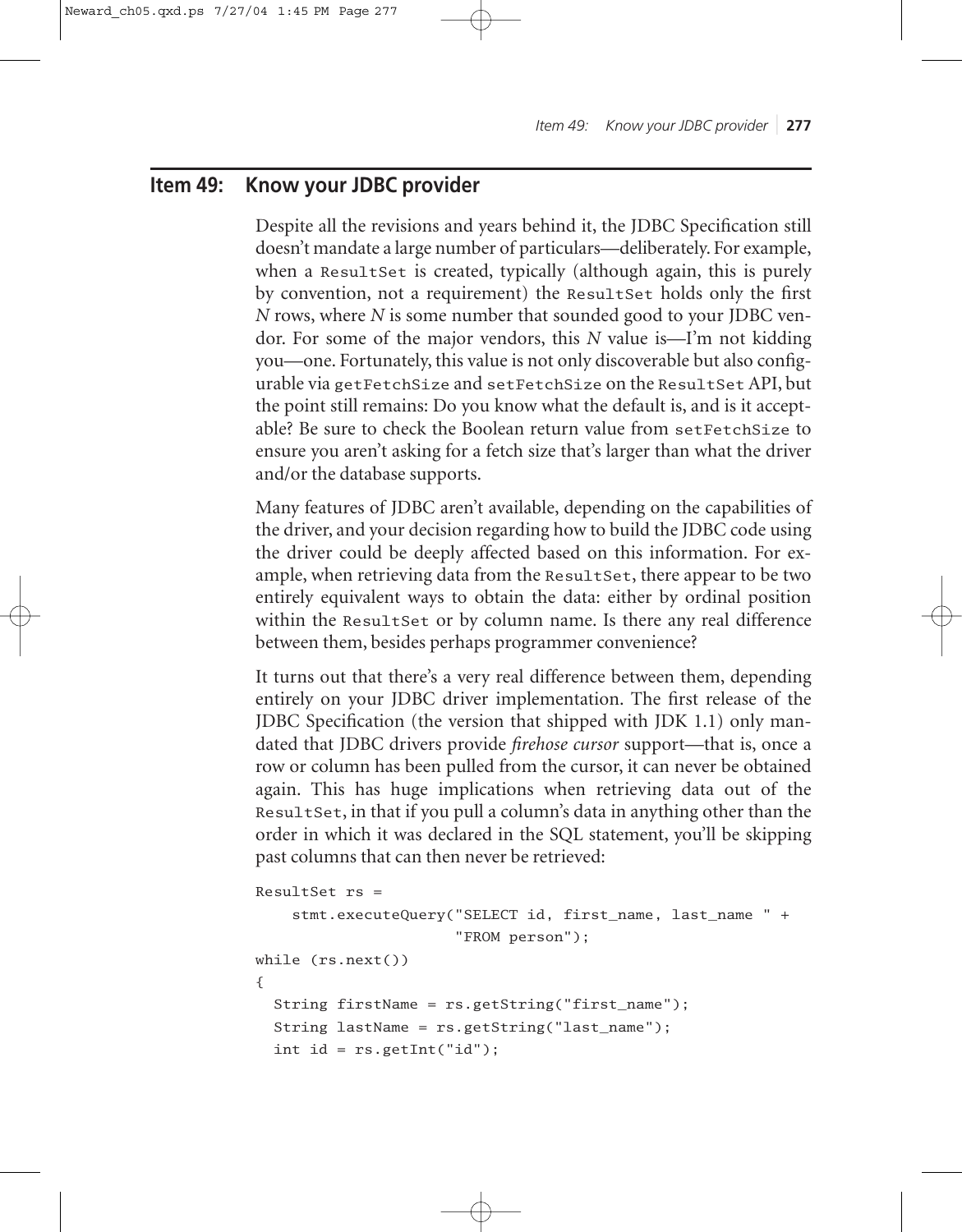## Item 49: Know your JDBC provider

Despite all the revisions and years behind it, the JDBC Specification still doesn't mandate a large number of particulars—deliberately. For example, when a `ResultSet` is created, typically (although again, this is purely by convention, not a requirement) the `ResultSet` holds only the first *N* rows, where *N* is some number that sounded good to your JDBC vendor. For some of the major vendors, this *N* value is—I'm not kidding you—one. Fortunately, this value is not only discoverable but also configurable via `getFetchSize` and `setFetchSize` on the `ResultSet` API, but the point still remains: Do you know what the default is, and is it acceptable? Be sure to check the Boolean return value from `setFetchSize` to ensure you aren't asking for a fetch size that's larger than what the driver and/or the database supports.

Many features of JDBC aren't available, depending on the capabilities of the driver, and your decision regarding how to build the JDBC code using the driver could be deeply affected based on this information. For example, when retrieving data from the `ResultSet`, there appear to be two entirely equivalent ways to obtain the data: either by ordinal position within the `ResultSet` or by column name. Is there any real difference between them, besides perhaps programmer convenience?

It turns out that there's a very real difference between them, depending entirely on your JDBC driver implementation. The first release of the JDBC Specification (the version that shipped with JDK 1.1) only mandated that JDBC drivers provide *firehose cursor* support—that is, once a row or column has been pulled from the cursor, it can never be obtained again. This has huge implications when retrieving data out of the `ResultSet`, in that if you pull a column's data in anything other than the order in which it was declared in the SQL statement, you'll be skipping past columns that can then never be retrieved:

```
ResultSet rs =
    stmt.executeQuery("SELECT id, first_name, last_name " +
                      "FROM person");
while (rs.next())
{
  String firstName = rs.getString("first_name");
  String lastName = rs.getString("last_name");
  int id = rs.getInt("id");
```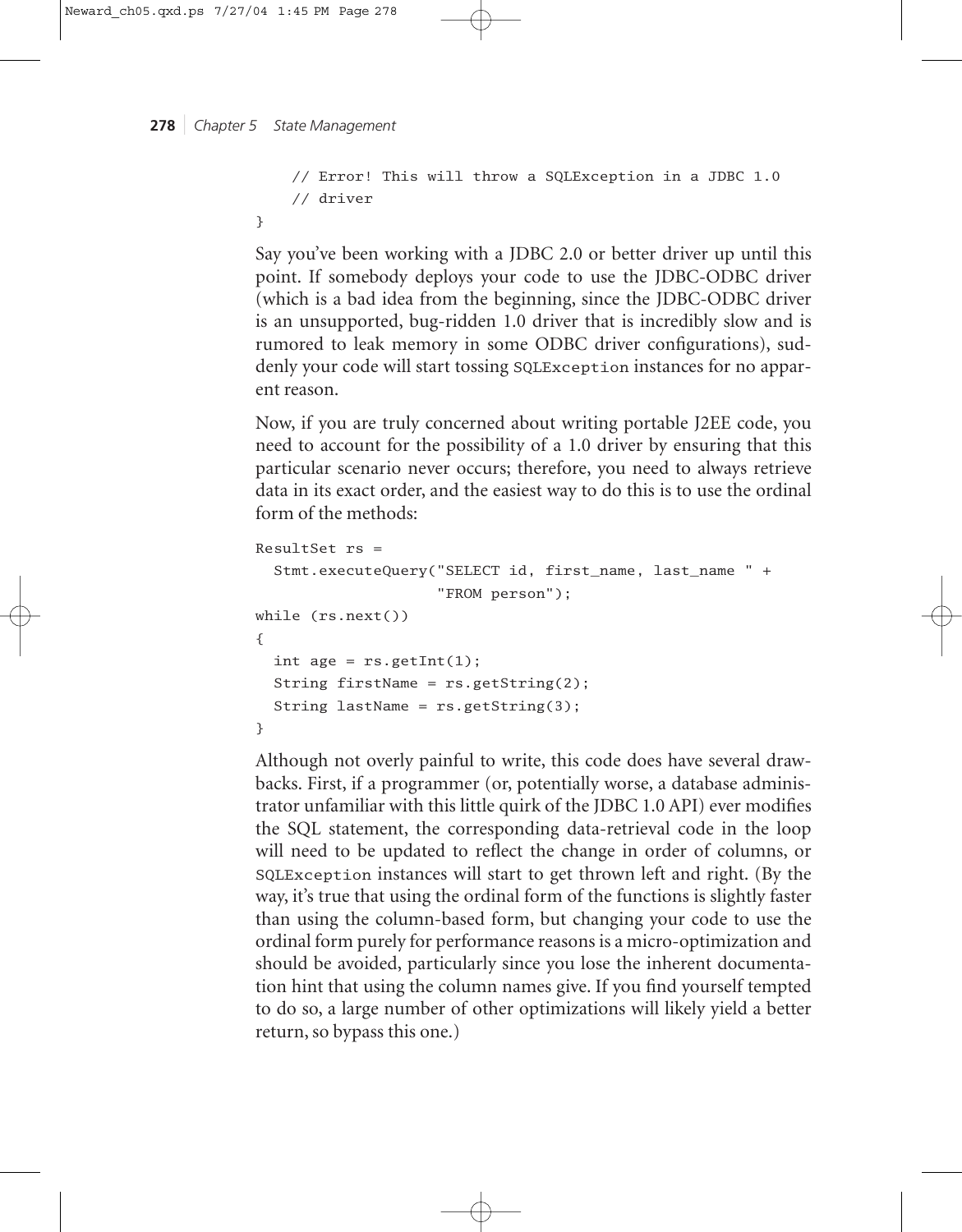```
    // Error! This will throw a SQLException in a JDBC 1.0
    // driver
}
```

Say you've been working with a JDBC 2.0 or better driver up until this point. If somebody deploys your code to use the JDBC-ODBC driver (which is a bad idea from the beginning, since the JDBC-ODBC driver is an unsupported, bug-ridden 1.0 driver that is incredibly slow and is rumored to leak memory in some ODBC driver configurations), suddenly your code will start tossing `SQLException` instances for no apparent reason.

Now, if you are truly concerned about writing portable J2EE code, you need to account for the possibility of a 1.0 driver by ensuring that this particular scenario never occurs; therefore, you need to always retrieve data in its exact order, and the easiest way to do this is to use the ordinal form of the methods:

```
ResultSet rs =
  Stmt.executeQuery("SELECT id, first_name, last_name " +
                    "FROM person");
while (rs.next())
{
  int age = rs.getInt(1);
  String firstName = rs.getString(2);
  String lastName = rs.getString(3);
}
```

Although not overly painful to write, this code does have several drawbacks. First, if a programmer (or, potentially worse, a database administrator unfamiliar with this little quirk of the JDBC 1.0 API) ever modifies the SQL statement, the corresponding data-retrieval code in the loop will need to be updated to reflect the change in order of columns, or `SQLException` instances will start to get thrown left and right. (By the way, it's true that using the ordinal form of the functions is slightly faster than using the column-based form, but changing your code to use the ordinal form purely for performance reasons is a micro-optimization and should be avoided, particularly since you lose the inherent documentation hint that using the column names give. If you find yourself tempted to do so, a large number of other optimizations will likely yield a better return, so bypass this one.)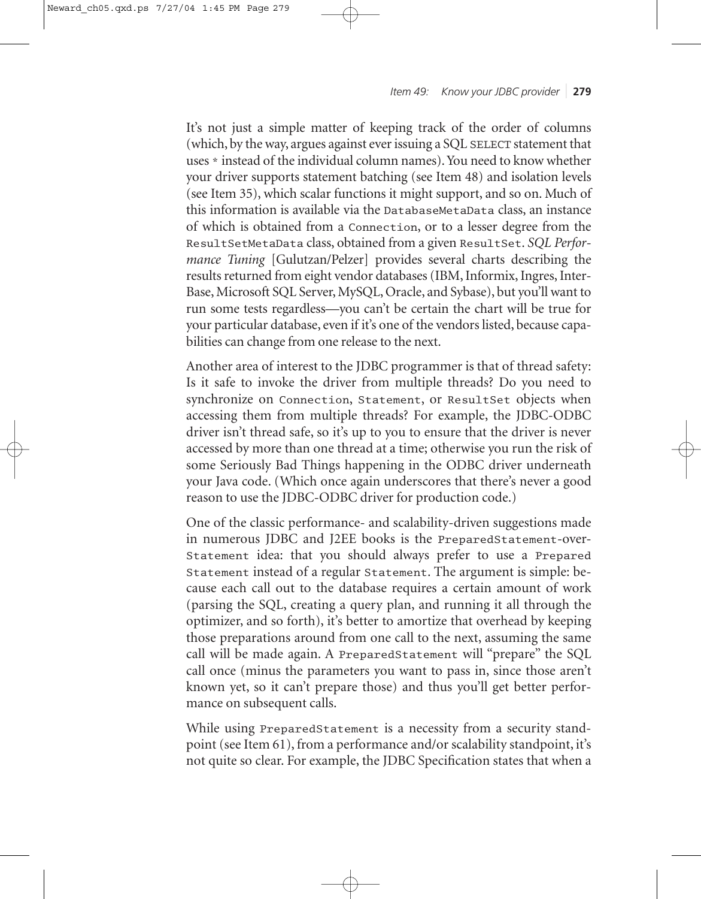It's not just a simple matter of keeping track of the order of columns (which, by the way, argues against ever issuing a SQL `SELECT` statement that uses `*` instead of the individual column names). You need to know whether your driver supports statement batching (see Item 48) and isolation levels (see Item 35), which scalar functions it might support, and so on. Much of this information is available via the `DatabaseMetaData` class, an instance of which is obtained from a `Connection`, or to a lesser degree from the `ResultSetMetaData` class, obtained from a given `ResultSet`. *SQL Performance Tuning* [Gulutzan/Pelzer] provides several charts describing the results returned from eight vendor databases (IBM, Informix, Ingres, InterBase, Microsoft SQL Server, MySQL, Oracle, and Sybase), but you'll want to run some tests regardless—you can't be certain the chart will be true for your particular database, even if it's one of the vendors listed, because capabilities can change from one release to the next.

Another area of interest to the JDBC programmer is that of thread safety: Is it safe to invoke the driver from multiple threads? Do you need to synchronize on `Connection`, `Statement`, or `ResultSet` objects when accessing them from multiple threads? For example, the JDBC-ODBC driver isn't thread safe, so it's up to you to ensure that the driver is never accessed by more than one thread at a time; otherwise you run the risk of some Seriously Bad Things happening in the ODBC driver underneath your Java code. (Which once again underscores that there's never a good reason to use the JDBC-ODBC driver for production code.)

One of the classic performance- and scalability-driven suggestions made in numerous JDBC and J2EE books is the `PreparedStatement`-over-`Statement` idea: that you should always prefer to use a `Prepared Statement` instead of a regular `Statement`. The argument is simple: because each call out to the database requires a certain amount of work (parsing the SQL, creating a query plan, and running it all through the optimizer, and so forth), it's better to amortize that overhead by keeping those preparations around from one call to the next, assuming the same call will be made again. A `PreparedStatement` will "prepare" the SQL call once (minus the parameters you want to pass in, since those aren't known yet, so it can't prepare those) and thus you'll get better performance on subsequent calls.

While using `PreparedStatement` is a necessity from a security standpoint (see Item 61), from a performance and/or scalability standpoint, it's not quite so clear. For example, the JDBC Specification states that when a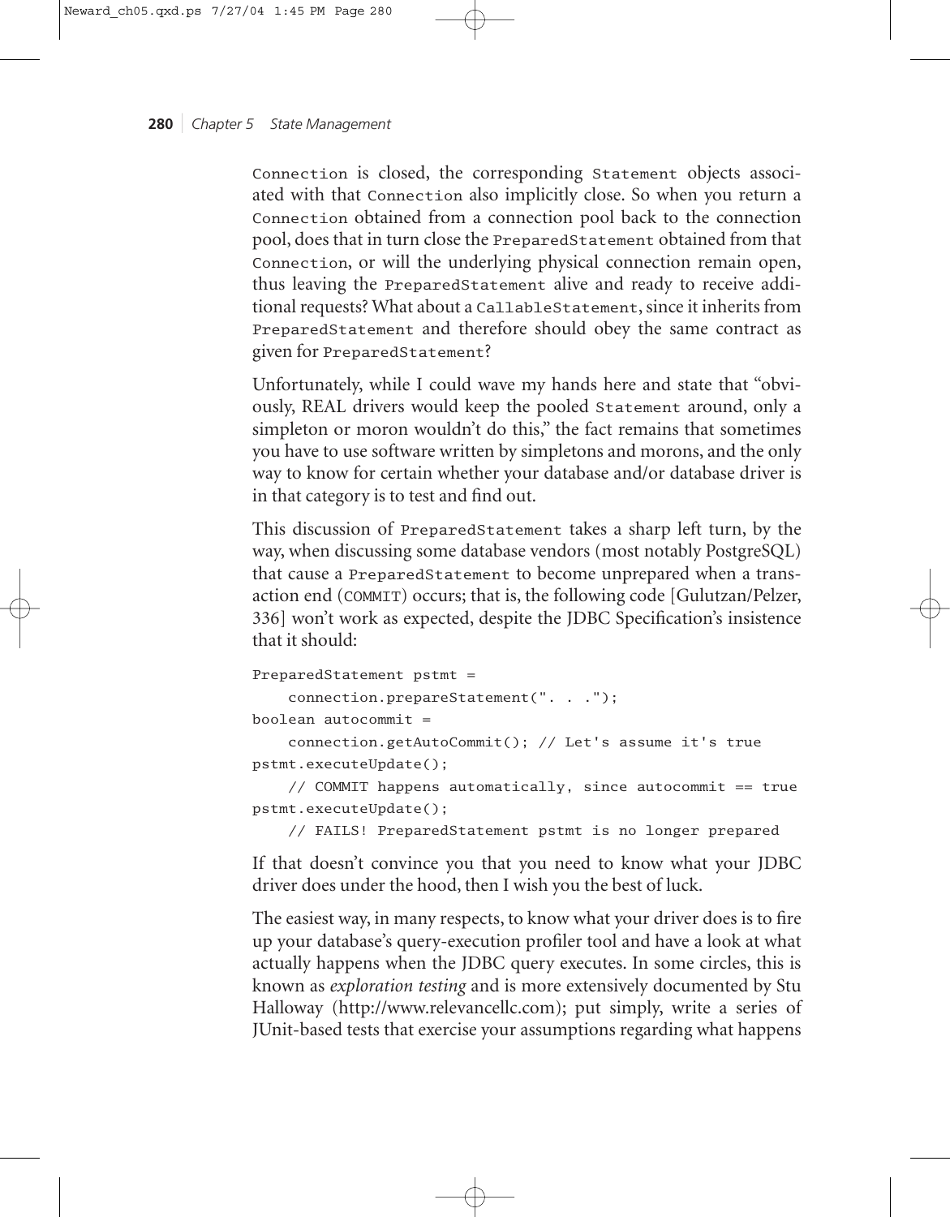`Connection` is closed, the corresponding `Statement` objects associated with that `Connection` also implicitly close. So when you return a `Connection` obtained from a connection pool back to the connection pool, does that in turn close the `PreparedStatement` obtained from that `Connection`, or will the underlying physical connection remain open, thus leaving the `PreparedStatement` alive and ready to receive additional requests? What about a `CallableStatement`, since it inherits from `PreparedStatement` and therefore should obey the same contract as given for `PreparedStatement`?

Unfortunately, while I could wave my hands here and state that "obviously, REAL drivers would keep the pooled `Statement` around, only a simpleton or moron wouldn't do this," the fact remains that sometimes you have to use software written by simpletons and morons, and the only way to know for certain whether your database and/or database driver is in that category is to test and find out.

This discussion of `PreparedStatement` takes a sharp left turn, by the way, when discussing some database vendors (most notably PostgreSQL) that cause a `PreparedStatement` to become unprepared when a transaction end (COMMIT) occurs; that is, the following code [Gulutzan/Pelzer, 336] won't work as expected, despite the JDBC Specification's insistence that it should:

```
PreparedStatement pstmt =
    connection.prepareStatement(". . .");
boolean autocommit =
    connection.getAutoCommit(); // Let's assume it's true
pstmt.executeUpdate();
    // COMMIT happens automatically, since autocommit == true
pstmt.executeUpdate();
    // FAILS! PreparedStatement pstmt is no longer prepared
```

If that doesn't convince you that you need to know what your JDBC driver does under the hood, then I wish you the best of luck.

The easiest way, in many respects, to know what your driver does is to fire up your database's query-execution profiler tool and have a look at what actually happens when the JDBC query executes. In some circles, this is known as *exploration testing* and is more extensively documented by Stu Halloway (http://www.relevancellc.com); put simply, write a series of JUnit-based tests that exercise your assumptions regarding what happens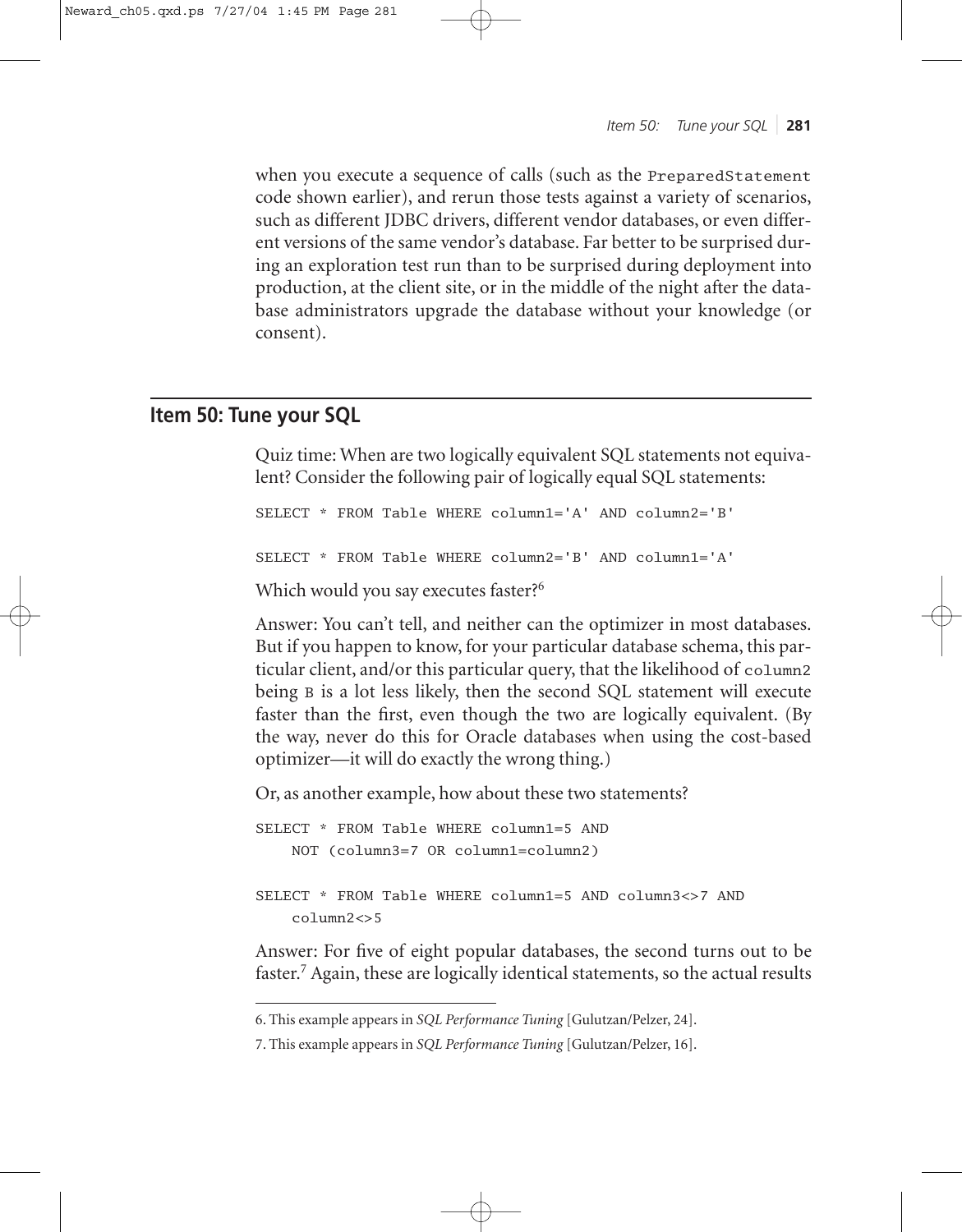when you execute a sequence of calls (such as the `PreparedStatement` code shown earlier), and rerun those tests against a variety of scenarios, such as different JDBC drivers, different vendor databases, or even different versions of the same vendor's database. Far better to be surprised during an exploration test run than to be surprised during deployment into production, at the client site, or in the middle of the night after the database administrators upgrade the database without your knowledge (or consent).

## Item 50: Tune your SQL

Quiz time: When are two logically equivalent SQL statements not equivalent? Consider the following pair of logically equal SQL statements:

```
SELECT * FROM Table WHERE column1='A' AND column2='B'

SELECT * FROM Table WHERE column2='B' AND column1='A'
```

Which would you say executes faster?[6]

Answer: You can't tell, and neither can the optimizer in most databases. But if you happen to know, for your particular database schema, this particular client, and/or this particular query, that the likelihood of `column2` being `B` is a lot less likely, then the second SQL statement will execute faster than the first, even though the two are logically equivalent. (By the way, never do this for Oracle databases when using the cost-based optimizer—it will do exactly the wrong thing.)

Or, as another example, how about these two statements?

```
SELECT * FROM Table WHERE column1=5 AND
    NOT (column3=7 OR column1=column2)

SELECT * FROM Table WHERE column1=5 AND column3<>7 AND
    column2<>5
```

Answer: For five of eight popular databases, the second turns out to be faster.[7] Again, these are logically identical statements, so the actual results

---

6. This example appears in *SQL Performance Tuning* [Gulutzan/Pelzer, 24].

7. This example appears in *SQL Performance Tuning* [Gulutzan/Pelzer, 16].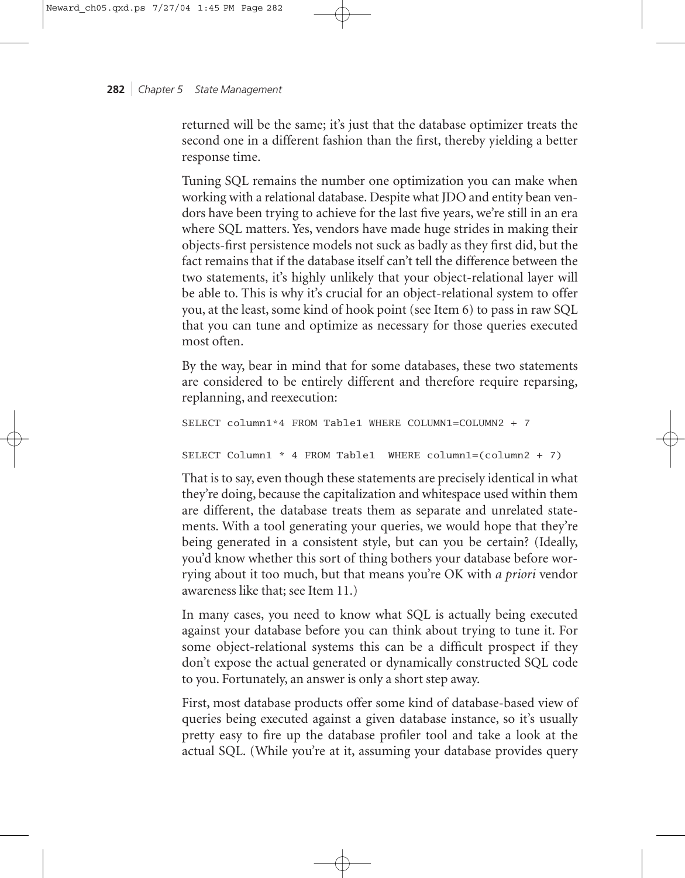returned will be the same; it's just that the database optimizer treats the second one in a different fashion than the first, thereby yielding a better response time.

Tuning SQL remains the number one optimization you can make when working with a relational database. Despite what JDO and entity bean vendors have been trying to achieve for the last five years, we're still in an era where SQL matters. Yes, vendors have made huge strides in making their objects-first persistence models not suck as badly as they first did, but the fact remains that if the database itself can't tell the difference between the two statements, it's highly unlikely that your object-relational layer will be able to. This is why it's crucial for an object-relational system to offer you, at the least, some kind of hook point (see Item 6) to pass in raw SQL that you can tune and optimize as necessary for those queries executed most often.

By the way, bear in mind that for some databases, these two statements are considered to be entirely different and therefore require reparsing, replanning, and reexecution:

```
SELECT column1*4 FROM Table1 WHERE COLUMN1=COLUMN2 + 7

SELECT Column1 * 4 FROM Table1  WHERE column1=(column2 + 7)
```

That is to say, even though these statements are precisely identical in what they're doing, because the capitalization and whitespace used within them are different, the database treats them as separate and unrelated statements. With a tool generating your queries, we would hope that they're being generated in a consistent style, but can you be certain? (Ideally, you'd know whether this sort of thing bothers your database before worrying about it too much, but that means you're OK with *a priori* vendor awareness like that; see Item 11.)

In many cases, you need to know what SQL is actually being executed against your database before you can think about trying to tune it. For some object-relational systems this can be a difficult prospect if they don't expose the actual generated or dynamically constructed SQL code to you. Fortunately, an answer is only a short step away.

First, most database products offer some kind of database-based view of queries being executed against a given database instance, so it's usually pretty easy to fire up the database profiler tool and take a look at the actual SQL. (While you're at it, assuming your database provides query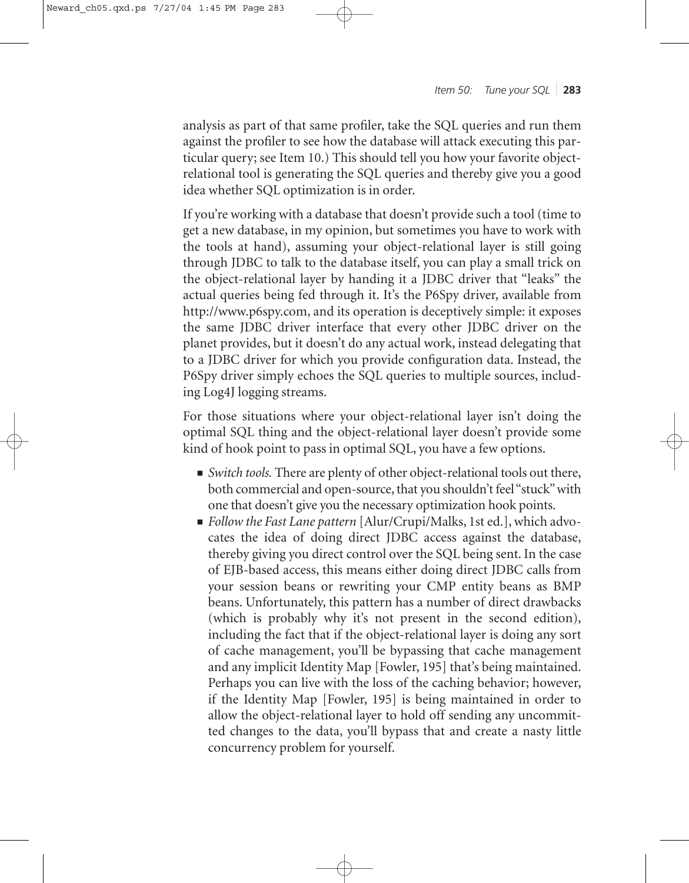analysis as part of that same profiler, take the SQL queries and run them against the profiler to see how the database will attack executing this particular query; see Item 10.) This should tell you how your favorite object-relational tool is generating the SQL queries and thereby give you a good idea whether SQL optimization is in order.

If you're working with a database that doesn't provide such a tool (time to get a new database, in my opinion, but sometimes you have to work with the tools at hand), assuming your object-relational layer is still going through JDBC to talk to the database itself, you can play a small trick on the object-relational layer by handing it a JDBC driver that "leaks" the actual queries being fed through it. It's the P6Spy driver, available from http://www.p6spy.com, and its operation is deceptively simple: it exposes the same JDBC driver interface that every other JDBC driver on the planet provides, but it doesn't do any actual work, instead delegating that to a JDBC driver for which you provide configuration data. Instead, the P6Spy driver simply echoes the SQL queries to multiple sources, including Log4J logging streams.

For those situations where your object-relational layer isn't doing the optimal SQL thing and the object-relational layer doesn't provide some kind of hook point to pass in optimal SQL, you have a few options.

- *Switch tools.* There are plenty of other object-relational tools out there, both commercial and open-source, that you shouldn't feel "stuck" with one that doesn't give you the necessary optimization hook points.
- *Follow the Fast Lane pattern* [Alur/Crupi/Malks, 1st ed.], which advocates the idea of doing direct JDBC access against the database, thereby giving you direct control over the SQL being sent. In the case of EJB-based access, this means either doing direct JDBC calls from your session beans or rewriting your CMP entity beans as BMP beans. Unfortunately, this pattern has a number of direct drawbacks (which is probably why it's not present in the second edition), including the fact that if the object-relational layer is doing any sort of cache management, you'll be bypassing that cache management and any implicit Identity Map [Fowler, 195] that's being maintained. Perhaps you can live with the loss of the caching behavior; however, if the Identity Map [Fowler, 195] is being maintained in order to allow the object-relational layer to hold off sending any uncommitted changes to the data, you'll bypass that and create a nasty little concurrency problem for yourself.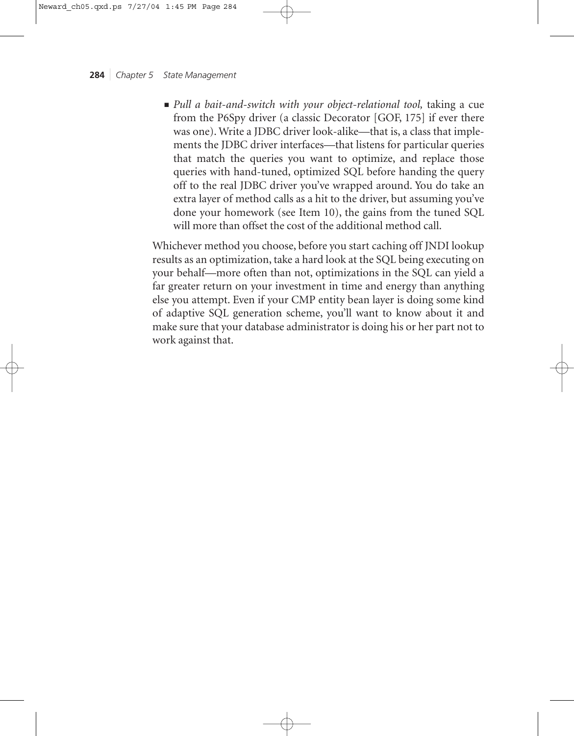- *Pull a bait-and-switch with your object-relational tool,* taking a cue from the P6Spy driver (a classic Decorator [GOF, 175] if ever there was one). Write a JDBC driver look-alike—that is, a class that implements the JDBC driver interfaces—that listens for particular queries that match the queries you want to optimize, and replace those queries with hand-tuned, optimized SQL before handing the query off to the real JDBC driver you've wrapped around. You do take an extra layer of method calls as a hit to the driver, but assuming you've done your homework (see Item 10), the gains from the tuned SQL will more than offset the cost of the additional method call.

Whichever method you choose, before you start caching off JNDI lookup results as an optimization, take a hard look at the SQL being executing on your behalf—more often than not, optimizations in the SQL can yield a far greater return on your investment in time and energy than anything else you attempt. Even if your CMP entity bean layer is doing some kind of adaptive SQL generation scheme, you'll want to know about it and make sure that your database administrator is doing his or her part not to work against that.